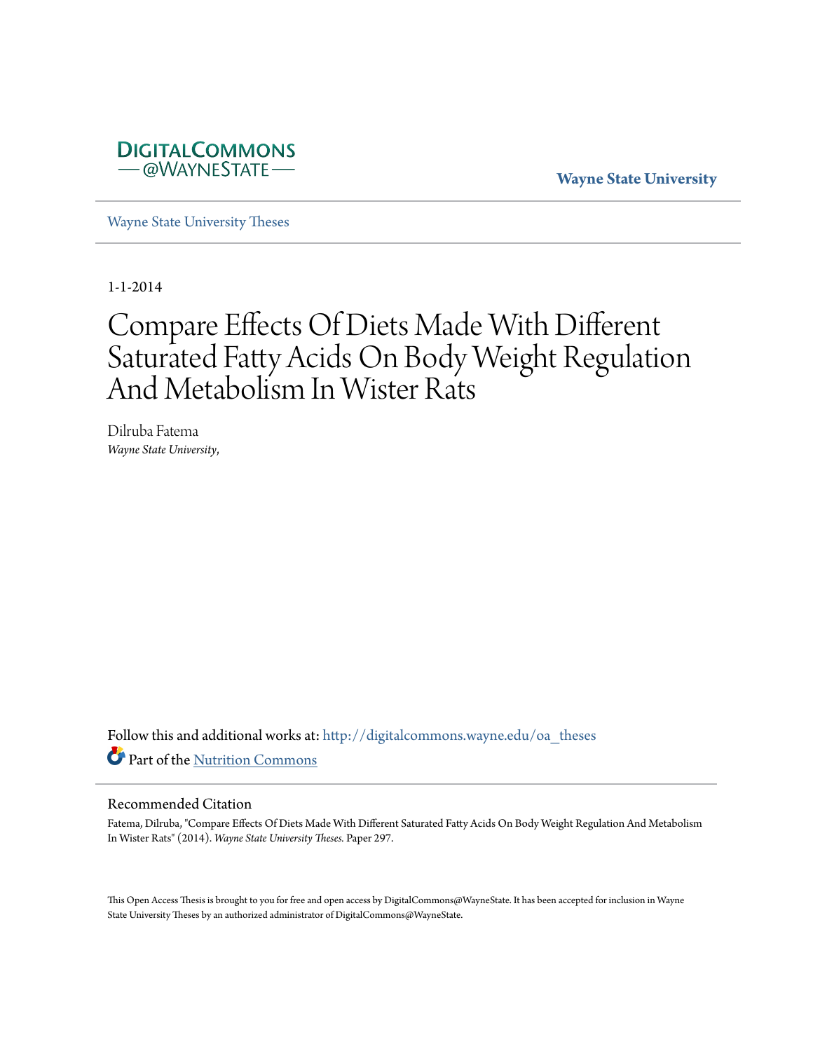DIGITALCOMMONS
— @WAYNESTATE —

**Wayne State University**

Wayne State University Theses

1-1-2014

# Compare Effects Of Diets Made With Different Saturated Fatty Acids On Body Weight Regulation And Metabolism In Wister Rats

Dilruba Fatema
*Wayne State University,*

Follow this and additional works at: http://digitalcommons.wayne.edu/oa_theses
Part of the Nutrition Commons

## Recommended Citation

Fatema, Dilruba, "Compare Effects Of Diets Made With Different Saturated Fatty Acids On Body Weight Regulation And Metabolism In Wister Rats" (2014). *Wayne State University Theses.* Paper 297.

This Open Access Thesis is brought to you for free and open access by DigitalCommons@WayneState. It has been accepted for inclusion in Wayne State University Theses by an authorized administrator of DigitalCommons@WayneState.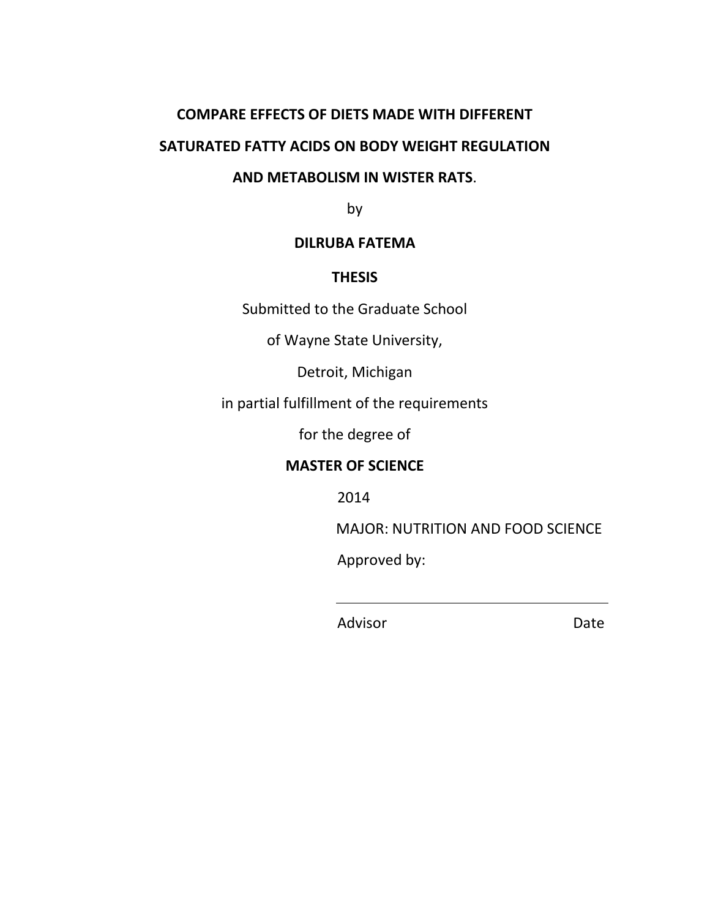**COMPARE EFFECTS OF DIETS MADE WITH DIFFERENT SATURATED FATTY ACIDS ON BODY WEIGHT REGULATION AND METABOLISM IN WISTER RATS**.

by

**DILRUBA FATEMA**

**THESIS**

Submitted to the Graduate School

of Wayne State University,

Detroit, Michigan

in partial fulfillment of the requirements

for the degree of

**MASTER OF SCIENCE**

2014

MAJOR: NUTRITION AND FOOD SCIENCE

Approved by:

______________________________

Advisor Date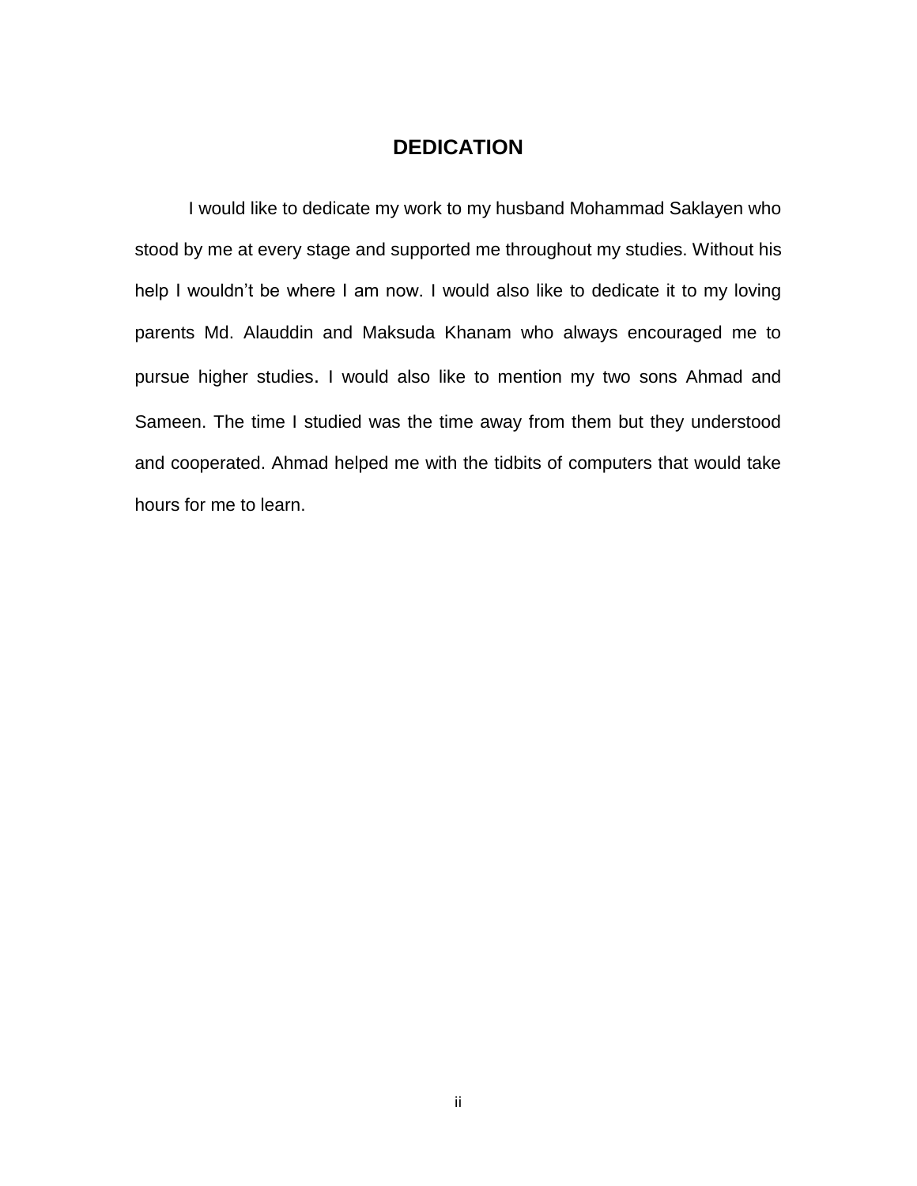# DEDICATION

I would like to dedicate my work to my husband Mohammad Saklayen who stood by me at every stage and supported me throughout my studies. Without his help I wouldn't be where I am now. I would also like to dedicate it to my loving parents Md. Alauddin and Maksuda Khanam who always encouraged me to pursue higher studies. I would also like to mention my two sons Ahmad and Sameen. The time I studied was the time away from them but they understood and cooperated. Ahmad helped me with the tidbits of computers that would take hours for me to learn.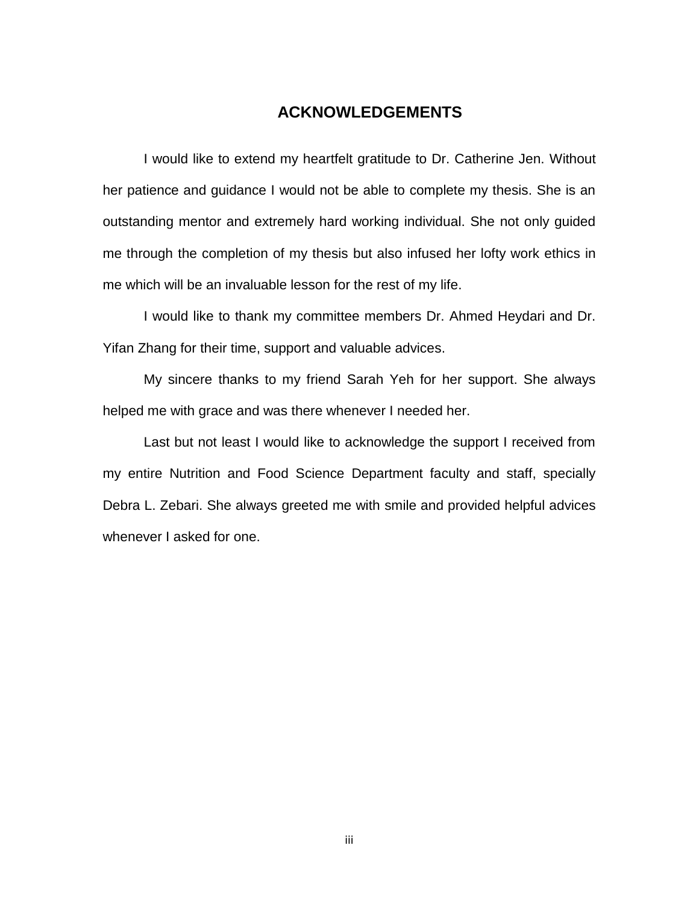# ACKNOWLEDGEMENTS

I would like to extend my heartfelt gratitude to Dr. Catherine Jen. Without her patience and guidance I would not be able to complete my thesis. She is an outstanding mentor and extremely hard working individual. She not only guided me through the completion of my thesis but also infused her lofty work ethics in me which will be an invaluable lesson for the rest of my life.

I would like to thank my committee members Dr. Ahmed Heydari and Dr. Yifan Zhang for their time, support and valuable advices.

My sincere thanks to my friend Sarah Yeh for her support. She always helped me with grace and was there whenever I needed her.

Last but not least I would like to acknowledge the support I received from my entire Nutrition and Food Science Department faculty and staff, specially Debra L. Zebari. She always greeted me with smile and provided helpful advices whenever I asked for one.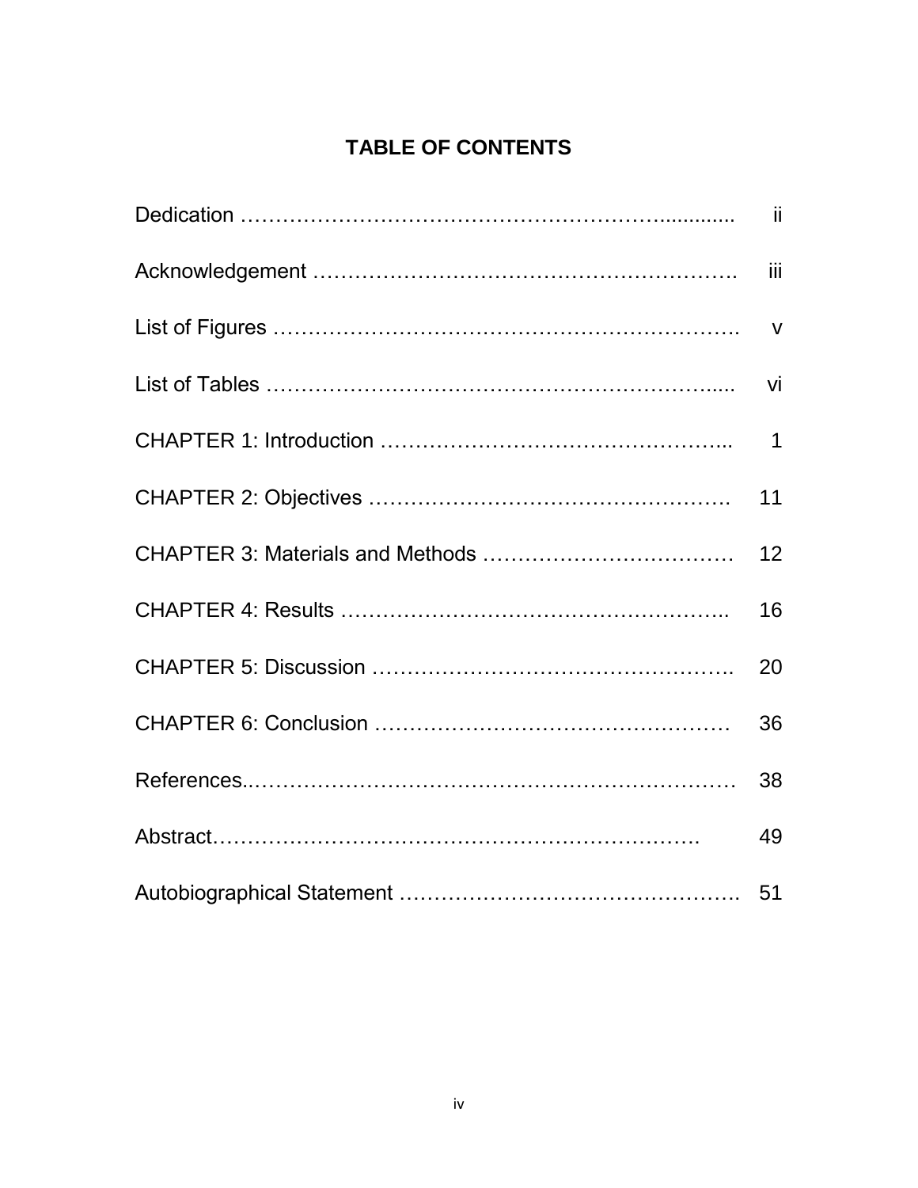# TABLE OF CONTENTS

| | |
|---|---|
| Dedication | ii |
| Acknowledgement | iii |
| List of Figures | v |
| List of Tables | vi |
| CHAPTER 1: Introduction | 1 |
| CHAPTER 2: Objectives | 11 |
| CHAPTER 3: Materials and Methods | 12 |
| CHAPTER 4: Results | 16 |
| CHAPTER 5: Discussion | 20 |
| CHAPTER 6: Conclusion | 36 |
| References | 38 |
| Abstract | 49 |
| Autobiographical Statement | 51 |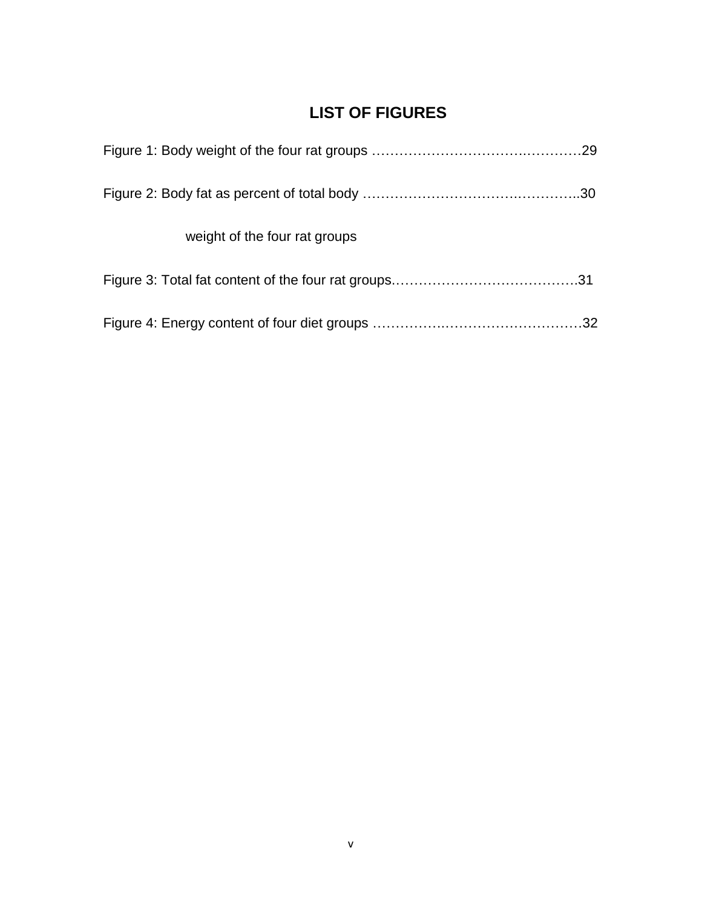# LIST OF FIGURES

Figure 1: Body weight of the four rat groups …………………………..…………29

Figure 2: Body fat as percent of total body …………………………….…………..30

weight of the four rat groups

Figure 3: Total fat content of the four rat groups.………………………………….31

Figure 4: Energy content of four diet groups ………….……………………………32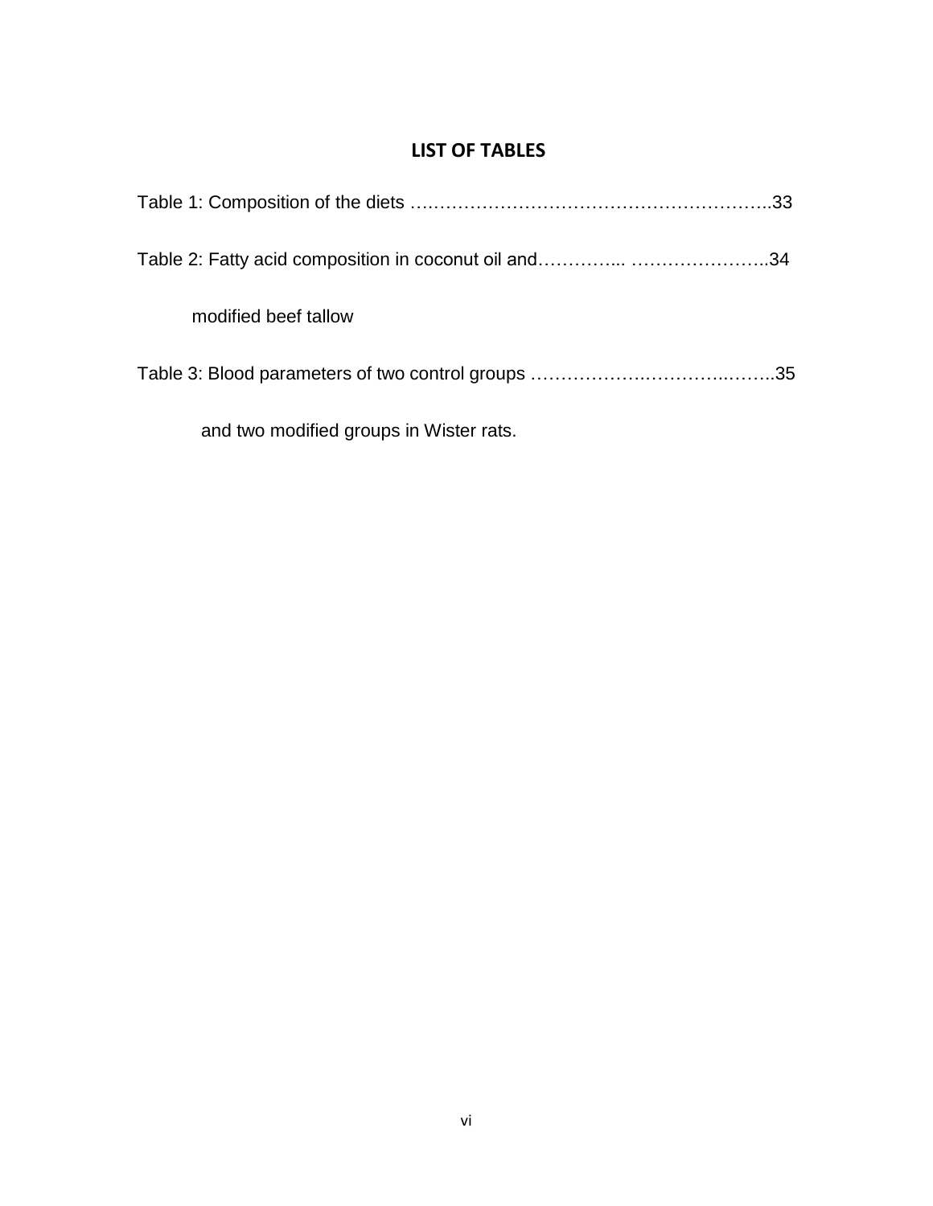## LIST OF TABLES

Table 1: Composition of the diets ……………………………………………………..33

Table 2: Fatty acid composition in coconut oil and…………... …………………..34

modified beef tallow

Table 3: Blood parameters of two control groups ……………….…………..……..35

and two modified groups in Wister rats.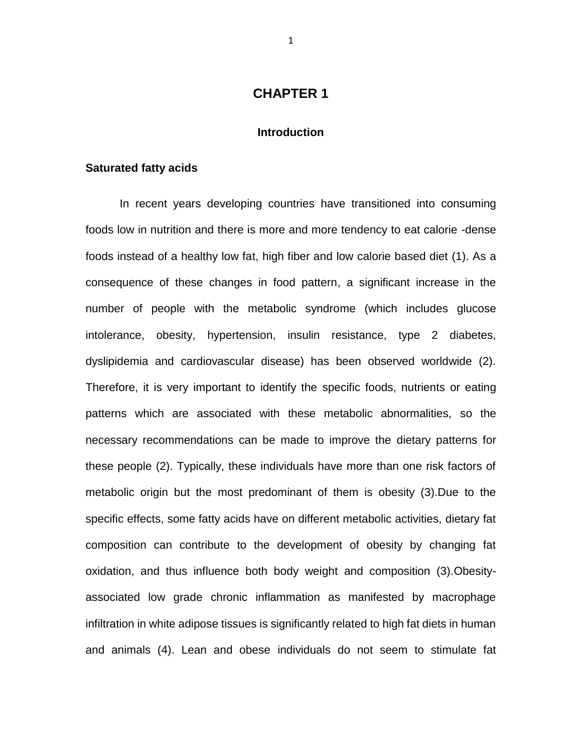# CHAPTER 1

## Introduction

### Saturated fatty acids

In recent years developing countries have transitioned into consuming foods low in nutrition and there is more and more tendency to eat calorie -dense foods instead of a healthy low fat, high fiber and low calorie based diet (1). As a consequence of these changes in food pattern, a significant increase in the number of people with the metabolic syndrome (which includes glucose intolerance, obesity, hypertension, insulin resistance, type 2 diabetes, dyslipidemia and cardiovascular disease) has been observed worldwide (2). Therefore, it is very important to identify the specific foods, nutrients or eating patterns which are associated with these metabolic abnormalities, so the necessary recommendations can be made to improve the dietary patterns for these people (2). Typically, these individuals have more than one risk factors of metabolic origin but the most predominant of them is obesity (3).Due to the specific effects, some fatty acids have on different metabolic activities, dietary fat composition can contribute to the development of obesity by changing fat oxidation, and thus influence both body weight and composition (3).Obesity-associated low grade chronic inflammation as manifested by macrophage infiltration in white adipose tissues is significantly related to high fat diets in human and animals (4). Lean and obese individuals do not seem to stimulate fat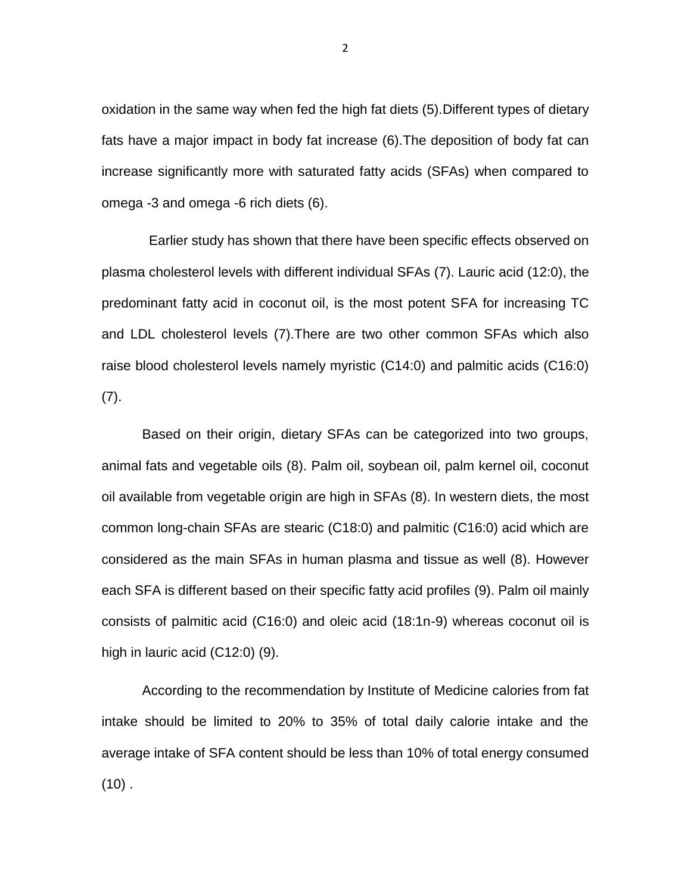oxidation in the same way when fed the high fat diets (5).Different types of dietary fats have a major impact in body fat increase (6).The deposition of body fat can increase significantly more with saturated fatty acids (SFAs) when compared to omega -3 and omega -6 rich diets (6).

Earlier study has shown that there have been specific effects observed on plasma cholesterol levels with different individual SFAs (7). Lauric acid (12:0), the predominant fatty acid in coconut oil, is the most potent SFA for increasing TC and LDL cholesterol levels (7).There are two other common SFAs which also raise blood cholesterol levels namely myristic (C14:0) and palmitic acids (C16:0) (7).

Based on their origin, dietary SFAs can be categorized into two groups, animal fats and vegetable oils (8). Palm oil, soybean oil, palm kernel oil, coconut oil available from vegetable origin are high in SFAs (8). In western diets, the most common long-chain SFAs are stearic (C18:0) and palmitic (C16:0) acid which are considered as the main SFAs in human plasma and tissue as well (8). However each SFA is different based on their specific fatty acid profiles (9). Palm oil mainly consists of palmitic acid (C16:0) and oleic acid (18:1n-9) whereas coconut oil is high in lauric acid (C12:0) (9).

According to the recommendation by Institute of Medicine calories from fat intake should be limited to 20% to 35% of total daily calorie intake and the average intake of SFA content should be less than 10% of total energy consumed (10) .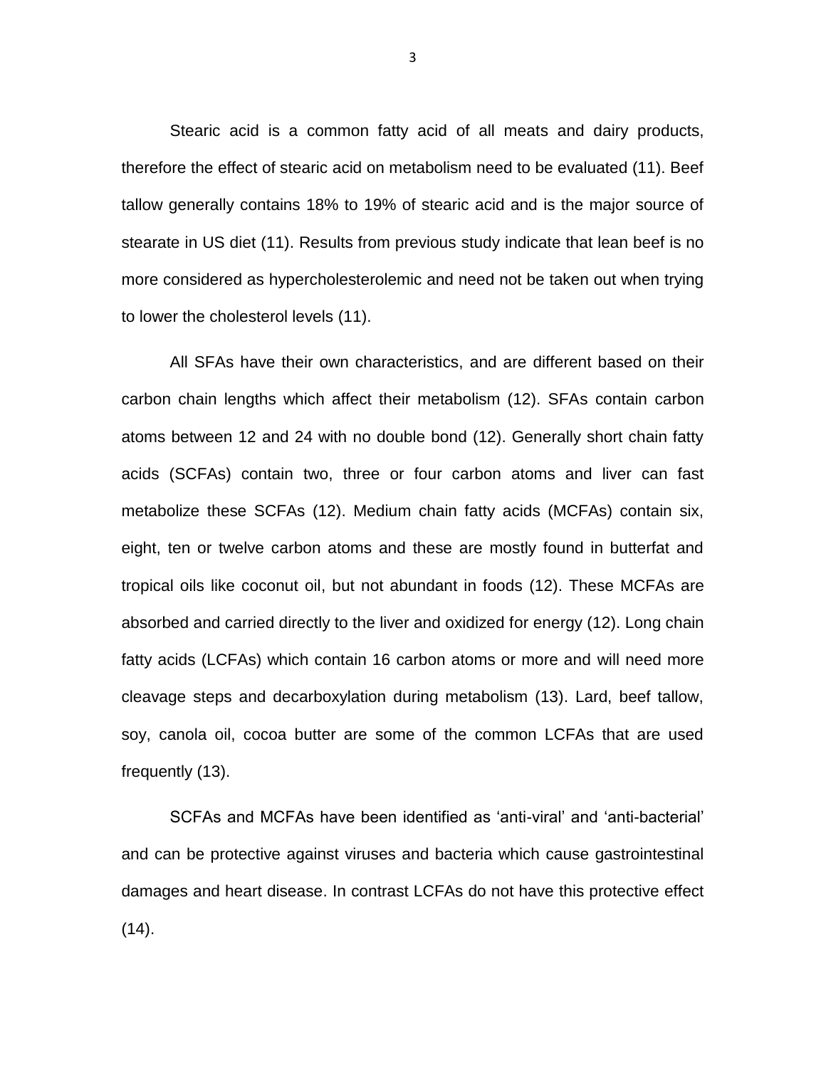Stearic acid is a common fatty acid of all meats and dairy products, therefore the effect of stearic acid on metabolism need to be evaluated (11). Beef tallow generally contains 18% to 19% of stearic acid and is the major source of stearate in US diet (11). Results from previous study indicate that lean beef is no more considered as hypercholesterolemic and need not be taken out when trying to lower the cholesterol levels (11).

All SFAs have their own characteristics, and are different based on their carbon chain lengths which affect their metabolism (12). SFAs contain carbon atoms between 12 and 24 with no double bond (12). Generally short chain fatty acids (SCFAs) contain two, three or four carbon atoms and liver can fast metabolize these SCFAs (12). Medium chain fatty acids (MCFAs) contain six, eight, ten or twelve carbon atoms and these are mostly found in butterfat and tropical oils like coconut oil, but not abundant in foods (12). These MCFAs are absorbed and carried directly to the liver and oxidized for energy (12). Long chain fatty acids (LCFAs) which contain 16 carbon atoms or more and will need more cleavage steps and decarboxylation during metabolism (13). Lard, beef tallow, soy, canola oil, cocoa butter are some of the common LCFAs that are used frequently (13).

SCFAs and MCFAs have been identified as 'anti-viral' and 'anti-bacterial' and can be protective against viruses and bacteria which cause gastrointestinal damages and heart disease. In contrast LCFAs do not have this protective effect (14).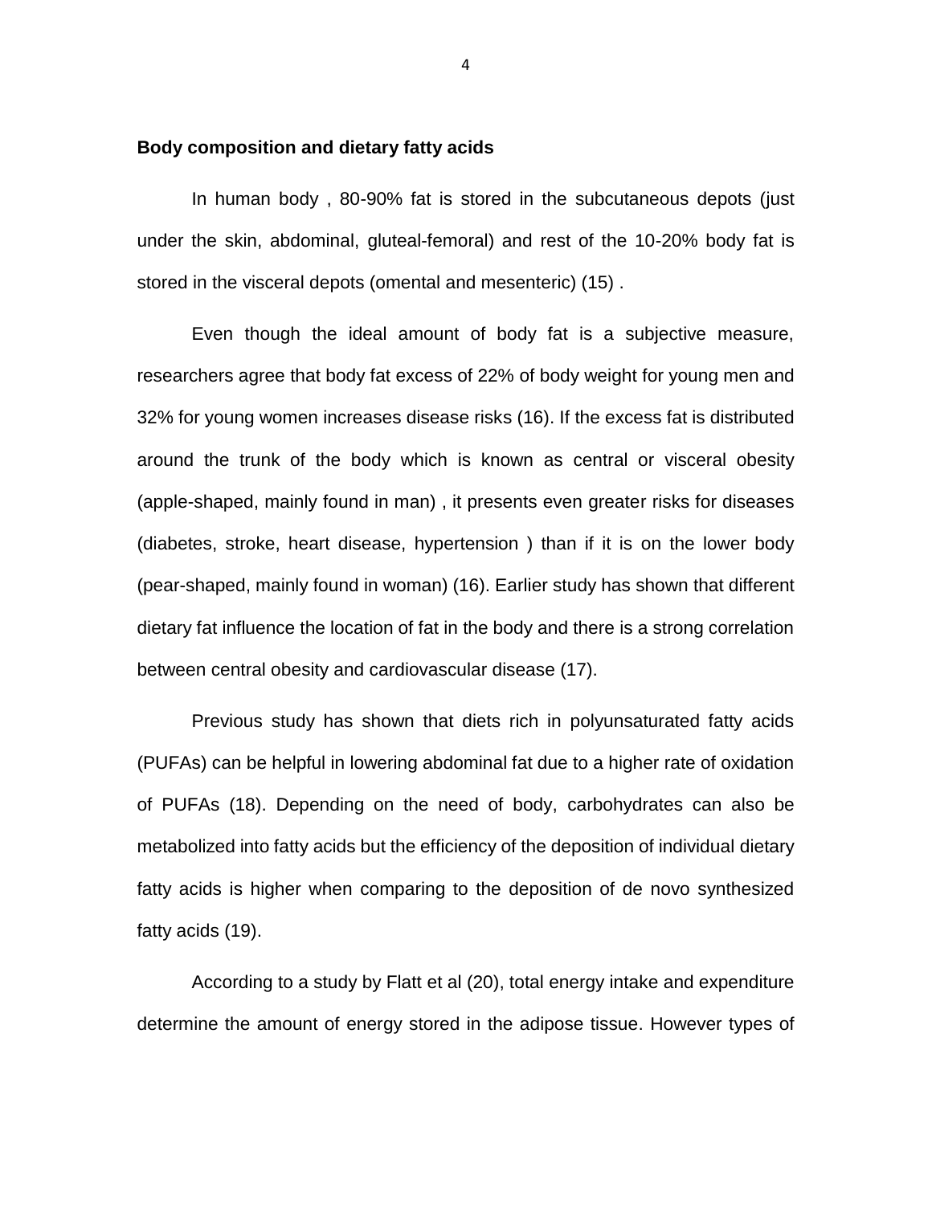## Body composition and dietary fatty acids

In human body , 80-90% fat is stored in the subcutaneous depots (just under the skin, abdominal, gluteal-femoral) and rest of the 10-20% body fat is stored in the visceral depots (omental and mesenteric) (15) .

Even though the ideal amount of body fat is a subjective measure, researchers agree that body fat excess of 22% of body weight for young men and 32% for young women increases disease risks (16). If the excess fat is distributed around the trunk of the body which is known as central or visceral obesity (apple-shaped, mainly found in man) , it presents even greater risks for diseases (diabetes, stroke, heart disease, hypertension ) than if it is on the lower body (pear-shaped, mainly found in woman) (16). Earlier study has shown that different dietary fat influence the location of fat in the body and there is a strong correlation between central obesity and cardiovascular disease (17).

Previous study has shown that diets rich in polyunsaturated fatty acids (PUFAs) can be helpful in lowering abdominal fat due to a higher rate of oxidation of PUFAs (18). Depending on the need of body, carbohydrates can also be metabolized into fatty acids but the efficiency of the deposition of individual dietary fatty acids is higher when comparing to the deposition of de novo synthesized fatty acids (19).

According to a study by Flatt et al (20), total energy intake and expenditure determine the amount of energy stored in the adipose tissue. However types of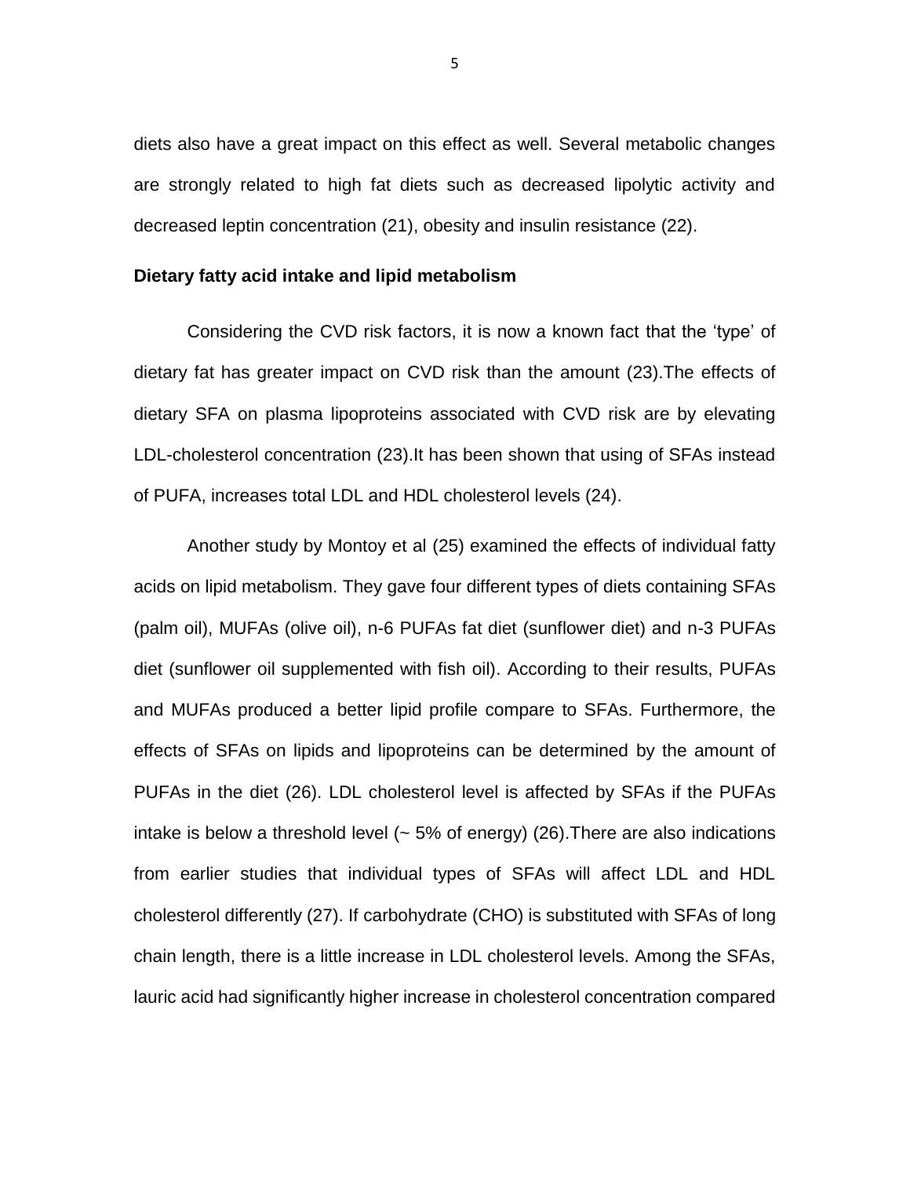diets also have a great impact on this effect as well. Several metabolic changes are strongly related to high fat diets such as decreased lipolytic activity and decreased leptin concentration (21), obesity and insulin resistance (22).

**Dietary fatty acid intake and lipid metabolism**

Considering the CVD risk factors, it is now a known fact that the 'type' of dietary fat has greater impact on CVD risk than the amount (23).The effects of dietary SFA on plasma lipoproteins associated with CVD risk are by elevating LDL-cholesterol concentration (23).It has been shown that using of SFAs instead of PUFA, increases total LDL and HDL cholesterol levels (24).

Another study by Montoy et al (25) examined the effects of individual fatty acids on lipid metabolism. They gave four different types of diets containing SFAs (palm oil), MUFAs (olive oil), n-6 PUFAs fat diet (sunflower diet) and n-3 PUFAs diet (sunflower oil supplemented with fish oil). According to their results, PUFAs and MUFAs produced a better lipid profile compare to SFAs. Furthermore, the effects of SFAs on lipids and lipoproteins can be determined by the amount of PUFAs in the diet (26). LDL cholesterol level is affected by SFAs if the PUFAs intake is below a threshold level (~ 5% of energy) (26).There are also indications from earlier studies that individual types of SFAs will affect LDL and HDL cholesterol differently (27). If carbohydrate (CHO) is substituted with SFAs of long chain length, there is a little increase in LDL cholesterol levels. Among the SFAs, lauric acid had significantly higher increase in cholesterol concentration compared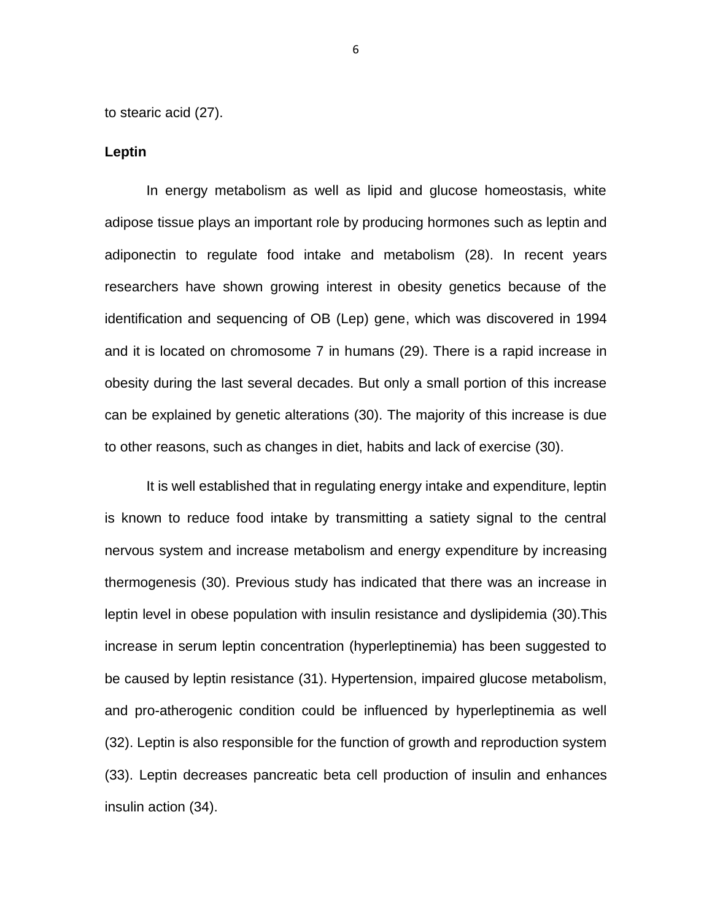to stearic acid (27).

**Leptin**

In energy metabolism as well as lipid and glucose homeostasis, white adipose tissue plays an important role by producing hormones such as leptin and adiponectin to regulate food intake and metabolism (28). In recent years researchers have shown growing interest in obesity genetics because of the identification and sequencing of OB (Lep) gene, which was discovered in 1994 and it is located on chromosome 7 in humans (29). There is a rapid increase in obesity during the last several decades. But only a small portion of this increase can be explained by genetic alterations (30). The majority of this increase is due to other reasons, such as changes in diet, habits and lack of exercise (30).

It is well established that in regulating energy intake and expenditure, leptin is known to reduce food intake by transmitting a satiety signal to the central nervous system and increase metabolism and energy expenditure by increasing thermogenesis (30). Previous study has indicated that there was an increase in leptin level in obese population with insulin resistance and dyslipidemia (30).This increase in serum leptin concentration (hyperleptinemia) has been suggested to be caused by leptin resistance (31). Hypertension, impaired glucose metabolism, and pro-atherogenic condition could be influenced by hyperleptinemia as well (32). Leptin is also responsible for the function of growth and reproduction system (33). Leptin decreases pancreatic beta cell production of insulin and enhances insulin action (34).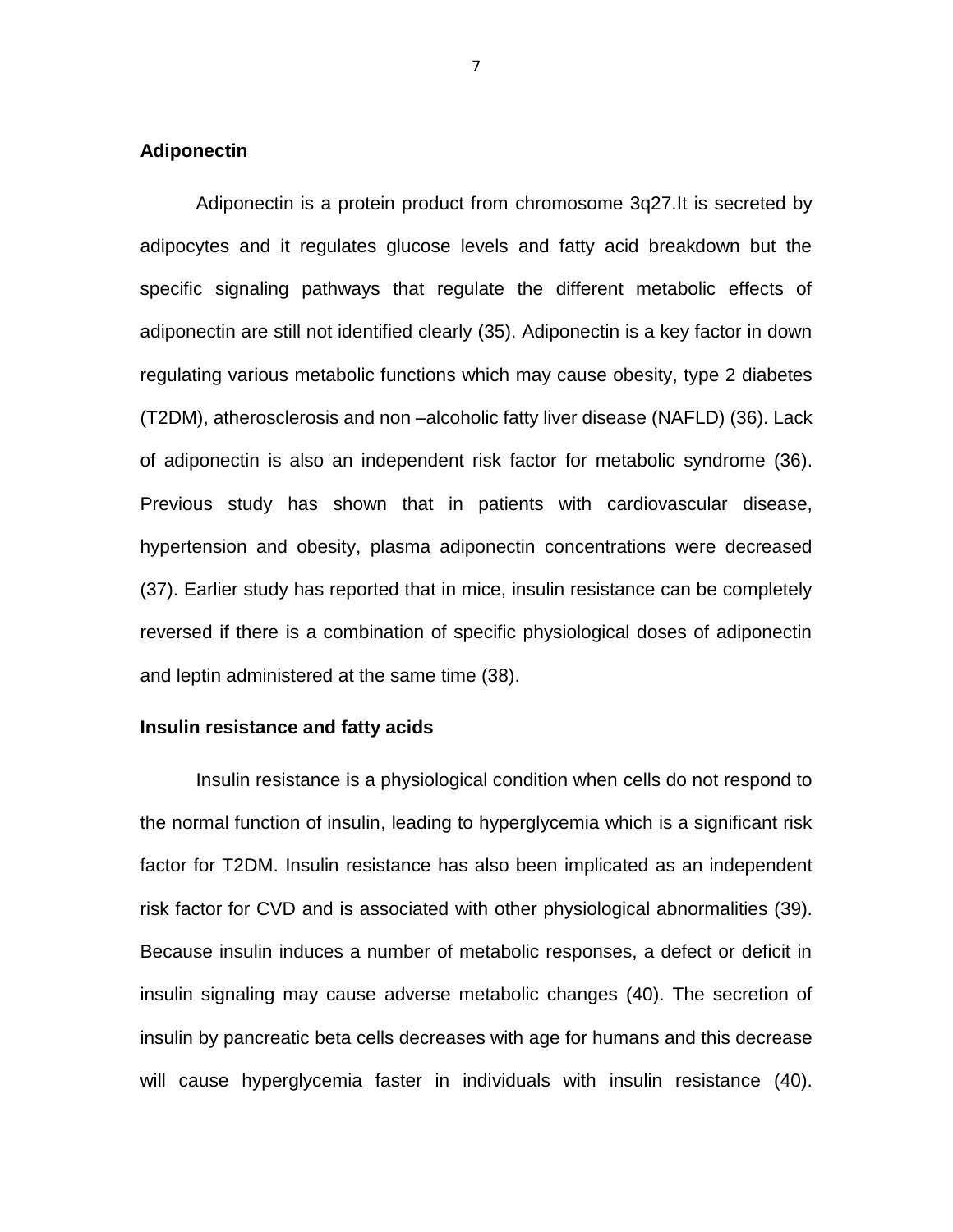**Adiponectin**

Adiponectin is a protein product from chromosome 3q27.It is secreted by adipocytes and it regulates glucose levels and fatty acid breakdown but the specific signaling pathways that regulate the different metabolic effects of adiponectin are still not identified clearly (35). Adiponectin is a key factor in down regulating various metabolic functions which may cause obesity, type 2 diabetes (T2DM), atherosclerosis and non –alcoholic fatty liver disease (NAFLD) (36). Lack of adiponectin is also an independent risk factor for metabolic syndrome (36). Previous study has shown that in patients with cardiovascular disease, hypertension and obesity, plasma adiponectin concentrations were decreased (37). Earlier study has reported that in mice, insulin resistance can be completely reversed if there is a combination of specific physiological doses of adiponectin and leptin administered at the same time (38).

**Insulin resistance and fatty acids**

Insulin resistance is a physiological condition when cells do not respond to the normal function of insulin, leading to hyperglycemia which is a significant risk factor for T2DM. Insulin resistance has also been implicated as an independent risk factor for CVD and is associated with other physiological abnormalities (39). Because insulin induces a number of metabolic responses, a defect or deficit in insulin signaling may cause adverse metabolic changes (40). The secretion of insulin by pancreatic beta cells decreases with age for humans and this decrease will cause hyperglycemia faster in individuals with insulin resistance (40).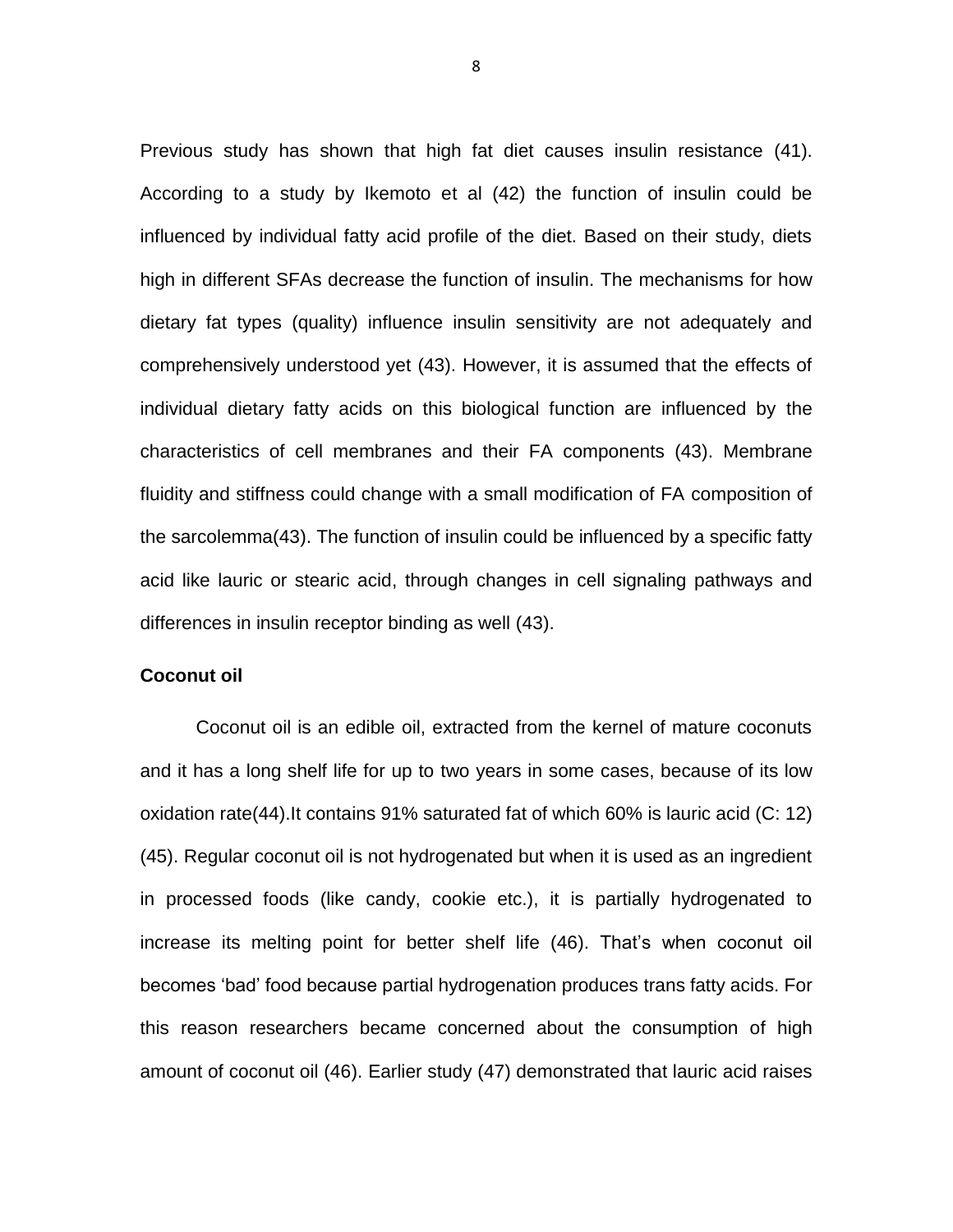Previous study has shown that high fat diet causes insulin resistance (41). According to a study by Ikemoto et al (42) the function of insulin could be influenced by individual fatty acid profile of the diet. Based on their study, diets high in different SFAs decrease the function of insulin. The mechanisms for how dietary fat types (quality) influence insulin sensitivity are not adequately and comprehensively understood yet (43). However, it is assumed that the effects of individual dietary fatty acids on this biological function are influenced by the characteristics of cell membranes and their FA components (43). Membrane fluidity and stiffness could change with a small modification of FA composition of the sarcolemma(43). The function of insulin could be influenced by a specific fatty acid like lauric or stearic acid, through changes in cell signaling pathways and differences in insulin receptor binding as well (43).

**Coconut oil**

Coconut oil is an edible oil, extracted from the kernel of mature coconuts and it has a long shelf life for up to two years in some cases, because of its low oxidation rate(44).It contains 91% saturated fat of which 60% is lauric acid (C: 12) (45). Regular coconut oil is not hydrogenated but when it is used as an ingredient in processed foods (like candy, cookie etc.), it is partially hydrogenated to increase its melting point for better shelf life (46). That's when coconut oil becomes 'bad' food because partial hydrogenation produces trans fatty acids. For this reason researchers became concerned about the consumption of high amount of coconut oil (46). Earlier study (47) demonstrated that lauric acid raises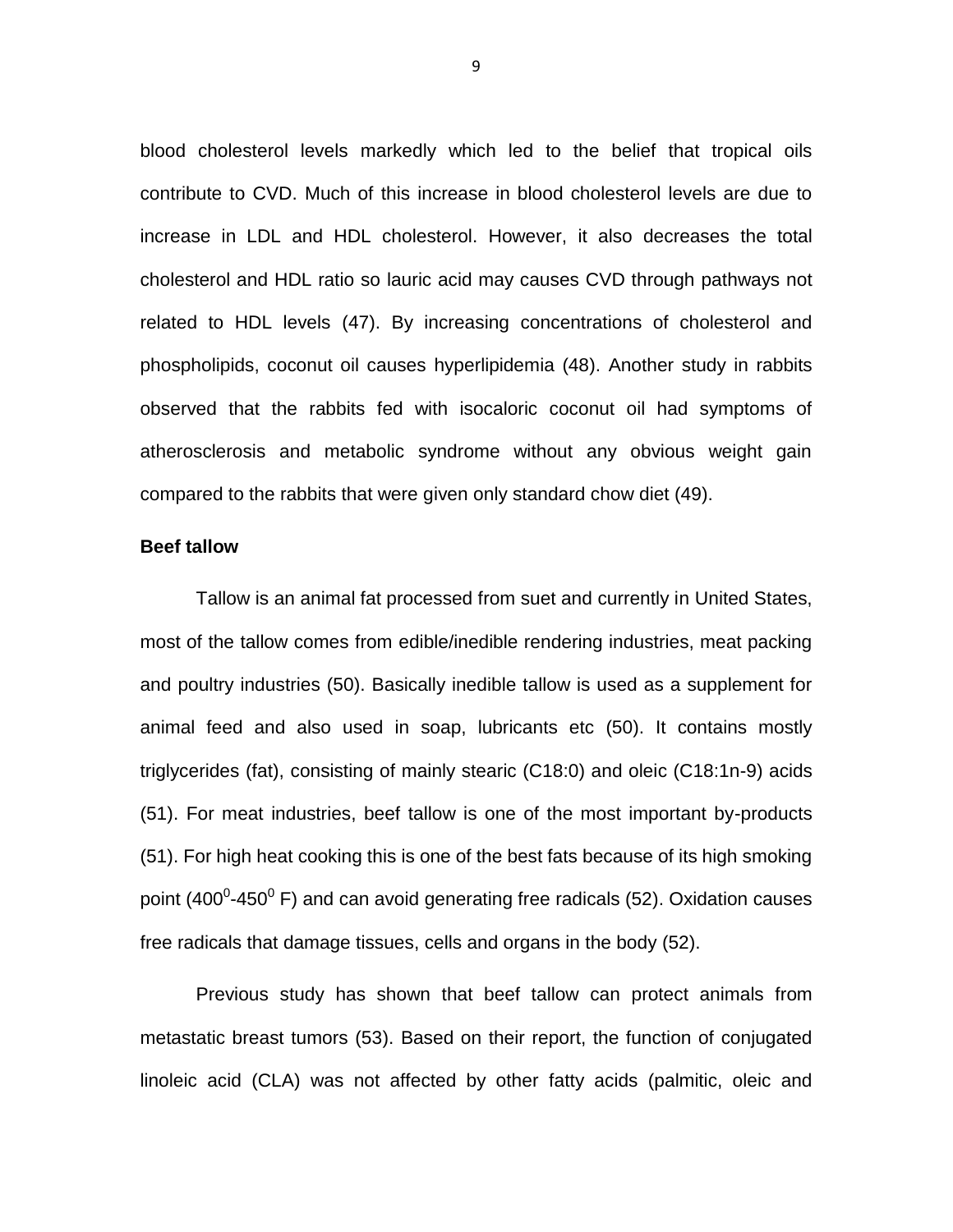blood cholesterol levels markedly which led to the belief that tropical oils contribute to CVD. Much of this increase in blood cholesterol levels are due to increase in LDL and HDL cholesterol. However, it also decreases the total cholesterol and HDL ratio so lauric acid may causes CVD through pathways not related to HDL levels (47). By increasing concentrations of cholesterol and phospholipids, coconut oil causes hyperlipidemia (48). Another study in rabbits observed that the rabbits fed with isocaloric coconut oil had symptoms of atherosclerosis and metabolic syndrome without any obvious weight gain compared to the rabbits that were given only standard chow diet (49).

**Beef tallow**

Tallow is an animal fat processed from suet and currently in United States, most of the tallow comes from edible/inedible rendering industries, meat packing and poultry industries (50). Basically inedible tallow is used as a supplement for animal feed and also used in soap, lubricants etc (50). It contains mostly triglycerides (fat), consisting of mainly stearic (C18:0) and oleic (C18:1n-9) acids (51). For meat industries, beef tallow is one of the most important by-products (51). For high heat cooking this is one of the best fats because of its high smoking point ($400^0$-$450^0$ F) and can avoid generating free radicals (52). Oxidation causes free radicals that damage tissues, cells and organs in the body (52).

Previous study has shown that beef tallow can protect animals from metastatic breast tumors (53). Based on their report, the function of conjugated linoleic acid (CLA) was not affected by other fatty acids (palmitic, oleic and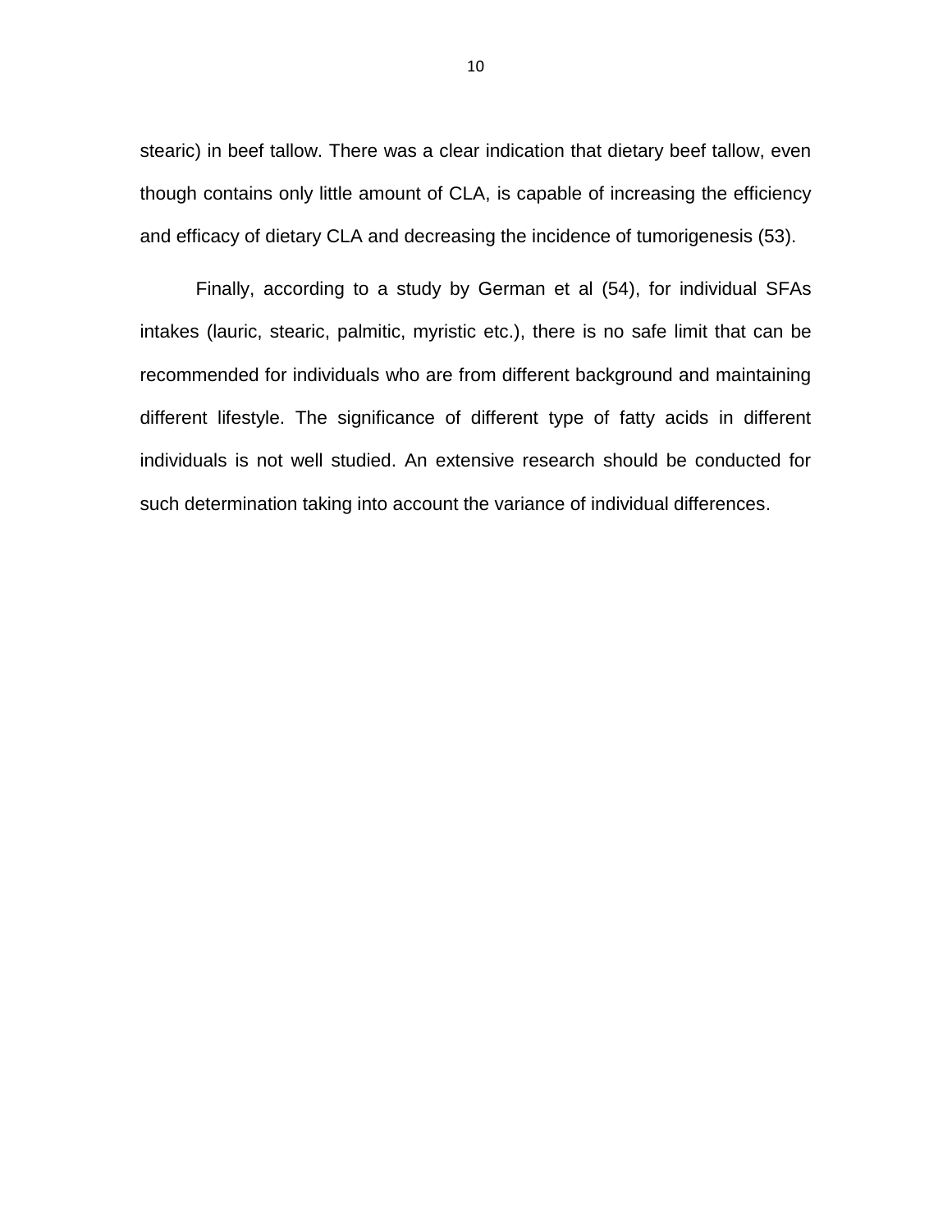stearic) in beef tallow. There was a clear indication that dietary beef tallow, even though contains only little amount of CLA, is capable of increasing the efficiency and efficacy of dietary CLA and decreasing the incidence of tumorigenesis (53).

Finally, according to a study by German et al (54), for individual SFAs intakes (lauric, stearic, palmitic, myristic etc.), there is no safe limit that can be recommended for individuals who are from different background and maintaining different lifestyle. The significance of different type of fatty acids in different individuals is not well studied. An extensive research should be conducted for such determination taking into account the variance of individual differences.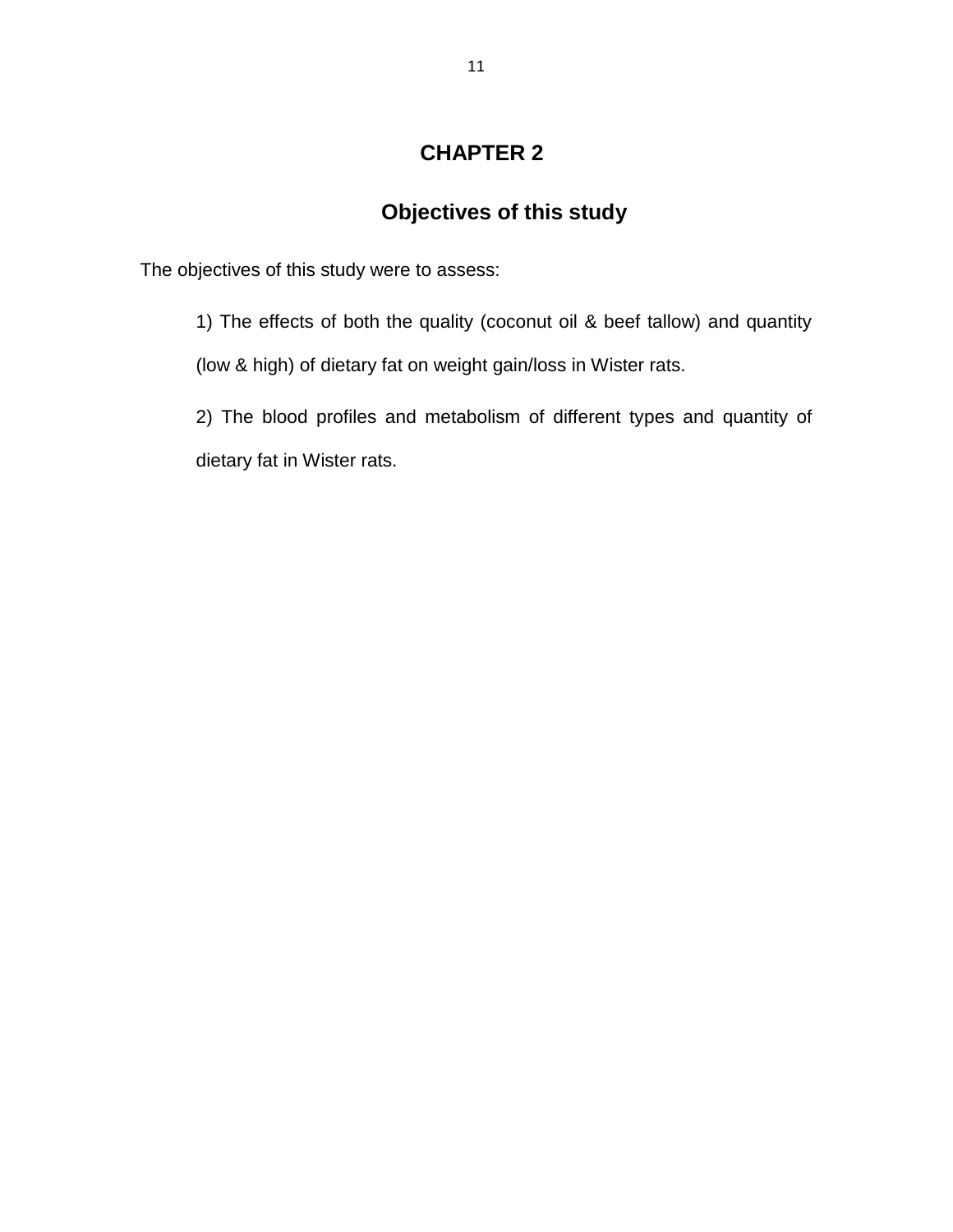# CHAPTER 2

## Objectives of this study

The objectives of this study were to assess:

1) The effects of both the quality (coconut oil & beef tallow) and quantity (low & high) of dietary fat on weight gain/loss in Wister rats.

2) The blood profiles and metabolism of different types and quantity of dietary fat in Wister rats.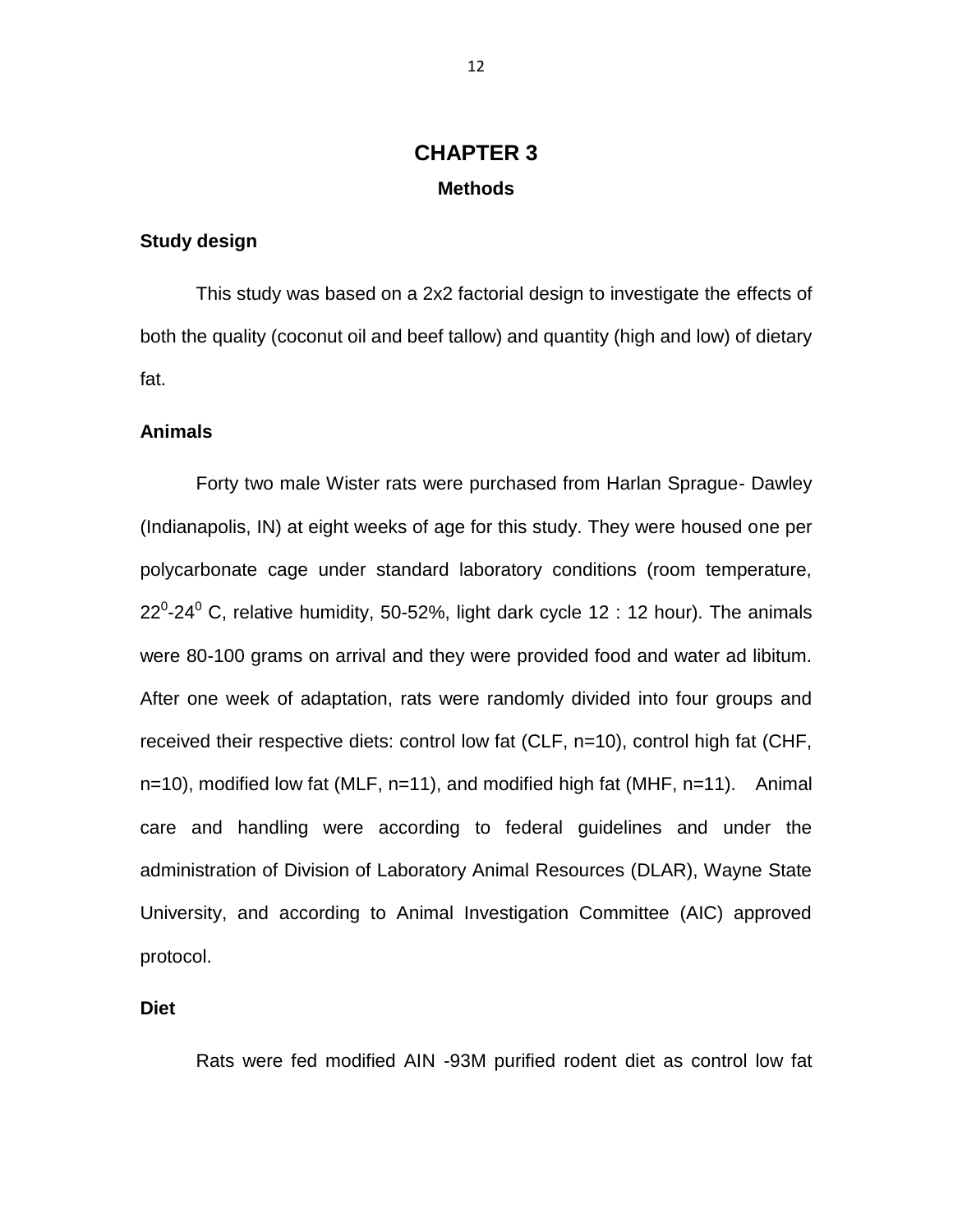# CHAPTER 3

## Methods

### Study design

This study was based on a 2x2 factorial design to investigate the effects of both the quality (coconut oil and beef tallow) and quantity (high and low) of dietary fat.

### Animals

Forty two male Wister rats were purchased from Harlan Sprague- Dawley (Indianapolis, IN) at eight weeks of age for this study. They were housed one per polycarbonate cage under standard laboratory conditions (room temperature, $22^0$-$24^0$ C, relative humidity, 50-52%, light dark cycle 12 : 12 hour). The animals were 80-100 grams on arrival and they were provided food and water ad libitum. After one week of adaptation, rats were randomly divided into four groups and received their respective diets: control low fat (CLF, n=10), control high fat (CHF, n=10), modified low fat (MLF, n=11), and modified high fat (MHF, n=11). Animal care and handling were according to federal guidelines and under the administration of Division of Laboratory Animal Resources (DLAR), Wayne State University, and according to Animal Investigation Committee (AIC) approved protocol.

### Diet

Rats were fed modified AIN -93M purified rodent diet as control low fat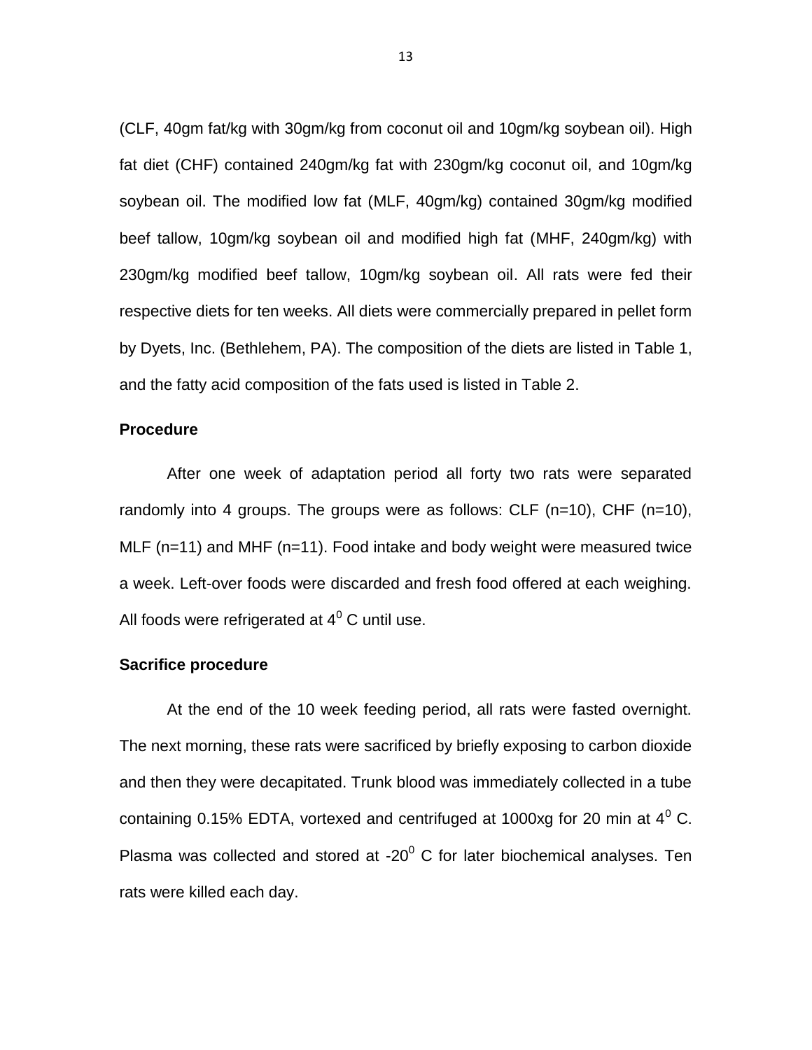(CLF, 40gm fat/kg with 30gm/kg from coconut oil and 10gm/kg soybean oil). High fat diet (CHF) contained 240gm/kg fat with 230gm/kg coconut oil, and 10gm/kg soybean oil. The modified low fat (MLF, 40gm/kg) contained 30gm/kg modified beef tallow, 10gm/kg soybean oil and modified high fat (MHF, 240gm/kg) with 230gm/kg modified beef tallow, 10gm/kg soybean oil. All rats were fed their respective diets for ten weeks. All diets were commercially prepared in pellet form by Dyets, Inc. (Bethlehem, PA). The composition of the diets are listed in Table 1, and the fatty acid composition of the fats used is listed in Table 2.

### Procedure

After one week of adaptation period all forty two rats were separated randomly into 4 groups. The groups were as follows: CLF (n=10), CHF (n=10), MLF (n=11) and MHF (n=11). Food intake and body weight were measured twice a week. Left-over foods were discarded and fresh food offered at each weighing. All foods were refrigerated at $4^0$ C until use.

### Sacrifice procedure

At the end of the 10 week feeding period, all rats were fasted overnight. The next morning, these rats were sacrificed by briefly exposing to carbon dioxide and then they were decapitated. Trunk blood was immediately collected in a tube containing 0.15% EDTA, vortexed and centrifuged at 1000xg for 20 min at $4^0$ C. Plasma was collected and stored at $-20^0$ C for later biochemical analyses. Ten rats were killed each day.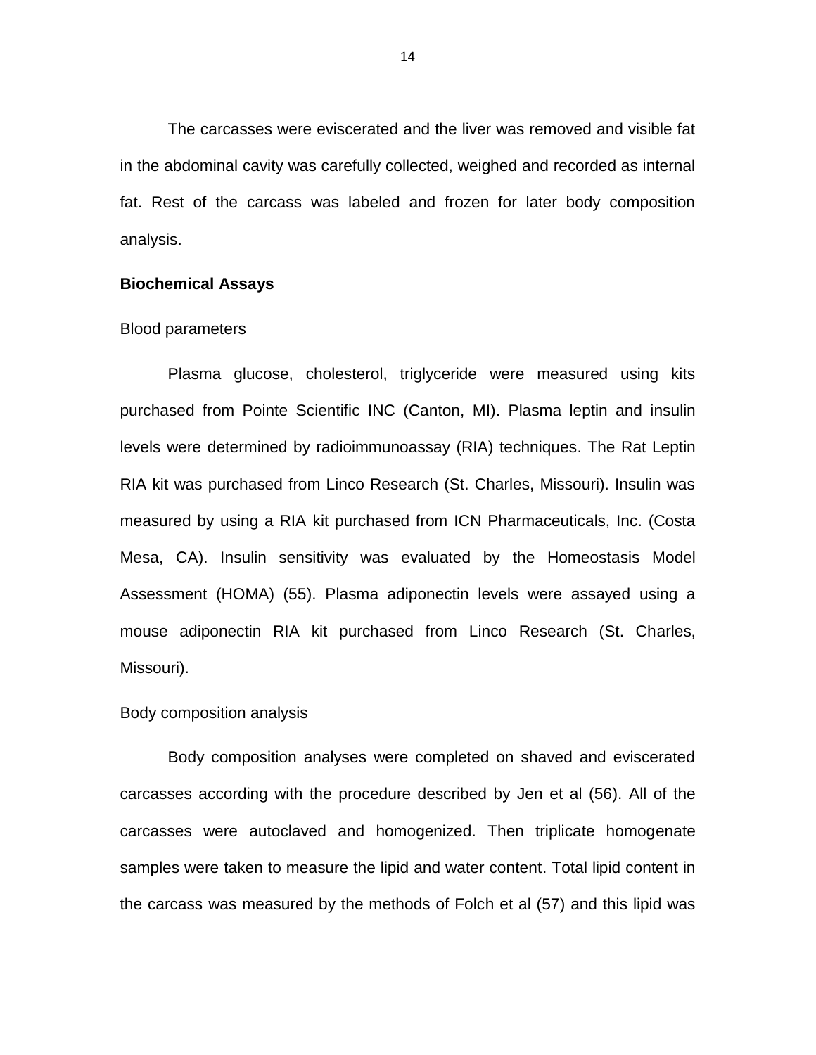The carcasses were eviscerated and the liver was removed and visible fat in the abdominal cavity was carefully collected, weighed and recorded as internal fat. Rest of the carcass was labeled and frozen for later body composition analysis.

**Biochemical Assays**

Blood parameters

Plasma glucose, cholesterol, triglyceride were measured using kits purchased from Pointe Scientific INC (Canton, MI). Plasma leptin and insulin levels were determined by radioimmunoassay (RIA) techniques. The Rat Leptin RIA kit was purchased from Linco Research (St. Charles, Missouri). Insulin was measured by using a RIA kit purchased from ICN Pharmaceuticals, Inc. (Costa Mesa, CA). Insulin sensitivity was evaluated by the Homeostasis Model Assessment (HOMA) (55). Plasma adiponectin levels were assayed using a mouse adiponectin RIA kit purchased from Linco Research (St. Charles, Missouri).

Body composition analysis

Body composition analyses were completed on shaved and eviscerated carcasses according with the procedure described by Jen et al (56). All of the carcasses were autoclaved and homogenized. Then triplicate homogenate samples were taken to measure the lipid and water content. Total lipid content in the carcass was measured by the methods of Folch et al (57) and this lipid was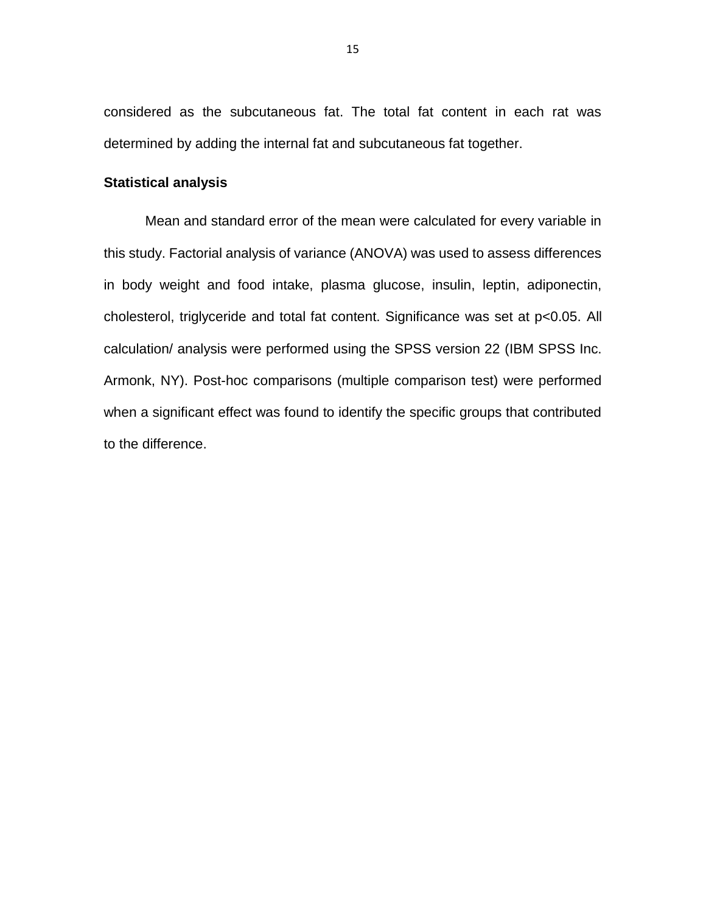considered as the subcutaneous fat. The total fat content in each rat was determined by adding the internal fat and subcutaneous fat together.

**Statistical analysis**

Mean and standard error of the mean were calculated for every variable in this study. Factorial analysis of variance (ANOVA) was used to assess differences in body weight and food intake, plasma glucose, insulin, leptin, adiponectin, cholesterol, triglyceride and total fat content. Significance was set at $p<0.05$. All calculation/ analysis were performed using the SPSS version 22 (IBM SPSS Inc. Armonk, NY). Post-hoc comparisons (multiple comparison test) were performed when a significant effect was found to identify the specific groups that contributed to the difference.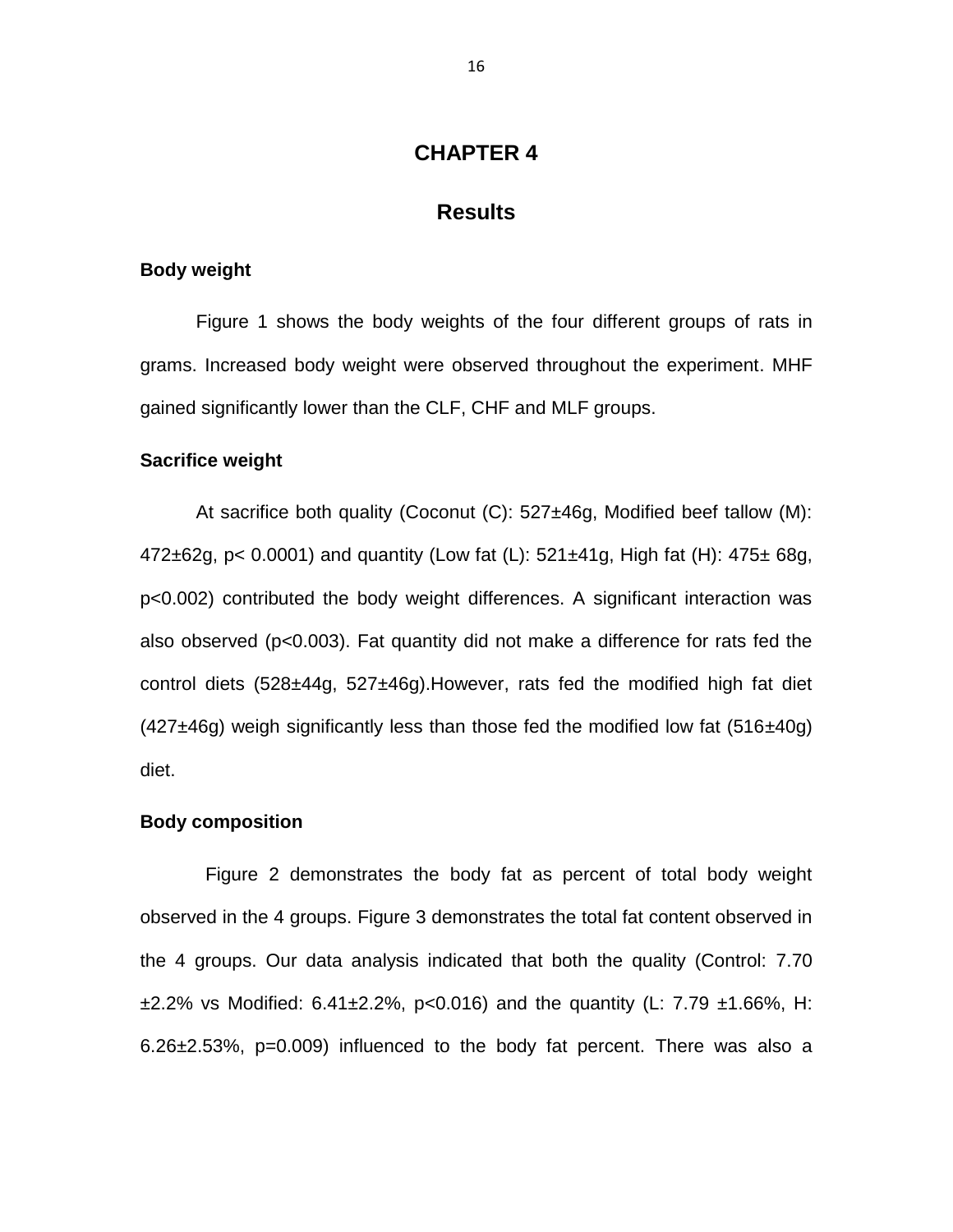# CHAPTER 4

## Results

### Body weight

Figure 1 shows the body weights of the four different groups of rats in grams. Increased body weight were observed throughout the experiment. MHF gained significantly lower than the CLF, CHF and MLF groups.

### Sacrifice weight

At sacrifice both quality (Coconut (C): 527±46g, Modified beef tallow (M): 472±62g, $p < 0.0001$) and quantity (Low fat (L): 521±41g, High fat (H): 475± 68g, $p < 0.002$) contributed the body weight differences. A significant interaction was also observed ($p < 0.003$). Fat quantity did not make a difference for rats fed the control diets (528±44g, 527±46g).However, rats fed the modified high fat diet (427±46g) weigh significantly less than those fed the modified low fat (516±40g) diet.

### Body composition

Figure 2 demonstrates the body fat as percent of total body weight observed in the 4 groups. Figure 3 demonstrates the total fat content observed in the 4 groups. Our data analysis indicated that both the quality (Control: 7.70 ±2.2% vs Modified: 6.41±2.2%, $p < 0.016$) and the quantity (L: 7.79 ±1.66%, H: 6.26±2.53%, $p = 0.009$) influenced to the body fat percent. There was also a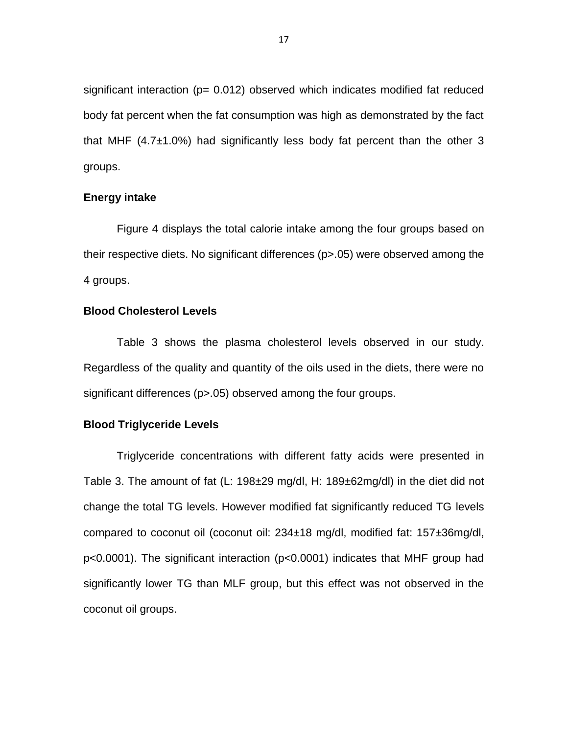significant interaction ($p= 0.012$) observed which indicates modified fat reduced body fat percent when the fat consumption was high as demonstrated by the fact that MHF (4.7±1.0%) had significantly less body fat percent than the other 3 groups.

### Energy intake

Figure 4 displays the total calorie intake among the four groups based on their respective diets. No significant differences ($p>.05$) were observed among the 4 groups.

### Blood Cholesterol Levels

Table 3 shows the plasma cholesterol levels observed in our study. Regardless of the quality and quantity of the oils used in the diets, there were no significant differences ($p>.05$) observed among the four groups.

### Blood Triglyceride Levels

Triglyceride concentrations with different fatty acids were presented in Table 3. The amount of fat (L: 198±29 mg/dl, H: 189±62mg/dl) in the diet did not change the total TG levels. However modified fat significantly reduced TG levels compared to coconut oil (coconut oil: 234±18 mg/dl, modified fat: 157±36mg/dl, $p<0.0001$). The significant interaction ($p<0.0001$) indicates that MHF group had significantly lower TG than MLF group, but this effect was not observed in the coconut oil groups.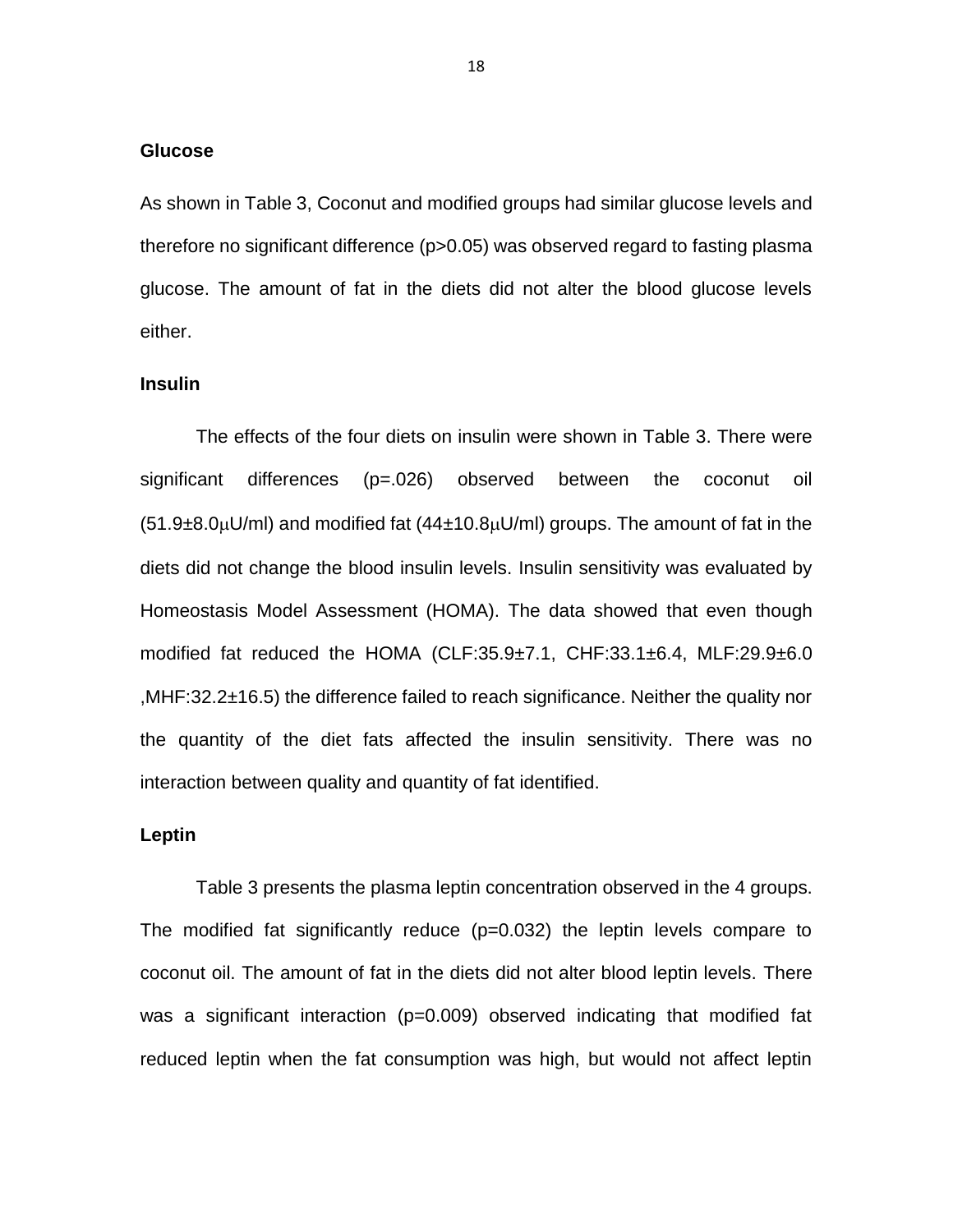### Glucose

As shown in Table 3, Coconut and modified groups had similar glucose levels and therefore no significant difference ($p>0.05$) was observed regard to fasting plasma glucose. The amount of fat in the diets did not alter the blood glucose levels either.

### Insulin

The effects of the four diets on insulin were shown in Table 3. There were significant differences ($p=.026$) observed between the coconut oil ($51.9\pm8.0\mu$U/ml) and modified fat ($44\pm10.8\mu$U/ml) groups. The amount of fat in the diets did not change the blood insulin levels. Insulin sensitivity was evaluated by Homeostasis Model Assessment (HOMA). The data showed that even though modified fat reduced the HOMA (CLF:35.9±7.1, CHF:33.1±6.4, MLF:29.9±6.0 ,MHF:32.2±16.5) the difference failed to reach significance. Neither the quality nor the quantity of the diet fats affected the insulin sensitivity. There was no interaction between quality and quantity of fat identified.

### Leptin

Table 3 presents the plasma leptin concentration observed in the 4 groups. The modified fat significantly reduce ($p=0.032$) the leptin levels compare to coconut oil. The amount of fat in the diets did not alter blood leptin levels. There was a significant interaction ($p=0.009$) observed indicating that modified fat reduced leptin when the fat consumption was high, but would not affect leptin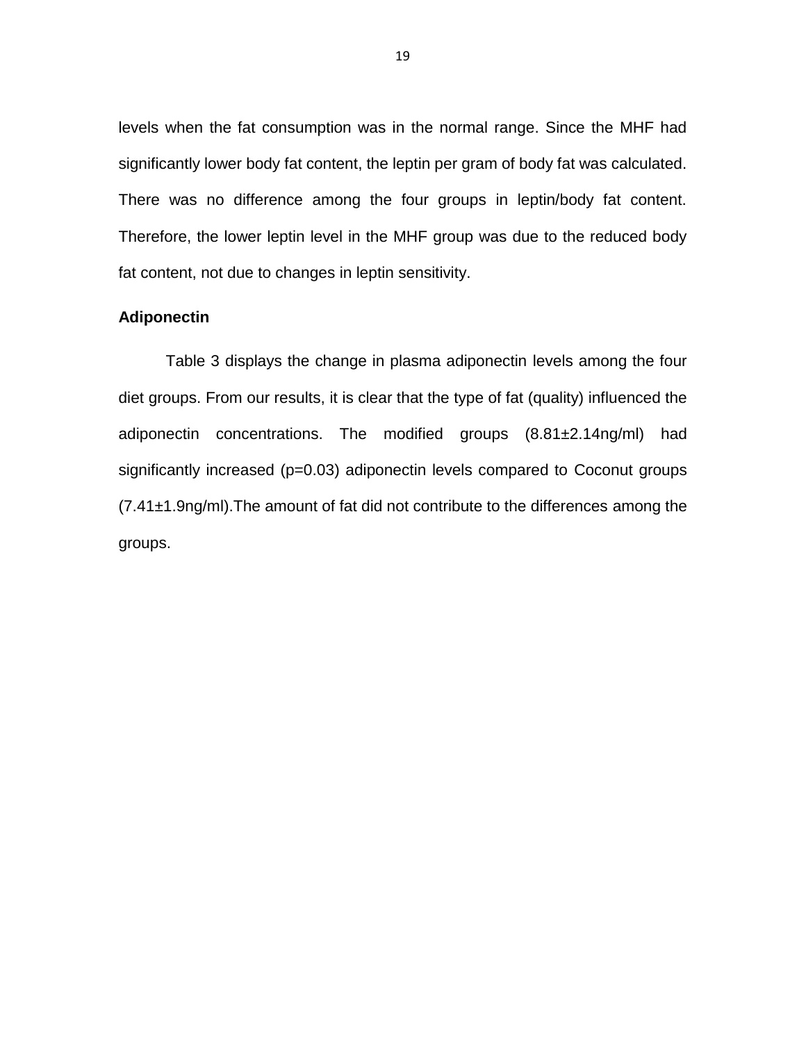levels when the fat consumption was in the normal range. Since the MHF had significantly lower body fat content, the leptin per gram of body fat was calculated. There was no difference among the four groups in leptin/body fat content. Therefore, the lower leptin level in the MHF group was due to the reduced body fat content, not due to changes in leptin sensitivity.

**Adiponectin**

Table 3 displays the change in plasma adiponectin levels among the four diet groups. From our results, it is clear that the type of fat (quality) influenced the adiponectin concentrations. The modified groups (8.81±2.14ng/ml) had significantly increased (p=0.03) adiponectin levels compared to Coconut groups (7.41±1.9ng/ml).The amount of fat did not contribute to the differences among the groups.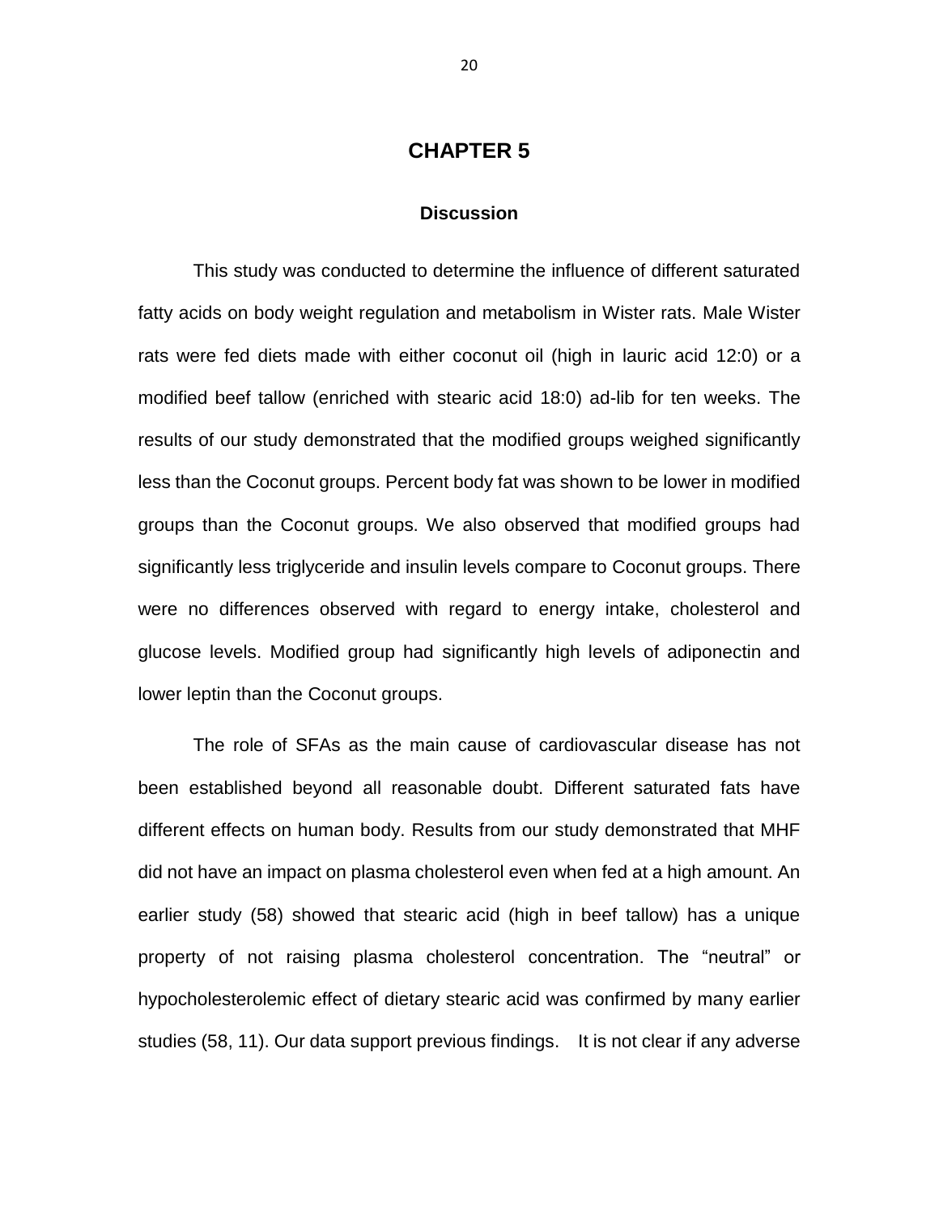# CHAPTER 5

## Discussion

This study was conducted to determine the influence of different saturated fatty acids on body weight regulation and metabolism in Wister rats. Male Wister rats were fed diets made with either coconut oil (high in lauric acid 12:0) or a modified beef tallow (enriched with stearic acid 18:0) ad-lib for ten weeks. The results of our study demonstrated that the modified groups weighed significantly less than the Coconut groups. Percent body fat was shown to be lower in modified groups than the Coconut groups. We also observed that modified groups had significantly less triglyceride and insulin levels compare to Coconut groups. There were no differences observed with regard to energy intake, cholesterol and glucose levels. Modified group had significantly high levels of adiponectin and lower leptin than the Coconut groups.

The role of SFAs as the main cause of cardiovascular disease has not been established beyond all reasonable doubt. Different saturated fats have different effects on human body. Results from our study demonstrated that MHF did not have an impact on plasma cholesterol even when fed at a high amount. An earlier study (58) showed that stearic acid (high in beef tallow) has a unique property of not raising plasma cholesterol concentration. The "neutral" or hypocholesterolemic effect of dietary stearic acid was confirmed by many earlier studies (58, 11). Our data support previous findings. It is not clear if any adverse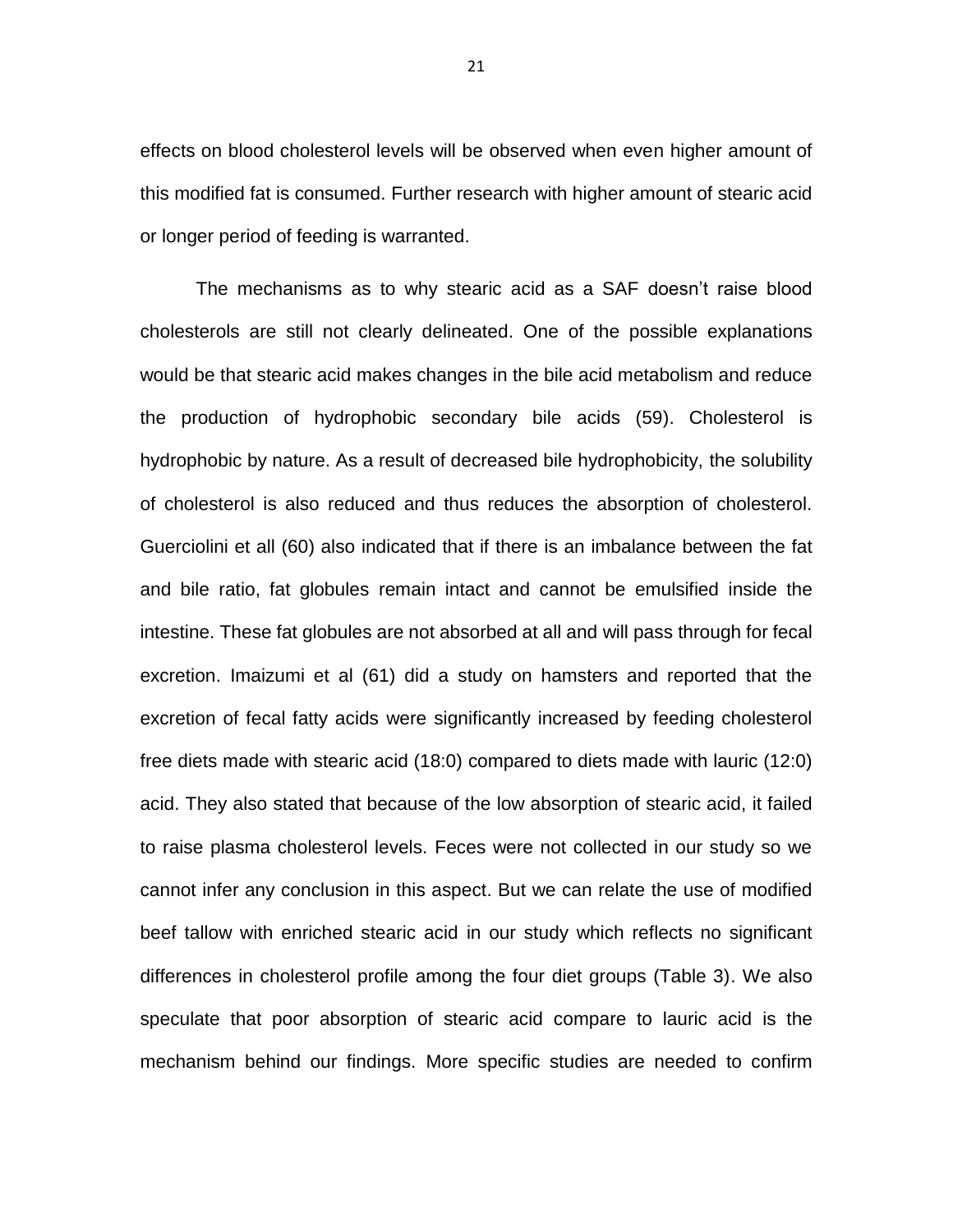effects on blood cholesterol levels will be observed when even higher amount of this modified fat is consumed. Further research with higher amount of stearic acid or longer period of feeding is warranted.

The mechanisms as to why stearic acid as a SAF doesn't raise blood cholesterols are still not clearly delineated. One of the possible explanations would be that stearic acid makes changes in the bile acid metabolism and reduce the production of hydrophobic secondary bile acids (59). Cholesterol is hydrophobic by nature. As a result of decreased bile hydrophobicity, the solubility of cholesterol is also reduced and thus reduces the absorption of cholesterol. Guerciolini et all (60) also indicated that if there is an imbalance between the fat and bile ratio, fat globules remain intact and cannot be emulsified inside the intestine. These fat globules are not absorbed at all and will pass through for fecal excretion. Imaizumi et al (61) did a study on hamsters and reported that the excretion of fecal fatty acids were significantly increased by feeding cholesterol free diets made with stearic acid (18:0) compared to diets made with lauric (12:0) acid. They also stated that because of the low absorption of stearic acid, it failed to raise plasma cholesterol levels. Feces were not collected in our study so we cannot infer any conclusion in this aspect. But we can relate the use of modified beef tallow with enriched stearic acid in our study which reflects no significant differences in cholesterol profile among the four diet groups (Table 3). We also speculate that poor absorption of stearic acid compare to lauric acid is the mechanism behind our findings. More specific studies are needed to confirm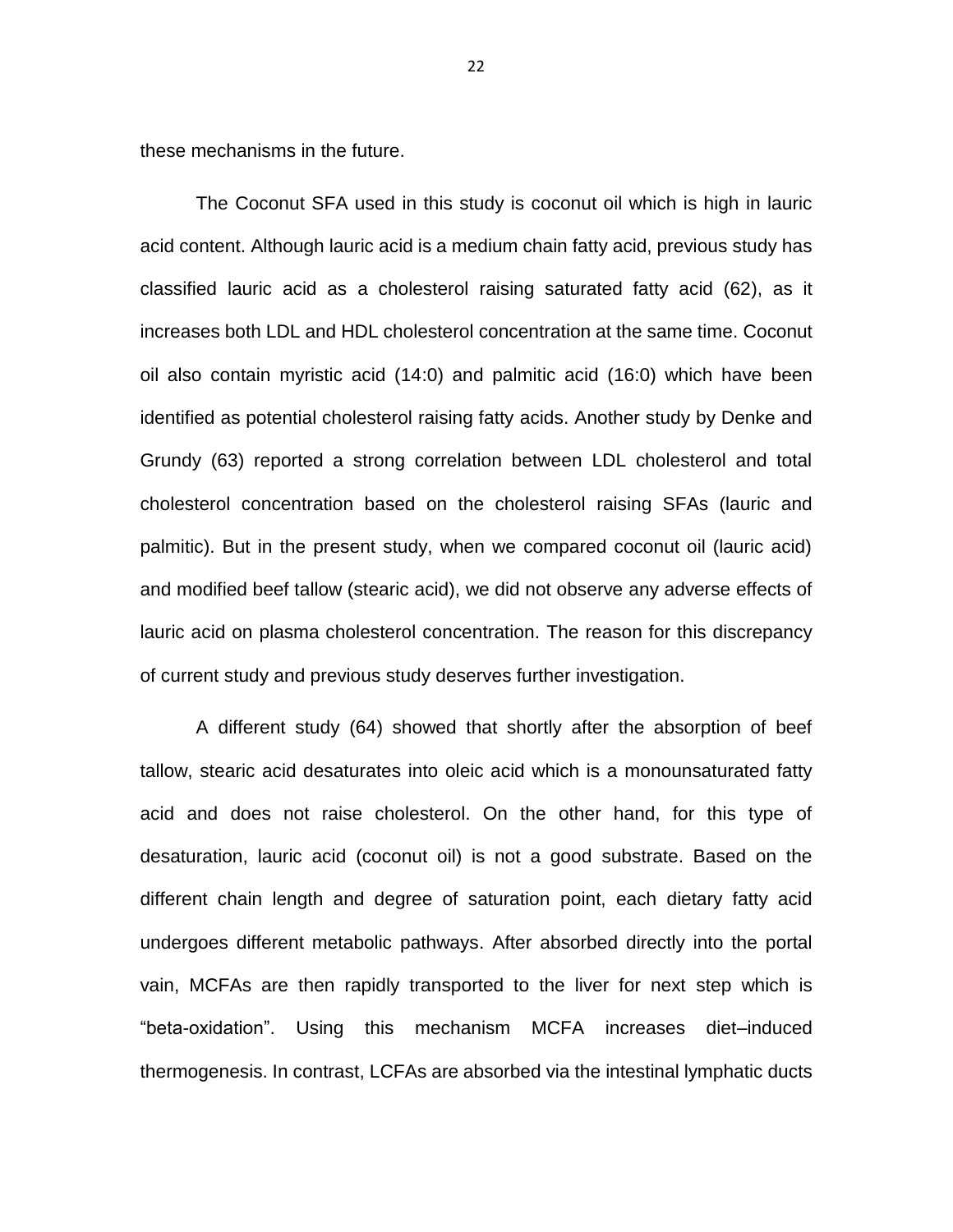these mechanisms in the future.

The Coconut SFA used in this study is coconut oil which is high in lauric acid content. Although lauric acid is a medium chain fatty acid, previous study has classified lauric acid as a cholesterol raising saturated fatty acid (62), as it increases both LDL and HDL cholesterol concentration at the same time. Coconut oil also contain myristic acid (14:0) and palmitic acid (16:0) which have been identified as potential cholesterol raising fatty acids. Another study by Denke and Grundy (63) reported a strong correlation between LDL cholesterol and total cholesterol concentration based on the cholesterol raising SFAs (lauric and palmitic). But in the present study, when we compared coconut oil (lauric acid) and modified beef tallow (stearic acid), we did not observe any adverse effects of lauric acid on plasma cholesterol concentration. The reason for this discrepancy of current study and previous study deserves further investigation.

A different study (64) showed that shortly after the absorption of beef tallow, stearic acid desaturates into oleic acid which is a monounsaturated fatty acid and does not raise cholesterol. On the other hand, for this type of desaturation, lauric acid (coconut oil) is not a good substrate. Based on the different chain length and degree of saturation point, each dietary fatty acid undergoes different metabolic pathways. After absorbed directly into the portal vain, MCFAs are then rapidly transported to the liver for next step which is "beta-oxidation". Using this mechanism MCFA increases diet–induced thermogenesis. In contrast, LCFAs are absorbed via the intestinal lymphatic ducts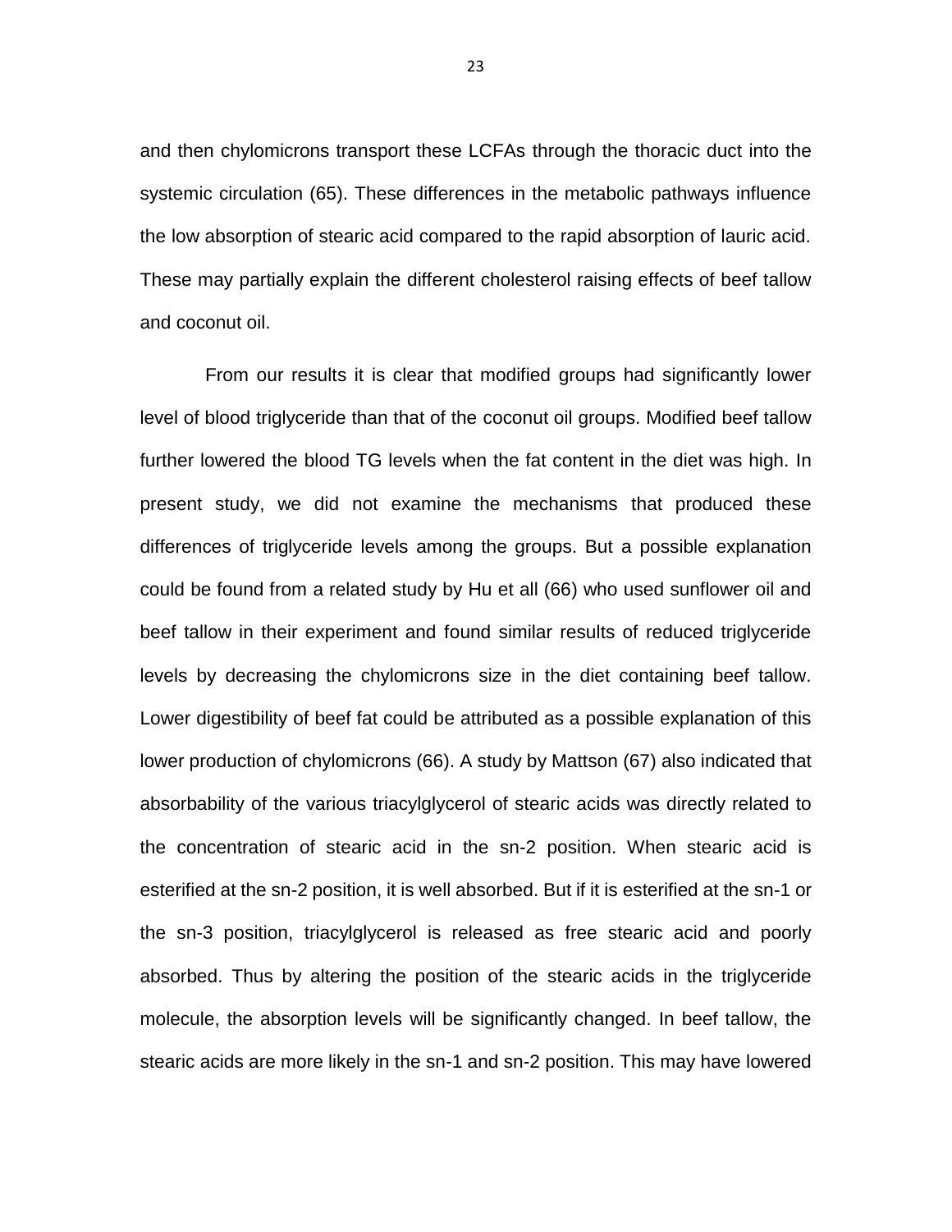and then chylomicrons transport these LCFAs through the thoracic duct into the systemic circulation (65). These differences in the metabolic pathways influence the low absorption of stearic acid compared to the rapid absorption of lauric acid. These may partially explain the different cholesterol raising effects of beef tallow and coconut oil.

From our results it is clear that modified groups had significantly lower level of blood triglyceride than that of the coconut oil groups. Modified beef tallow further lowered the blood TG levels when the fat content in the diet was high. In present study, we did not examine the mechanisms that produced these differences of triglyceride levels among the groups. But a possible explanation could be found from a related study by Hu et all (66) who used sunflower oil and beef tallow in their experiment and found similar results of reduced triglyceride levels by decreasing the chylomicrons size in the diet containing beef tallow. Lower digestibility of beef fat could be attributed as a possible explanation of this lower production of chylomicrons (66). A study by Mattson (67) also indicated that absorbability of the various triacylglycerol of stearic acids was directly related to the concentration of stearic acid in the sn-2 position. When stearic acid is esterified at the sn-2 position, it is well absorbed. But if it is esterified at the sn-1 or the sn-3 position, triacylglycerol is released as free stearic acid and poorly absorbed. Thus by altering the position of the stearic acids in the triglyceride molecule, the absorption levels will be significantly changed. In beef tallow, the stearic acids are more likely in the sn-1 and sn-2 position. This may have lowered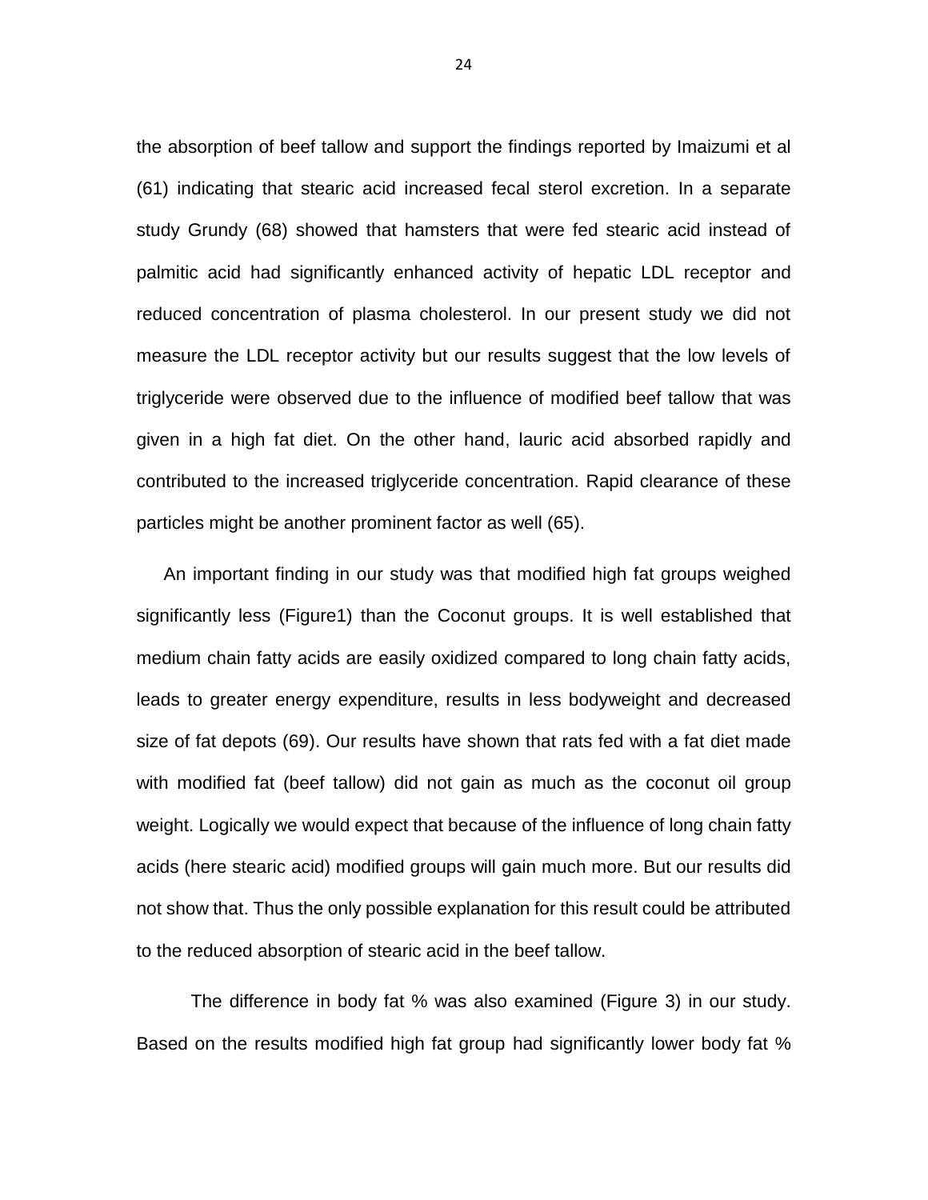the absorption of beef tallow and support the findings reported by Imaizumi et al (61) indicating that stearic acid increased fecal sterol excretion. In a separate study Grundy (68) showed that hamsters that were fed stearic acid instead of palmitic acid had significantly enhanced activity of hepatic LDL receptor and reduced concentration of plasma cholesterol. In our present study we did not measure the LDL receptor activity but our results suggest that the low levels of triglyceride were observed due to the influence of modified beef tallow that was given in a high fat diet. On the other hand, lauric acid absorbed rapidly and contributed to the increased triglyceride concentration. Rapid clearance of these particles might be another prominent factor as well (65).

An important finding in our study was that modified high fat groups weighed significantly less (Figure1) than the Coconut groups. It is well established that medium chain fatty acids are easily oxidized compared to long chain fatty acids, leads to greater energy expenditure, results in less bodyweight and decreased size of fat depots (69). Our results have shown that rats fed with a fat diet made with modified fat (beef tallow) did not gain as much as the coconut oil group weight. Logically we would expect that because of the influence of long chain fatty acids (here stearic acid) modified groups will gain much more. But our results did not show that. Thus the only possible explanation for this result could be attributed to the reduced absorption of stearic acid in the beef tallow.

The difference in body fat % was also examined (Figure 3) in our study. Based on the results modified high fat group had significantly lower body fat %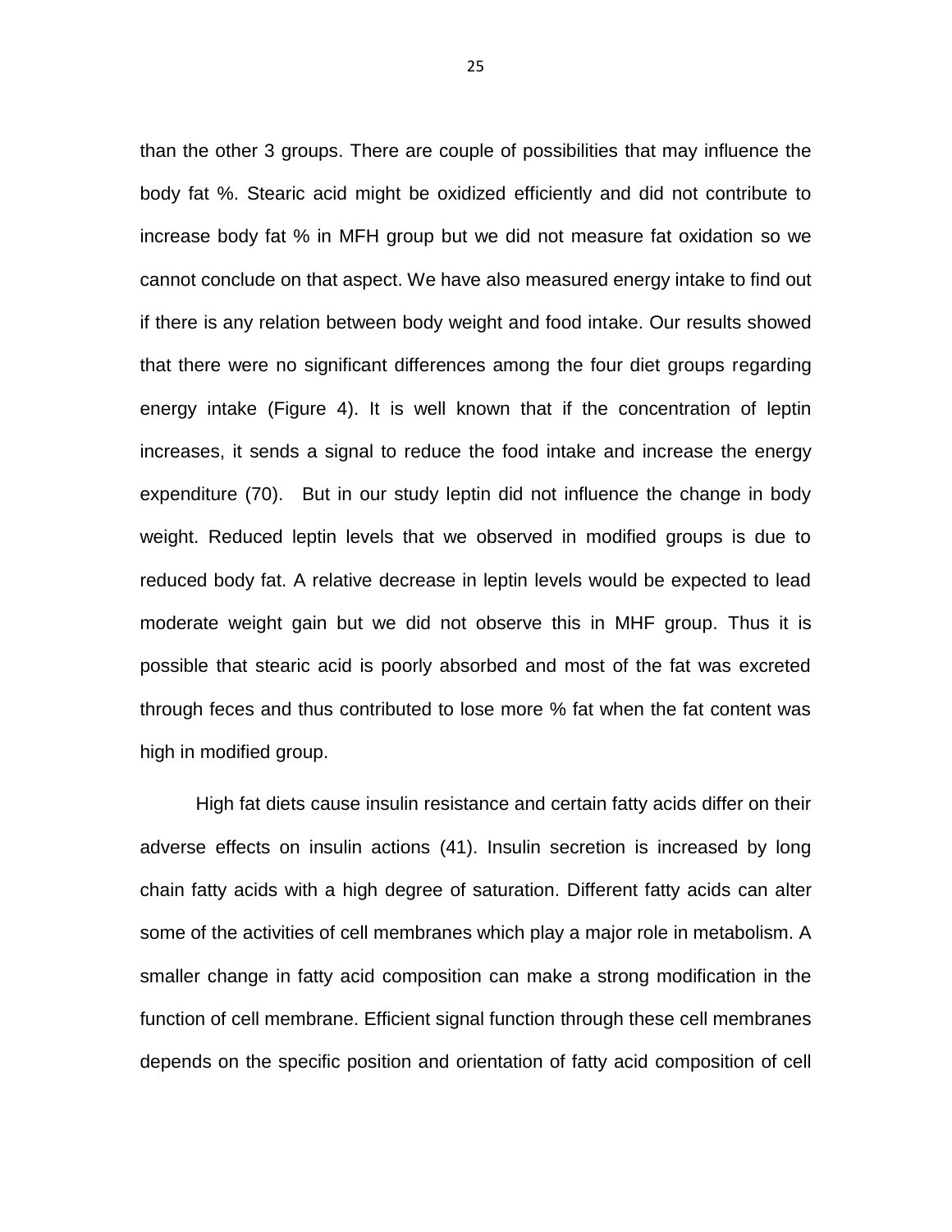than the other 3 groups. There are couple of possibilities that may influence the body fat %. Stearic acid might be oxidized efficiently and did not contribute to increase body fat % in MFH group but we did not measure fat oxidation so we cannot conclude on that aspect. We have also measured energy intake to find out if there is any relation between body weight and food intake. Our results showed that there were no significant differences among the four diet groups regarding energy intake (Figure 4). It is well known that if the concentration of leptin increases, it sends a signal to reduce the food intake and increase the energy expenditure (70). But in our study leptin did not influence the change in body weight. Reduced leptin levels that we observed in modified groups is due to reduced body fat. A relative decrease in leptin levels would be expected to lead moderate weight gain but we did not observe this in MHF group. Thus it is possible that stearic acid is poorly absorbed and most of the fat was excreted through feces and thus contributed to lose more % fat when the fat content was high in modified group.

High fat diets cause insulin resistance and certain fatty acids differ on their adverse effects on insulin actions (41). Insulin secretion is increased by long chain fatty acids with a high degree of saturation. Different fatty acids can alter some of the activities of cell membranes which play a major role in metabolism. A smaller change in fatty acid composition can make a strong modification in the function of cell membrane. Efficient signal function through these cell membranes depends on the specific position and orientation of fatty acid composition of cell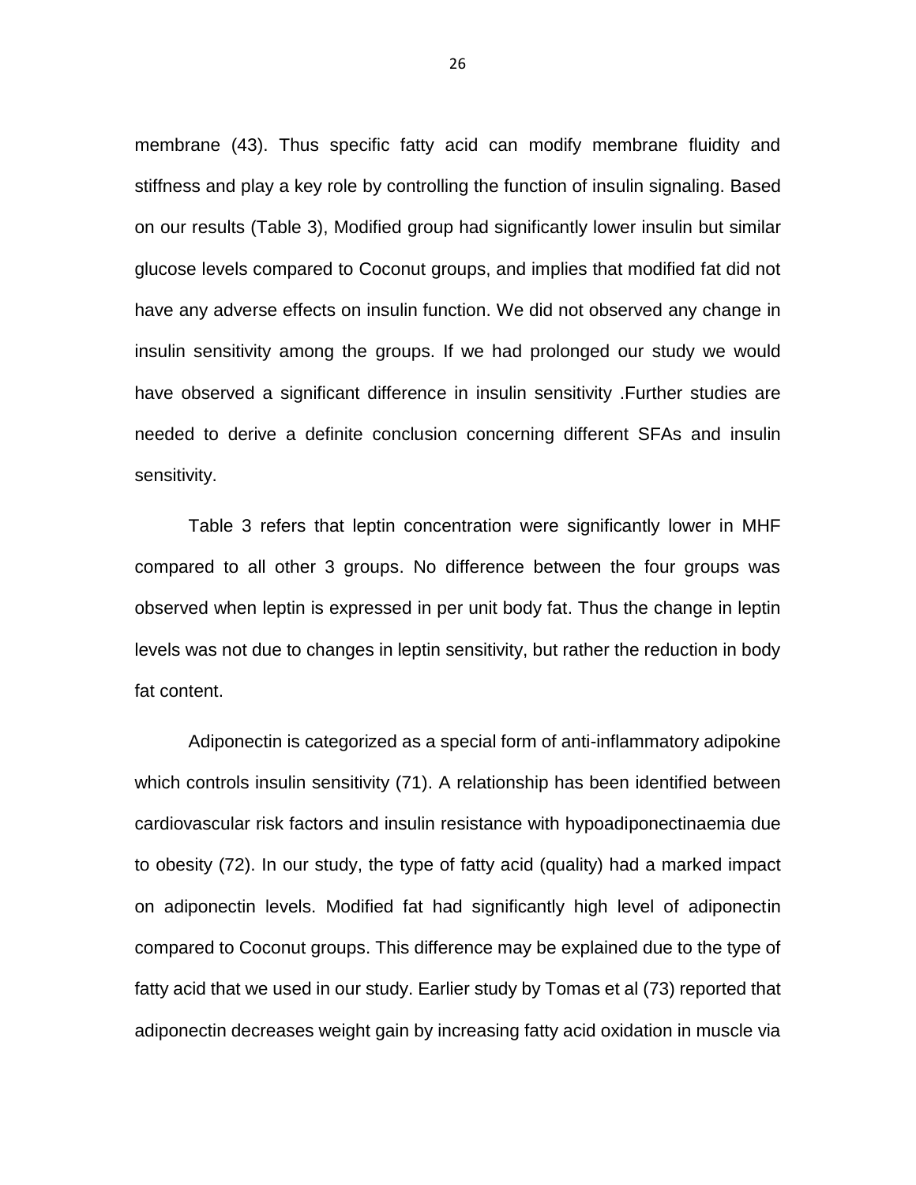membrane (43). Thus specific fatty acid can modify membrane fluidity and stiffness and play a key role by controlling the function of insulin signaling. Based on our results (Table 3), Modified group had significantly lower insulin but similar glucose levels compared to Coconut groups, and implies that modified fat did not have any adverse effects on insulin function. We did not observed any change in insulin sensitivity among the groups. If we had prolonged our study we would have observed a significant difference in insulin sensitivity .Further studies are needed to derive a definite conclusion concerning different SFAs and insulin sensitivity.

Table 3 refers that leptin concentration were significantly lower in MHF compared to all other 3 groups. No difference between the four groups was observed when leptin is expressed in per unit body fat. Thus the change in leptin levels was not due to changes in leptin sensitivity, but rather the reduction in body fat content.

Adiponectin is categorized as a special form of anti-inflammatory adipokine which controls insulin sensitivity (71). A relationship has been identified between cardiovascular risk factors and insulin resistance with hypoadiponectinaemia due to obesity (72). In our study, the type of fatty acid (quality) had a marked impact on adiponectin levels. Modified fat had significantly high level of adiponectin compared to Coconut groups. This difference may be explained due to the type of fatty acid that we used in our study. Earlier study by Tomas et al (73) reported that adiponectin decreases weight gain by increasing fatty acid oxidation in muscle via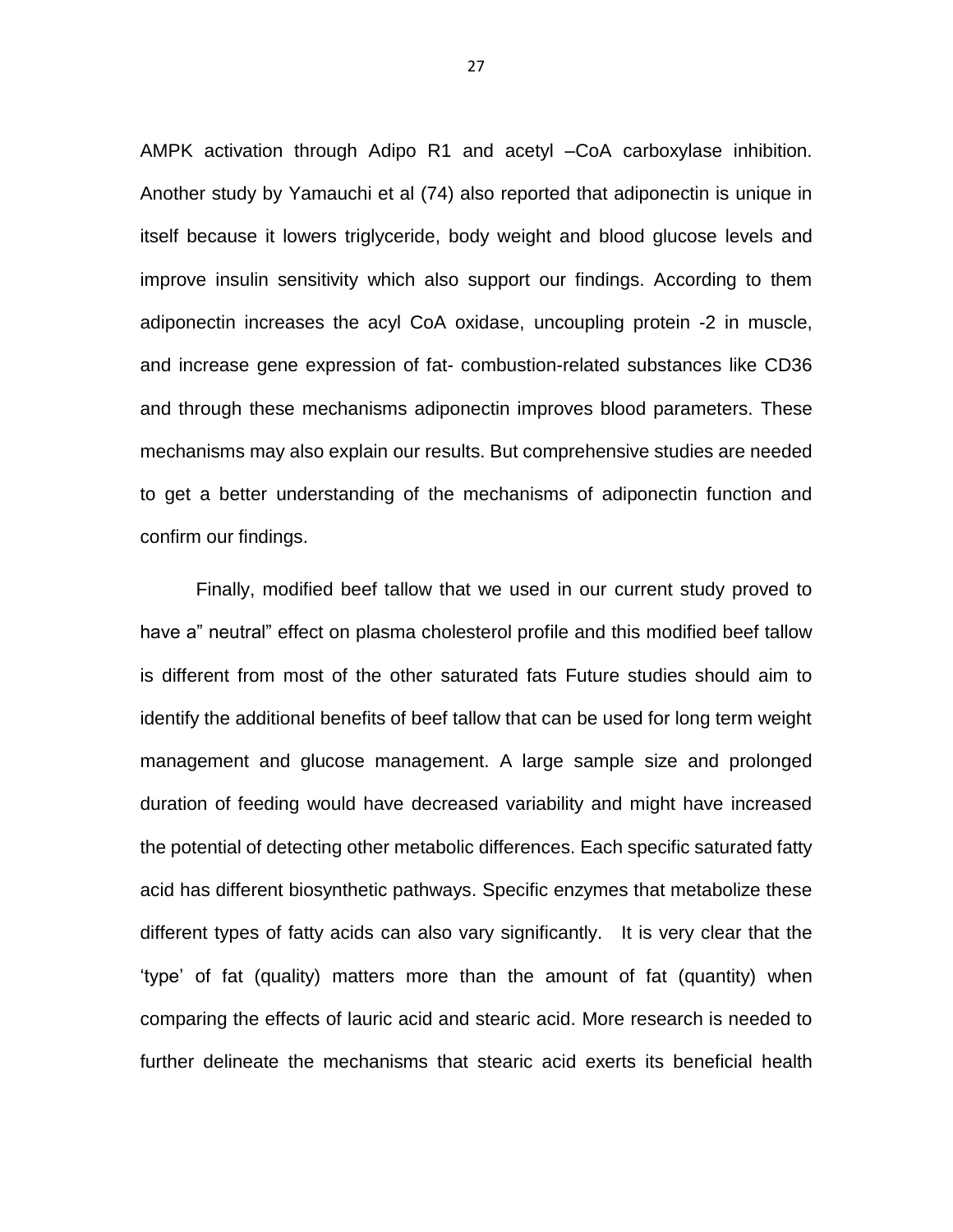AMPK activation through Adipo R1 and acetyl –CoA carboxylase inhibition. Another study by Yamauchi et al (74) also reported that adiponectin is unique in itself because it lowers triglyceride, body weight and blood glucose levels and improve insulin sensitivity which also support our findings. According to them adiponectin increases the acyl CoA oxidase, uncoupling protein -2 in muscle, and increase gene expression of fat- combustion-related substances like CD36 and through these mechanisms adiponectin improves blood parameters. These mechanisms may also explain our results. But comprehensive studies are needed to get a better understanding of the mechanisms of adiponectin function and confirm our findings.

Finally, modified beef tallow that we used in our current study proved to have a" neutral" effect on plasma cholesterol profile and this modified beef tallow is different from most of the other saturated fats Future studies should aim to identify the additional benefits of beef tallow that can be used for long term weight management and glucose management. A large sample size and prolonged duration of feeding would have decreased variability and might have increased the potential of detecting other metabolic differences. Each specific saturated fatty acid has different biosynthetic pathways. Specific enzymes that metabolize these different types of fatty acids can also vary significantly. It is very clear that the 'type' of fat (quality) matters more than the amount of fat (quantity) when comparing the effects of lauric acid and stearic acid. More research is needed to further delineate the mechanisms that stearic acid exerts its beneficial health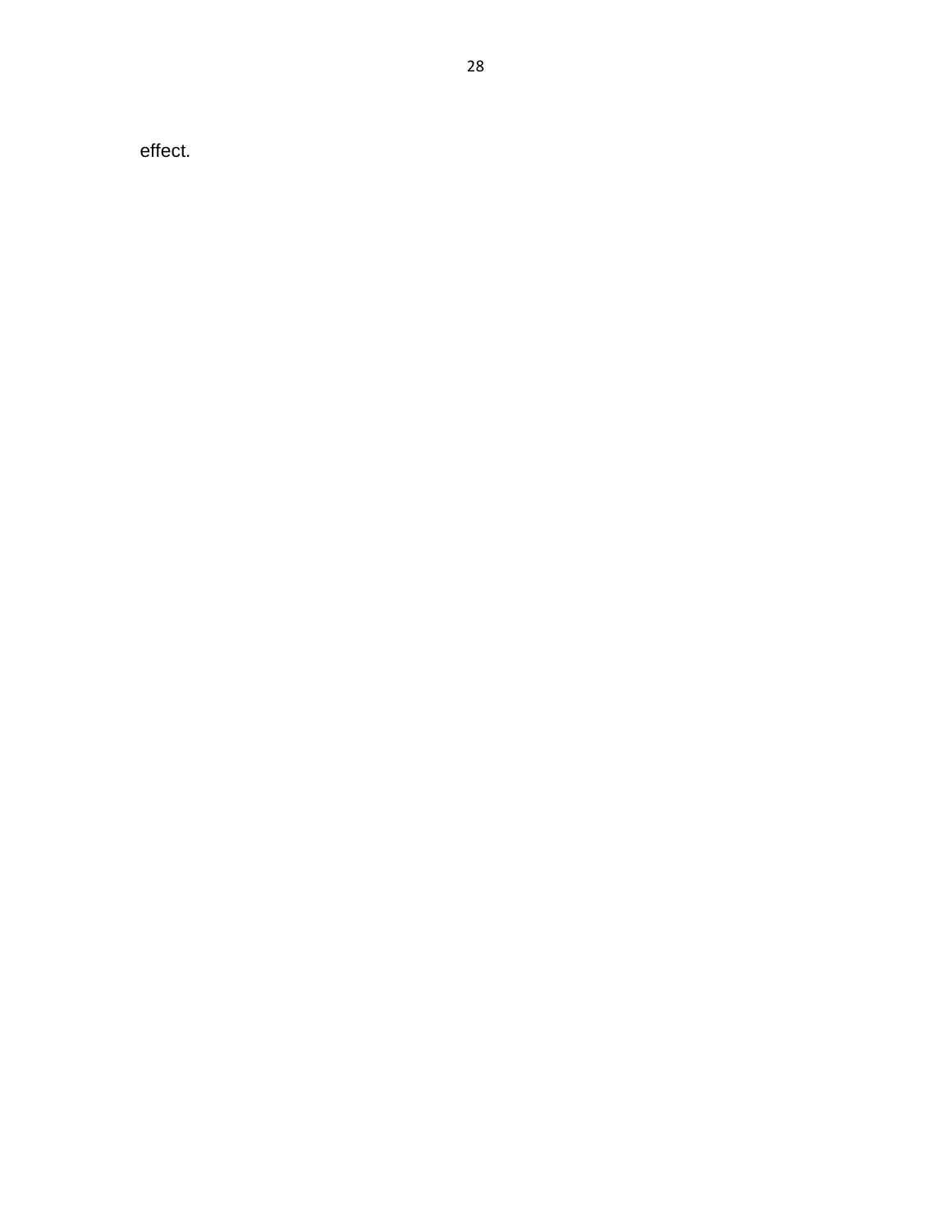effect.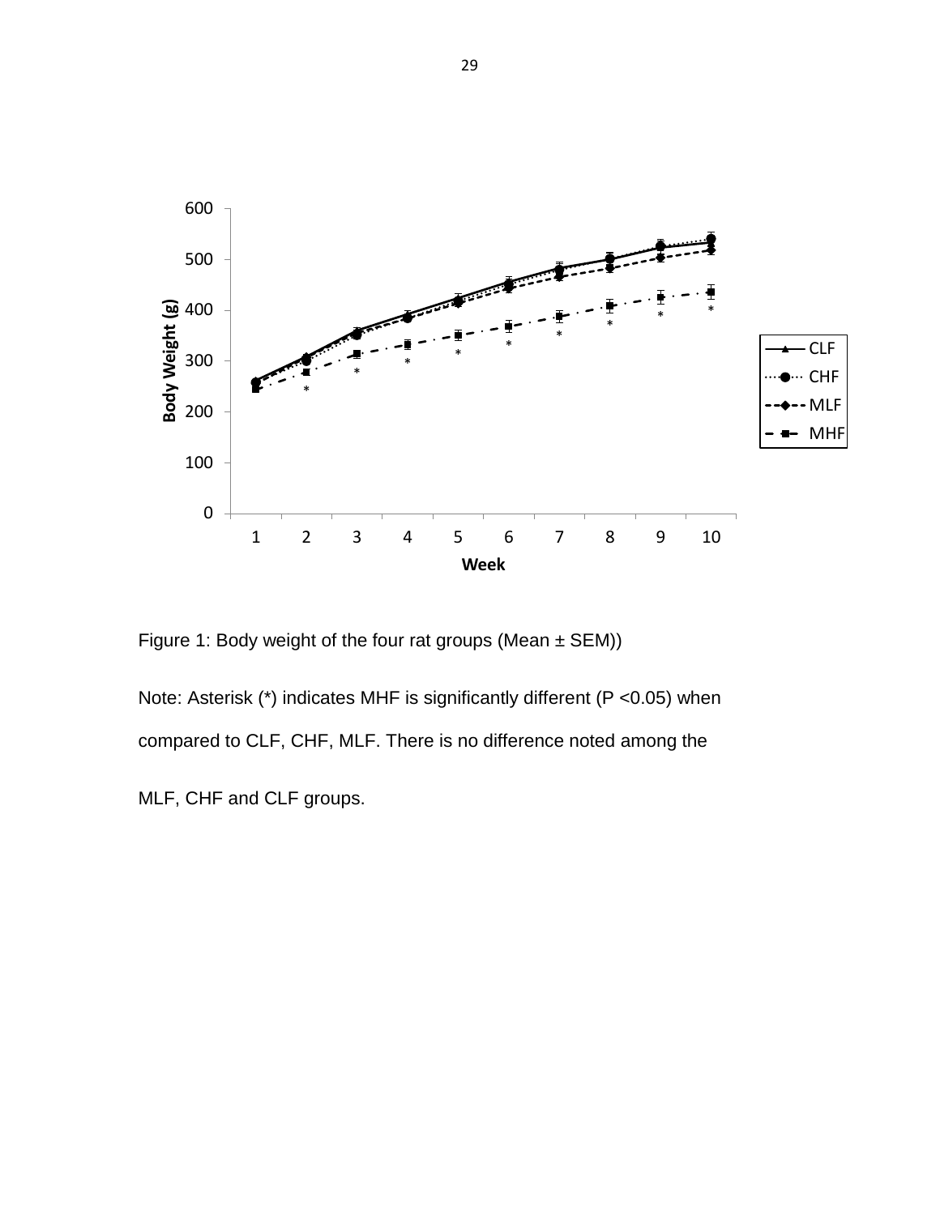Figure 1: Body weight of the four rat groups (Mean ± SEM))

Note: Asterisk (*) indicates MHF is significantly different (P <0.05) when compared to CLF, CHF, MLF. There is no difference noted among the MLF, CHF and CLF groups.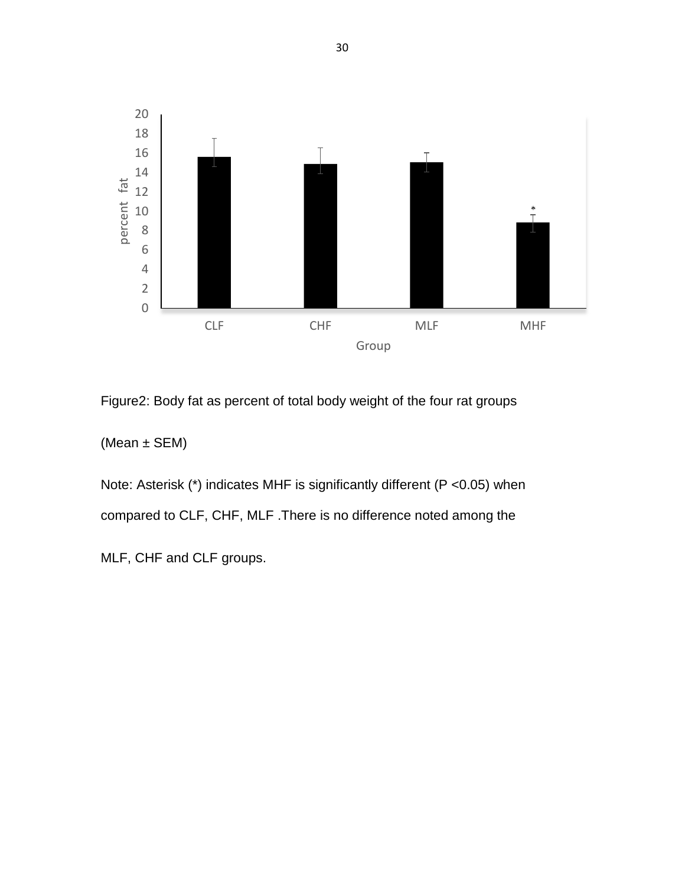Figure2: Body fat as percent of total body weight of the four rat groups

(Mean ± SEM)

Note: Asterisk (*) indicates MHF is significantly different (P <0.05) when compared to CLF, CHF, MLF .There is no difference noted among the MLF, CHF and CLF groups.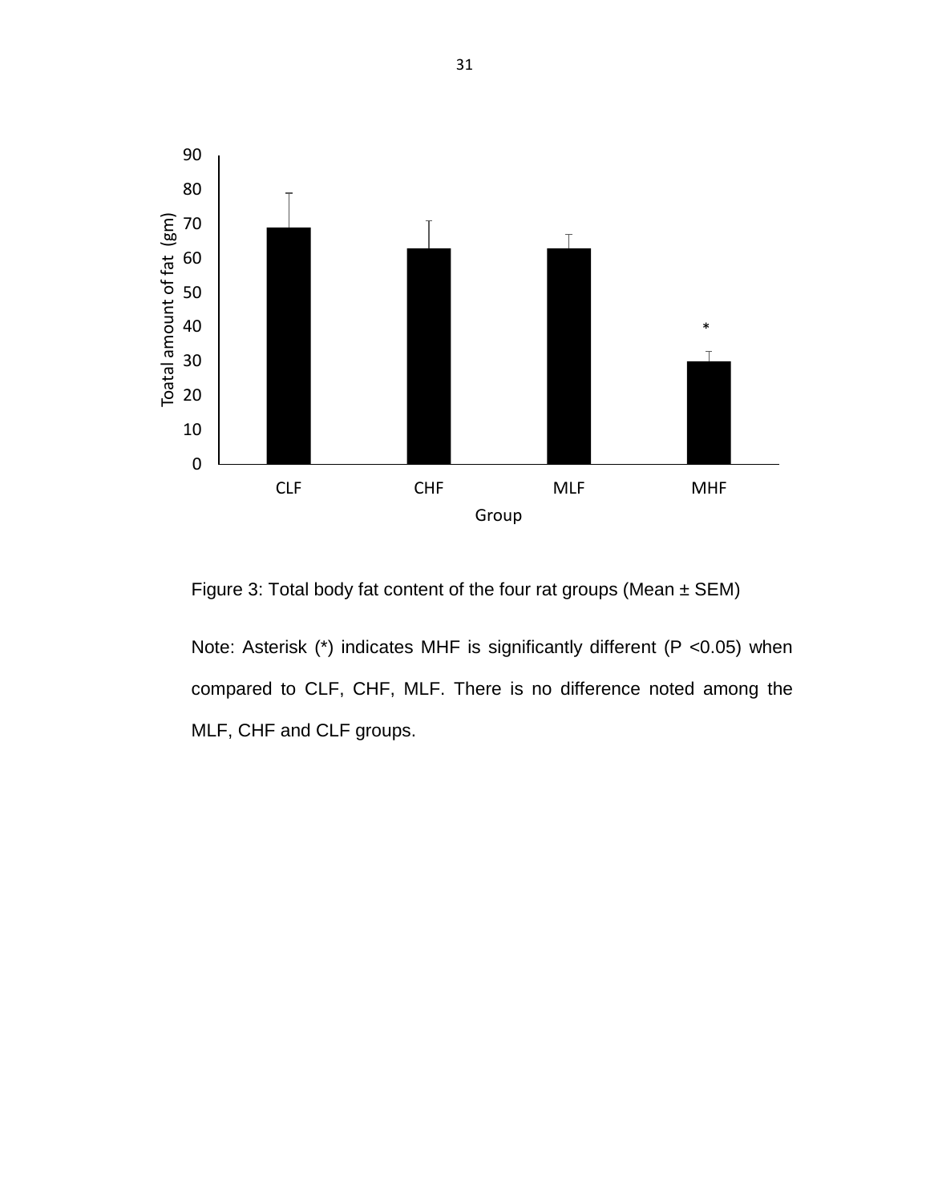Figure 3: Total body fat content of the four rat groups (Mean ± SEM)

Note: Asterisk (*) indicates MHF is significantly different (P <0.05) when compared to CLF, CHF, MLF. There is no difference noted among the MLF, CHF and CLF groups.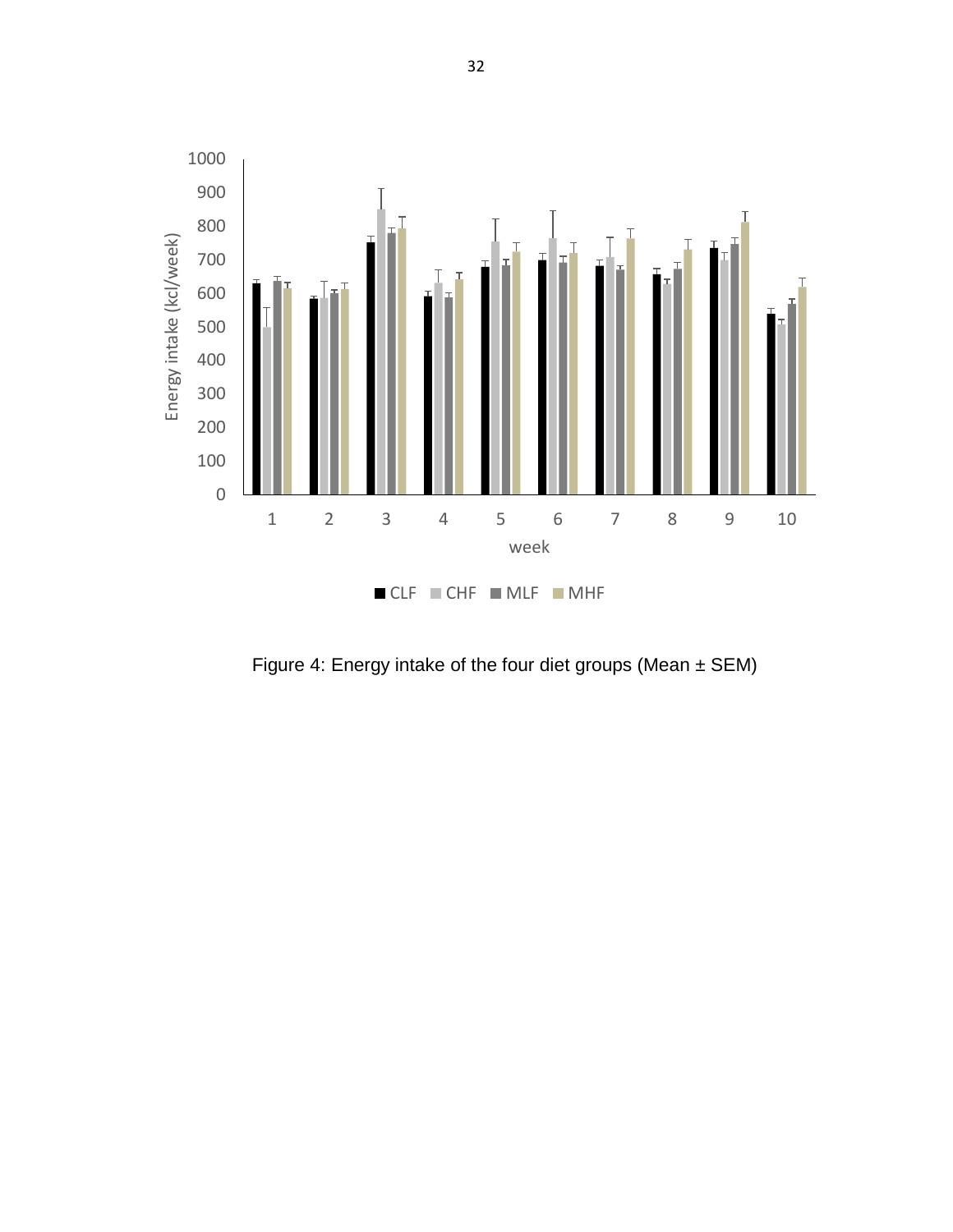Figure 4: Energy intake of the four diet groups (Mean ± SEM)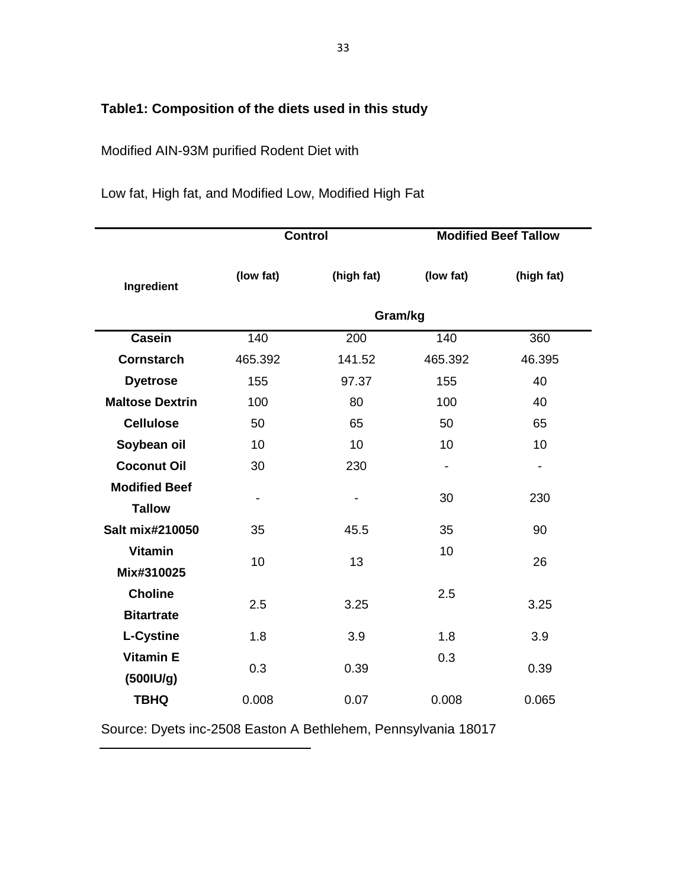**Table1: Composition of the diets used in this study**

Modified AIN-93M purified Rodent Diet with

Low fat, High fat, and Modified Low, Modified High Fat

| Ingredient | Control | | Modified Beef Tallow | |
|---|---|---|---|---|
| | (low fat) | (high fat) | (low fat) | (high fat) |
| | Gram/kg | | | |
| **Casein** | 140 | 200 | 140 | 360 |
| **Cornstarch** | 465.392 | 141.52 | 465.392 | 46.395 |
| **Dyetrose** | 155 | 97.37 | 155 | 40 |
| **Maltose Dextrin** | 100 | 80 | 100 | 40 |
| **Cellulose** | 50 | 65 | 50 | 65 |
| **Soybean oil** | 10 | 10 | 10 | 10 |
| **Coconut Oil** | 30 | 230 | - | - |
| **Modified Beef Tallow** | - | - | 30 | 230 |
| **Salt mix#210050** | 35 | 45.5 | 35 | 90 |
| **Vitamin Mix#310025** | 10 | 13 | 10 | 26 |
| **Choline Bitartrate** | 2.5 | 3.25 | 2.5 | 3.25 |
| **L-Cystine** | 1.8 | 3.9 | 1.8 | 3.9 |
| **Vitamin E (500IU/g)** | 0.3 | 0.39 | 0.3 | 0.39 |
| **TBHQ** | 0.008 | 0.07 | 0.008 | 0.065 |

Source: Dyets inc-2508 Easton A Bethlehem, Pennsylvania 18017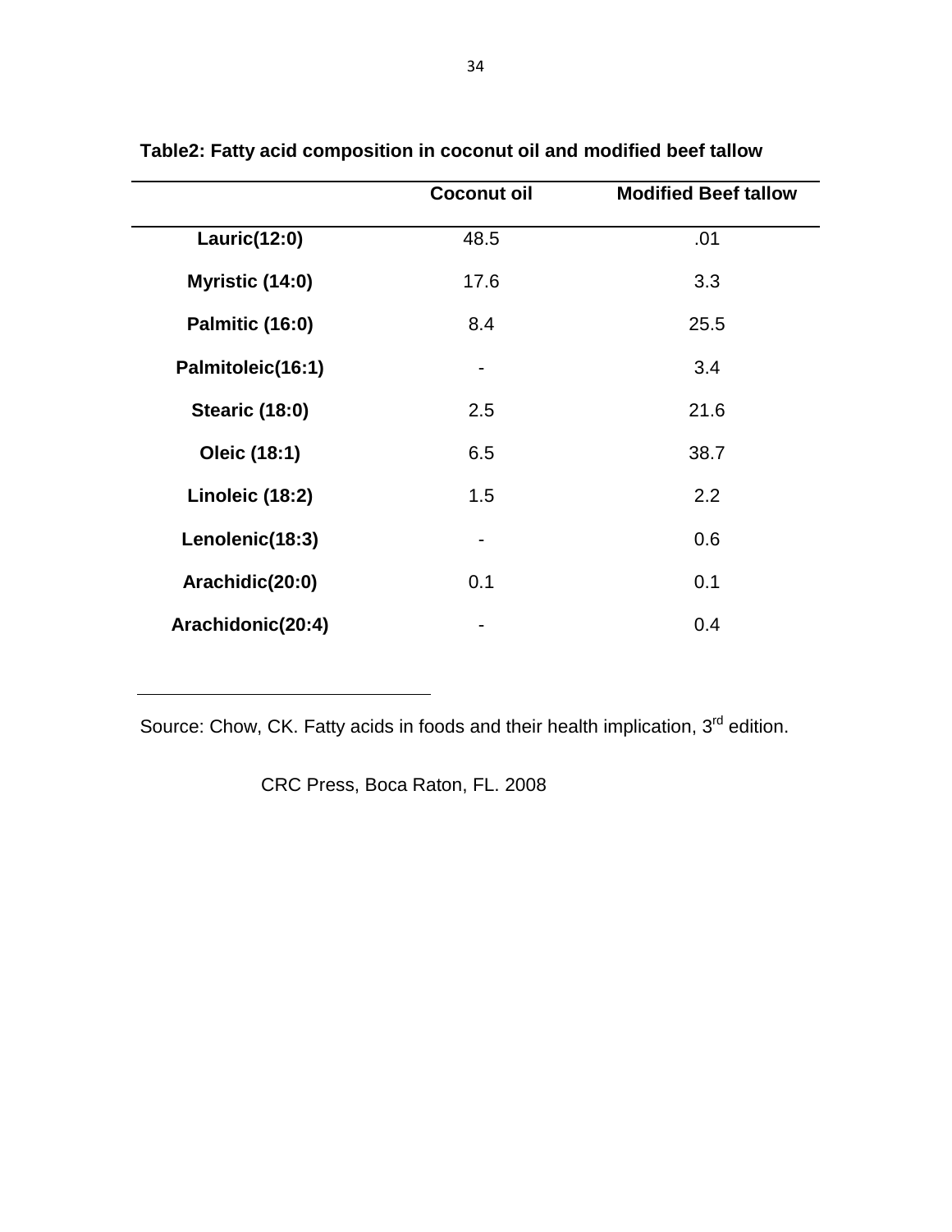**Table2: Fatty acid composition in coconut oil and modified beef tallow**

| | **Coconut oil** | **Modified Beef tallow** |
|---|---|---|
| **Lauric(12:0)** | 48.5 | .01 |
| **Myristic (14:0)** | 17.6 | 3.3 |
| **Palmitic (16:0)** | 8.4 | 25.5 |
| **Palmitoleic(16:1)** | - | 3.4 |
| **Stearic (18:0)** | 2.5 | 21.6 |
| **Oleic (18:1)** | 6.5 | 38.7 |
| **Linoleic (18:2)** | 1.5 | 2.2 |
| **Lenolenic(18:3)** | - | 0.6 |
| **Arachidic(20:0)** | 0.1 | 0.1 |
| **Arachidonic(20:4)** | - | 0.4 |

Source: Chow, CK. Fatty acids in foods and their health implication, 3rd edition.

CRC Press, Boca Raton, FL. 2008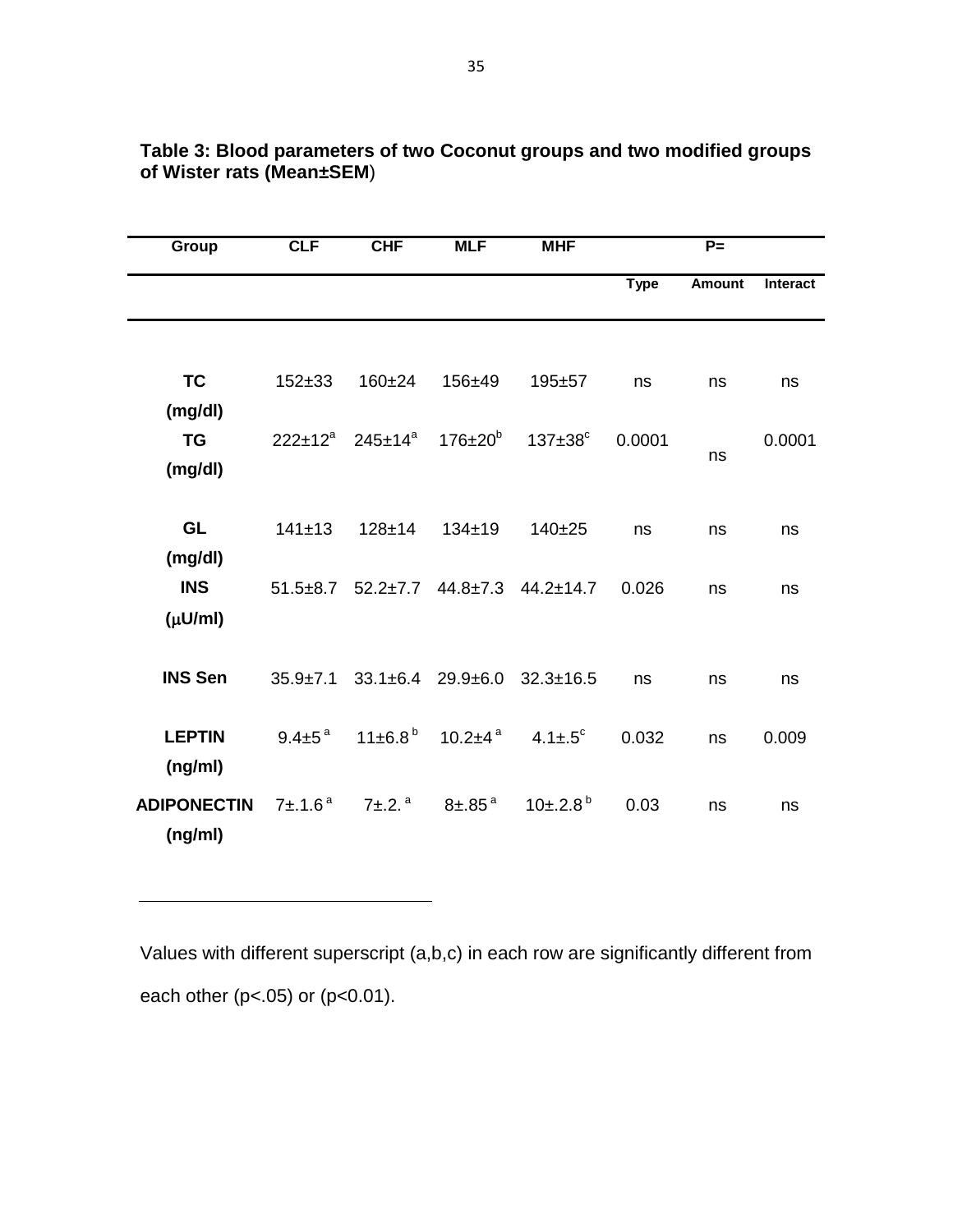**Table 3: Blood parameters of two Coconut groups and two modified groups of Wister rats (Mean±SEM)**

| Group | CLF | CHF | MLF | MHF | P= | | |
|---|---|---|---|---|---|---|---|
| | | | | | Type | Amount | Interact |
| TC (mg/dl) | 152±33 | 160±24 | 156±49 | 195±57 | ns | ns | ns |
| TG (mg/dl) | 222±12[a] | 245±14[a] | 176±20[b] | 137±38[c] | 0.0001 | ns | 0.0001 |
| GL (mg/dl) | 141±13 | 128±14 | 134±19 | 140±25 | ns | ns | ns |
| INS (μU/ml) | 51.5±8.7 | 52.2±7.7 | 44.8±7.3 | 44.2±14.7 | 0.026 | ns | ns |
| INS Sen | 35.9±7.1 | 33.1±6.4 | 29.9±6.0 | 32.3±16.5 | ns | ns | ns |
| LEPTIN (ng/ml) | 9.4±5[a] | 11±6.8[b] | 10.2±4[a] | 4.1±.5[c] | 0.032 | ns | 0.009 |
| ADIPONECTIN (ng/ml) | 7±.1.6[a] | 7±.2.[a] | 8±.85[a] | 10±.2.8[b] | 0.03 | ns | ns |

Values with different superscript (a,b,c) in each row are significantly different from each other (p<.05) or (p<0.01).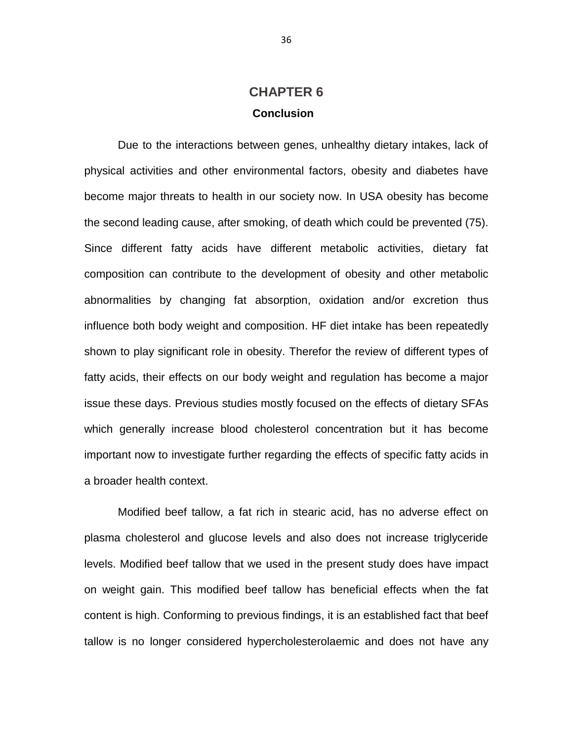# CHAPTER 6

## Conclusion

Due to the interactions between genes, unhealthy dietary intakes, lack of physical activities and other environmental factors, obesity and diabetes have become major threats to health in our society now. In USA obesity has become the second leading cause, after smoking, of death which could be prevented (75). Since different fatty acids have different metabolic activities, dietary fat composition can contribute to the development of obesity and other metabolic abnormalities by changing fat absorption, oxidation and/or excretion thus influence both body weight and composition. HF diet intake has been repeatedly shown to play significant role in obesity. Therefor the review of different types of fatty acids, their effects on our body weight and regulation has become a major issue these days. Previous studies mostly focused on the effects of dietary SFAs which generally increase blood cholesterol concentration but it has become important now to investigate further regarding the effects of specific fatty acids in a broader health context.

Modified beef tallow, a fat rich in stearic acid, has no adverse effect on plasma cholesterol and glucose levels and also does not increase triglyceride levels. Modified beef tallow that we used in the present study does have impact on weight gain. This modified beef tallow has beneficial effects when the fat content is high. Conforming to previous findings, it is an established fact that beef tallow is no longer considered hypercholesterolaemic and does not have any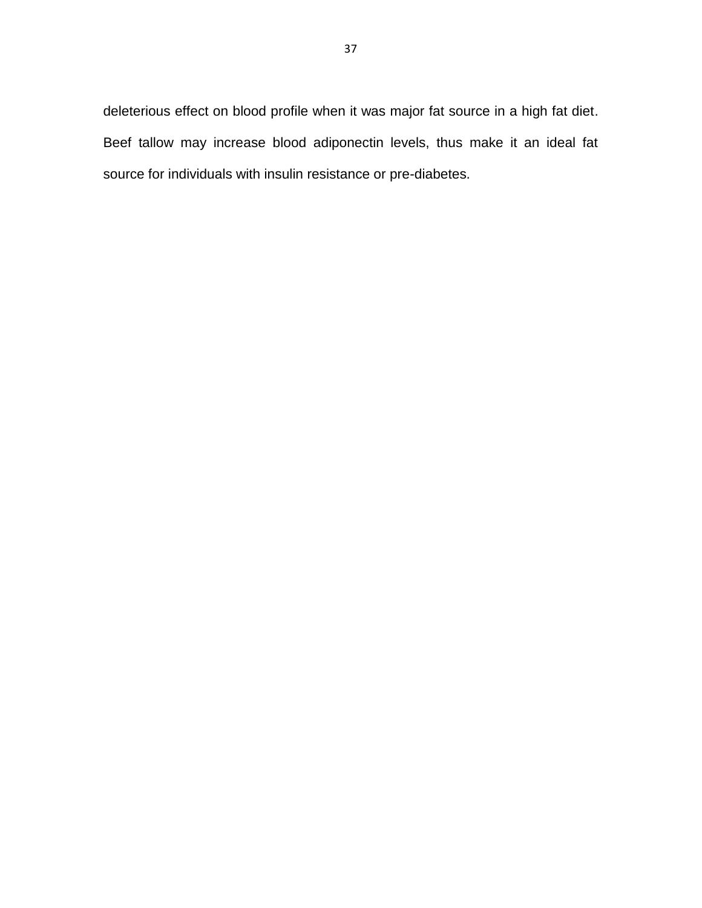deleterious effect on blood profile when it was major fat source in a high fat diet. Beef tallow may increase blood adiponectin levels, thus make it an ideal fat source for individuals with insulin resistance or pre-diabetes.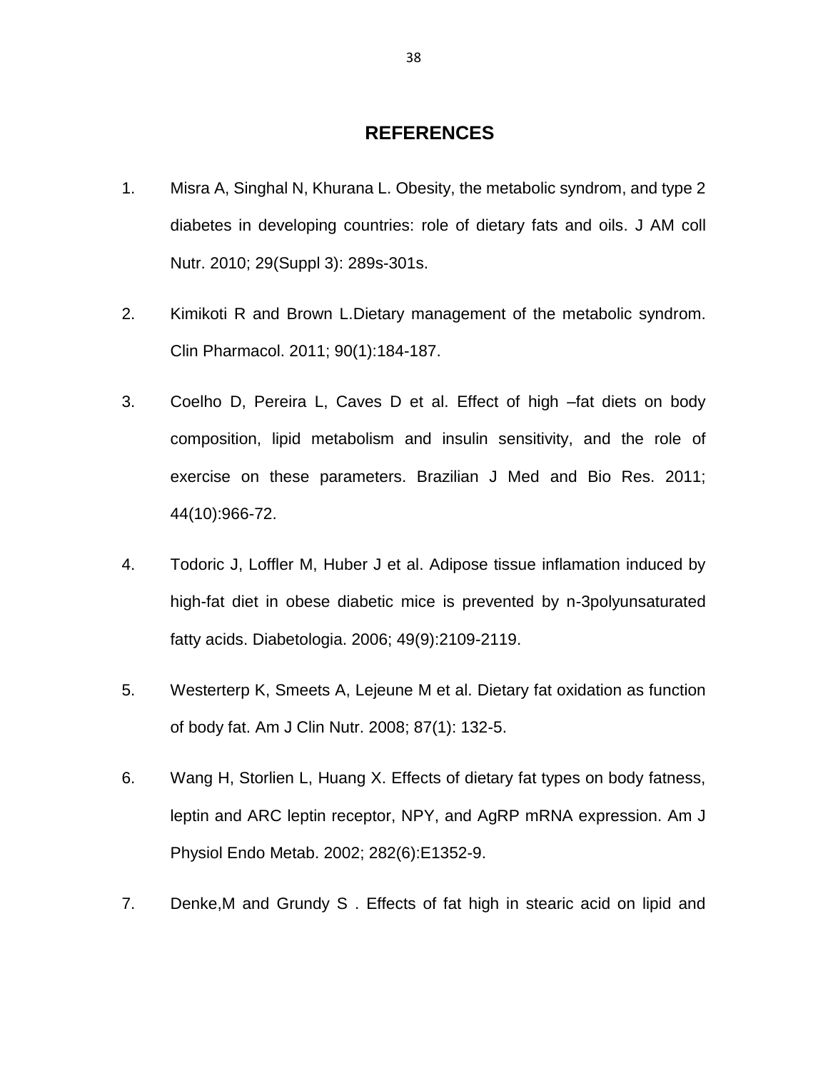## REFERENCES

1. Misra A, Singhal N, Khurana L. Obesity, the metabolic syndrom, and type 2 diabetes in developing countries: role of dietary fats and oils. J AM coll Nutr. 2010; 29(Suppl 3): 289s-301s.

2. Kimikoti R and Brown L.Dietary management of the metabolic syndrom. Clin Pharmacol. 2011; 90(1):184-187.

3. Coelho D, Pereira L, Caves D et al. Effect of high –fat diets on body composition, lipid metabolism and insulin sensitivity, and the role of exercise on these parameters. Brazilian J Med and Bio Res. 2011; 44(10):966-72.

4. Todoric J, Loffler M, Huber J et al. Adipose tissue inflamation induced by high-fat diet in obese diabetic mice is prevented by n-3polyunsaturated fatty acids. Diabetologia. 2006; 49(9):2109-2119.

5. Westerterp K, Smeets A, Lejeune M et al. Dietary fat oxidation as function of body fat. Am J Clin Nutr. 2008; 87(1): 132-5.

6. Wang H, Storlien L, Huang X. Effects of dietary fat types on body fatness, leptin and ARC leptin receptor, NPY, and AgRP mRNA expression. Am J Physiol Endo Metab. 2002; 282(6):E1352-9.

7. Denke,M and Grundy S . Effects of fat high in stearic acid on lipid and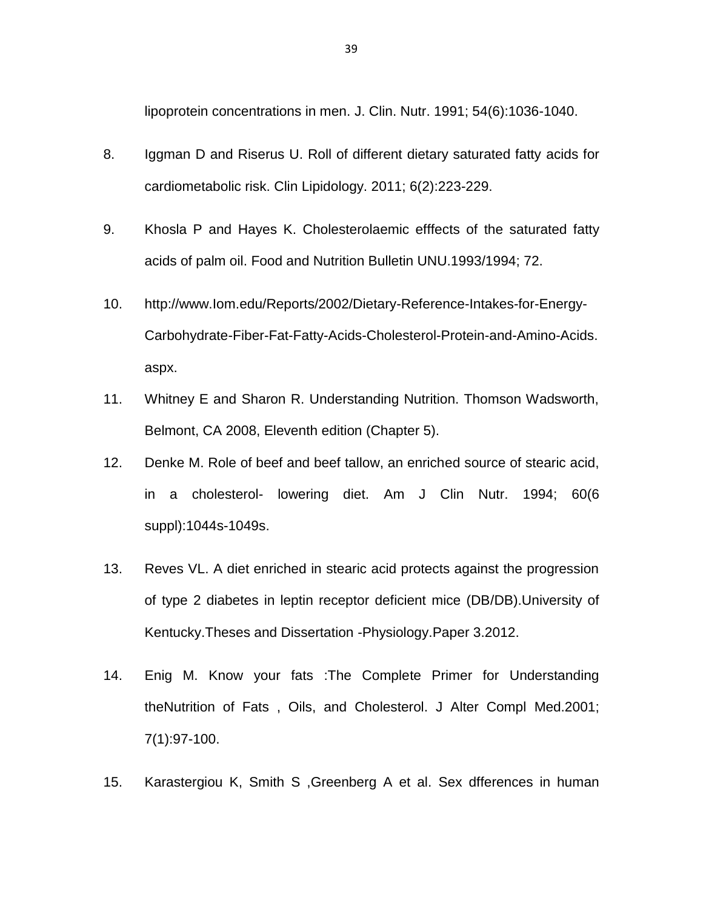lipoprotein concentrations in men. J. Clin. Nutr. 1991; 54(6):1036-1040.

8. Iggman D and Riserus U. Roll of different dietary saturated fatty acids for cardiometabolic risk. Clin Lipidology. 2011; 6(2):223-229.

9. Khosla P and Hayes K. Cholesterolaemic efffects of the saturated fatty acids of palm oil. Food and Nutrition Bulletin UNU.1993/1994; 72.

10. http://www.Iom.edu/Reports/2002/Dietary-Reference-Intakes-for-Energy-Carbohydrate-Fiber-Fat-Fatty-Acids-Cholesterol-Protein-and-Amino-Acids.aspx.

11. Whitney E and Sharon R. Understanding Nutrition. Thomson Wadsworth, Belmont, CA 2008, Eleventh edition (Chapter 5).

12. Denke M. Role of beef and beef tallow, an enriched source of stearic acid, in a cholesterol- lowering diet. Am J Clin Nutr. 1994; 60(6 suppl):1044s-1049s.

13. Reves VL. A diet enriched in stearic acid protects against the progression of type 2 diabetes in leptin receptor deficient mice (DB/DB).University of Kentucky.Theses and Dissertation -Physiology.Paper 3.2012.

14. Enig M. Know your fats :The Complete Primer for Understanding theNutrition of Fats , Oils, and Cholesterol. J Alter Compl Med.2001; 7(1):97-100.

15. Karastergiou K, Smith S ,Greenberg A et al. Sex dfferences in human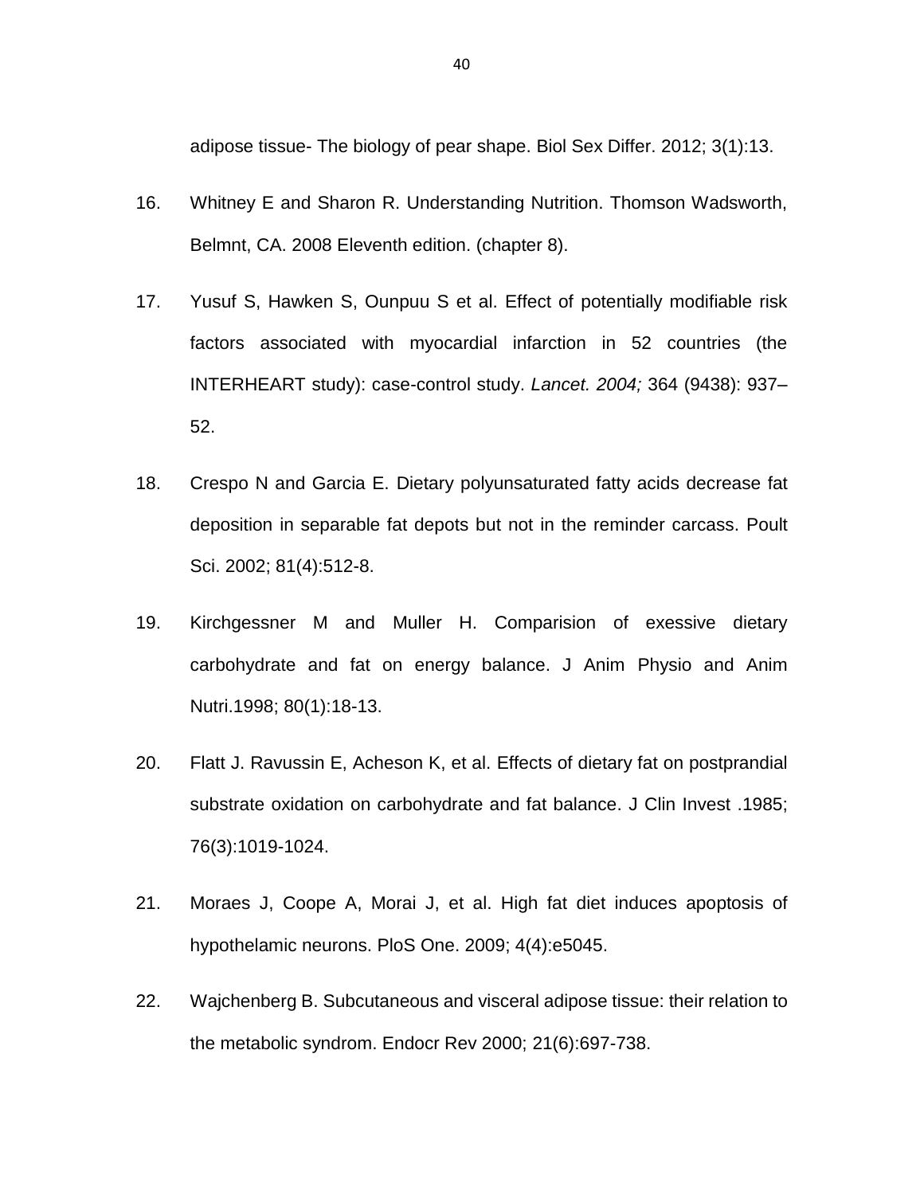adipose tissue- The biology of pear shape. Biol Sex Differ. 2012; 3(1):13.

16. Whitney E and Sharon R. Understanding Nutrition. Thomson Wadsworth, Belmnt, CA. 2008 Eleventh edition. (chapter 8).

17. Yusuf S, Hawken S, Ounpuu S et al. Effect of potentially modifiable risk factors associated with myocardial infarction in 52 countries (the INTERHEART study): case-control study. *Lancet. 2004;* 364 (9438): 937–52.

18. Crespo N and Garcia E. Dietary polyunsaturated fatty acids decrease fat deposition in separable fat depots but not in the reminder carcass. Poult Sci. 2002; 81(4):512-8.

19. Kirchgessner M and Muller H. Comparision of exessive dietary carbohydrate and fat on energy balance. J Anim Physio and Anim Nutri.1998; 80(1):18-13.

20. Flatt J. Ravussin E, Acheson K, et al. Effects of dietary fat on postprandial substrate oxidation on carbohydrate and fat balance. J Clin Invest .1985; 76(3):1019-1024.

21. Moraes J, Coope A, Morai J, et al. High fat diet induces apoptosis of hypothelamic neurons. PloS One. 2009; 4(4):e5045.

22. Wajchenberg B. Subcutaneous and visceral adipose tissue: their relation to the metabolic syndrom. Endocr Rev 2000; 21(6):697-738.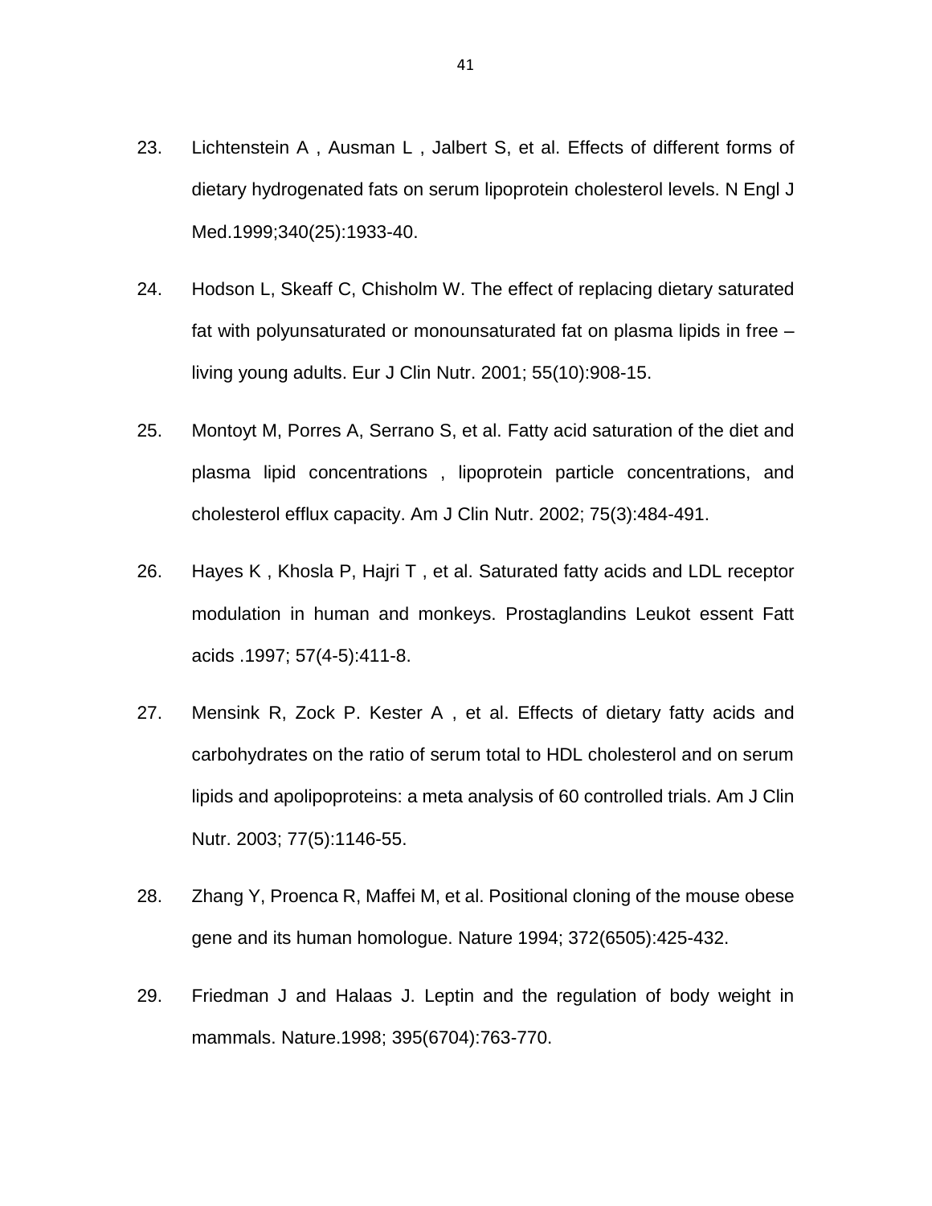23. Lichtenstein A , Ausman L , Jalbert S, et al. Effects of different forms of dietary hydrogenated fats on serum lipoprotein cholesterol levels. N Engl J Med.1999;340(25):1933-40.

24. Hodson L, Skeaff C, Chisholm W. The effect of replacing dietary saturated fat with polyunsaturated or monounsaturated fat on plasma lipids in free – living young adults. Eur J Clin Nutr. 2001; 55(10):908-15.

25. Montoyt M, Porres A, Serrano S, et al. Fatty acid saturation of the diet and plasma lipid concentrations , lipoprotein particle concentrations, and cholesterol efflux capacity. Am J Clin Nutr. 2002; 75(3):484-491.

26. Hayes K , Khosla P, Hajri T , et al. Saturated fatty acids and LDL receptor modulation in human and monkeys. Prostaglandins Leukot essent Fatt acids .1997; 57(4-5):411-8.

27. Mensink R, Zock P. Kester A , et al. Effects of dietary fatty acids and carbohydrates on the ratio of serum total to HDL cholesterol and on serum lipids and apolipoproteins: a meta analysis of 60 controlled trials. Am J Clin Nutr. 2003; 77(5):1146-55.

28. Zhang Y, Proenca R, Maffei M, et al. Positional cloning of the mouse obese gene and its human homologue. Nature 1994; 372(6505):425-432.

29. Friedman J and Halaas J. Leptin and the regulation of body weight in mammals. Nature.1998; 395(6704):763-770.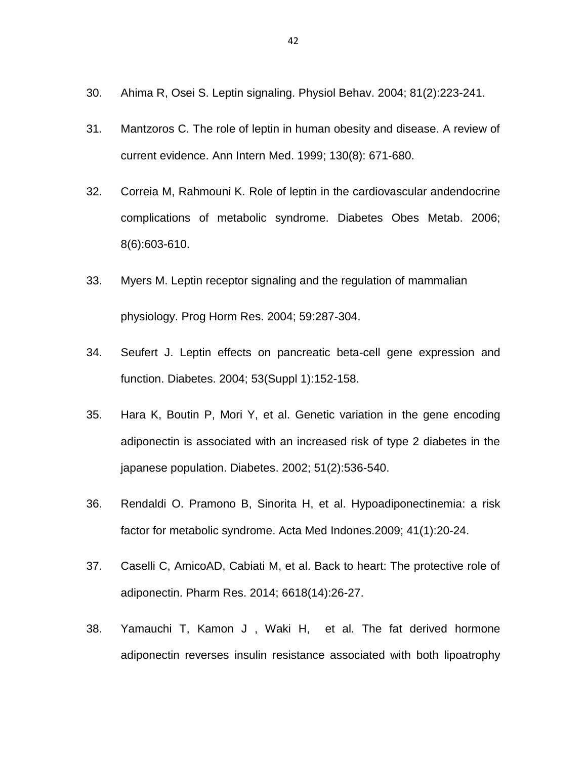30. Ahima R, Osei S. Leptin signaling. Physiol Behav. 2004; 81(2):223-241.

31. Mantzoros C. The role of leptin in human obesity and disease. A review of current evidence. Ann Intern Med. 1999; 130(8): 671-680.

32. Correia M, Rahmouni K. Role of leptin in the cardiovascular andendocrine complications of metabolic syndrome. Diabetes Obes Metab. 2006; 8(6):603-610.

33. Myers M. Leptin receptor signaling and the regulation of mammalian physiology. Prog Horm Res. 2004; 59:287-304.

34. Seufert J. Leptin effects on pancreatic beta-cell gene expression and function. Diabetes. 2004; 53(Suppl 1):152-158.

35. Hara K, Boutin P, Mori Y, et al. Genetic variation in the gene encoding adiponectin is associated with an increased risk of type 2 diabetes in the japanese population. Diabetes. 2002; 51(2):536-540.

36. Rendaldi O. Pramono B, Sinorita H, et al. Hypoadiponectinemia: a risk factor for metabolic syndrome. Acta Med Indones.2009; 41(1):20-24.

37. Caselli C, AmicoAD, Cabiati M, et al. Back to heart: The protective role of adiponectin. Pharm Res. 2014; 6618(14):26-27.

38. Yamauchi T, Kamon J , Waki H, et al. The fat derived hormone adiponectin reverses insulin resistance associated with both lipoatrophy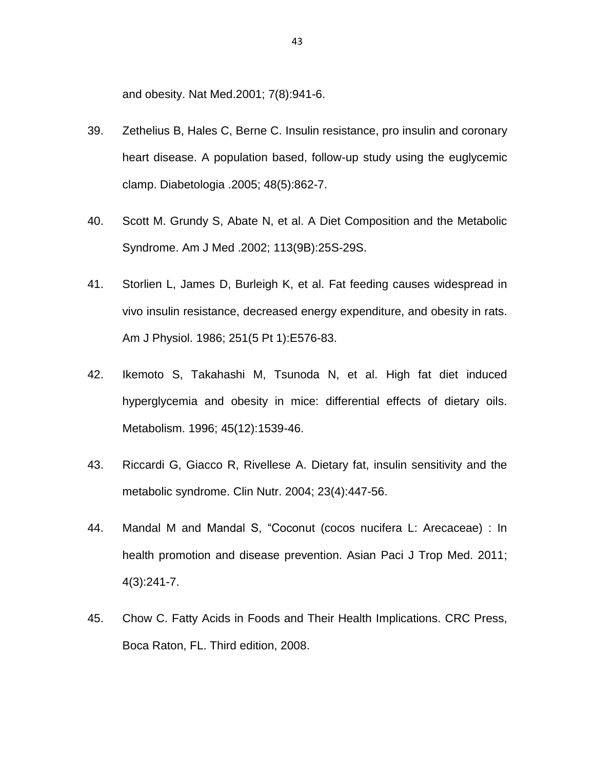and obesity. Nat Med.2001; 7(8):941-6.

39. Zethelius B, Hales C, Berne C. Insulin resistance, pro insulin and coronary heart disease. A population based, follow-up study using the euglycemic clamp. Diabetologia .2005; 48(5):862-7.

40. Scott M. Grundy S, Abate N, et al. A Diet Composition and the Metabolic Syndrome. Am J Med .2002; 113(9B):25S-29S.

41. Storlien L, James D, Burleigh K, et al. Fat feeding causes widespread in vivo insulin resistance, decreased energy expenditure, and obesity in rats. Am J Physiol. 1986; 251(5 Pt 1):E576-83.

42. Ikemoto S, Takahashi M, Tsunoda N, et al. High fat diet induced hyperglycemia and obesity in mice: differential effects of dietary oils. Metabolism. 1996; 45(12):1539-46.

43. Riccardi G, Giacco R, Rivellese A. Dietary fat, insulin sensitivity and the metabolic syndrome. Clin Nutr. 2004; 23(4):447-56.

44. Mandal M and Mandal S, "Coconut (cocos nucifera L: Arecaceae) : In health promotion and disease prevention. Asian Paci J Trop Med. 2011; 4(3):241-7.

45. Chow C. Fatty Acids in Foods and Their Health Implications. CRC Press, Boca Raton, FL. Third edition, 2008.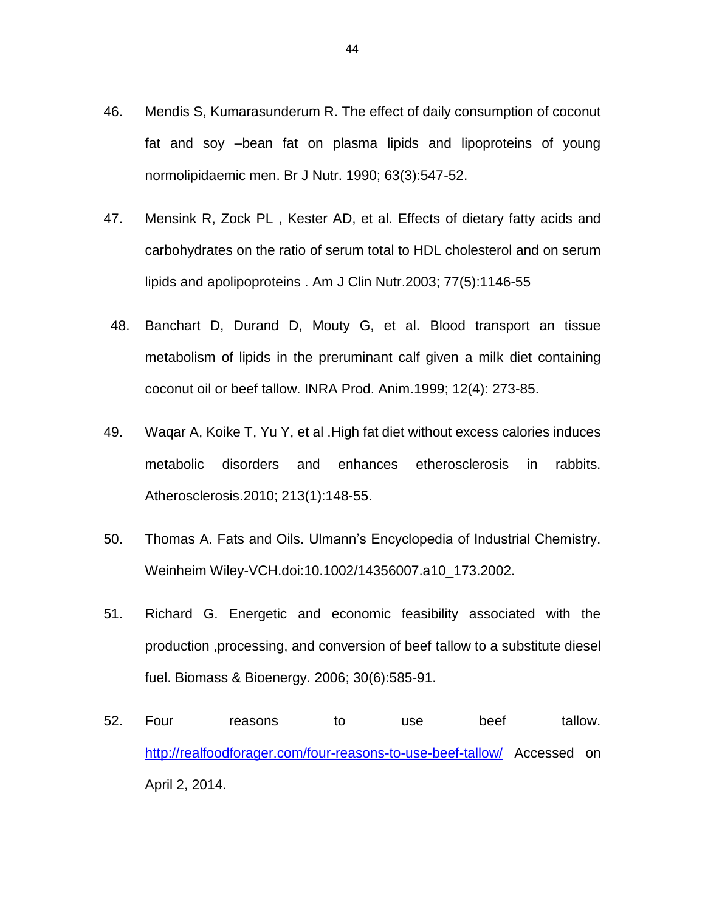46. Mendis S, Kumarasunderum R. The effect of daily consumption of coconut fat and soy –bean fat on plasma lipids and lipoproteins of young normolipidaemic men. Br J Nutr. 1990; 63(3):547-52.

47. Mensink R, Zock PL , Kester AD, et al. Effects of dietary fatty acids and carbohydrates on the ratio of serum total to HDL cholesterol and on serum lipids and apolipoproteins . Am J Clin Nutr.2003; 77(5):1146-55

48. Banchart D, Durand D, Mouty G, et al. Blood transport an tissue metabolism of lipids in the preruminant calf given a milk diet containing coconut oil or beef tallow. INRA Prod. Anim.1999; 12(4): 273-85.

49. Waqar A, Koike T, Yu Y, et al .High fat diet without excess calories induces metabolic disorders and enhances etherosclerosis in rabbits. Atherosclerosis.2010; 213(1):148-55.

50. Thomas A. Fats and Oils. Ulmann's Encyclopedia of Industrial Chemistry. Weinheim Wiley-VCH.doi:10.1002/14356007.a10_173.2002.

51. Richard G. Energetic and economic feasibility associated with the production ,processing, and conversion of beef tallow to a substitute diesel fuel. Biomass & Bioenergy. 2006; 30(6):585-91.

52. Four reasons to use beef tallow. http://realfoodforager.com/four-reasons-to-use-beef-tallow/ Accessed on April 2, 2014.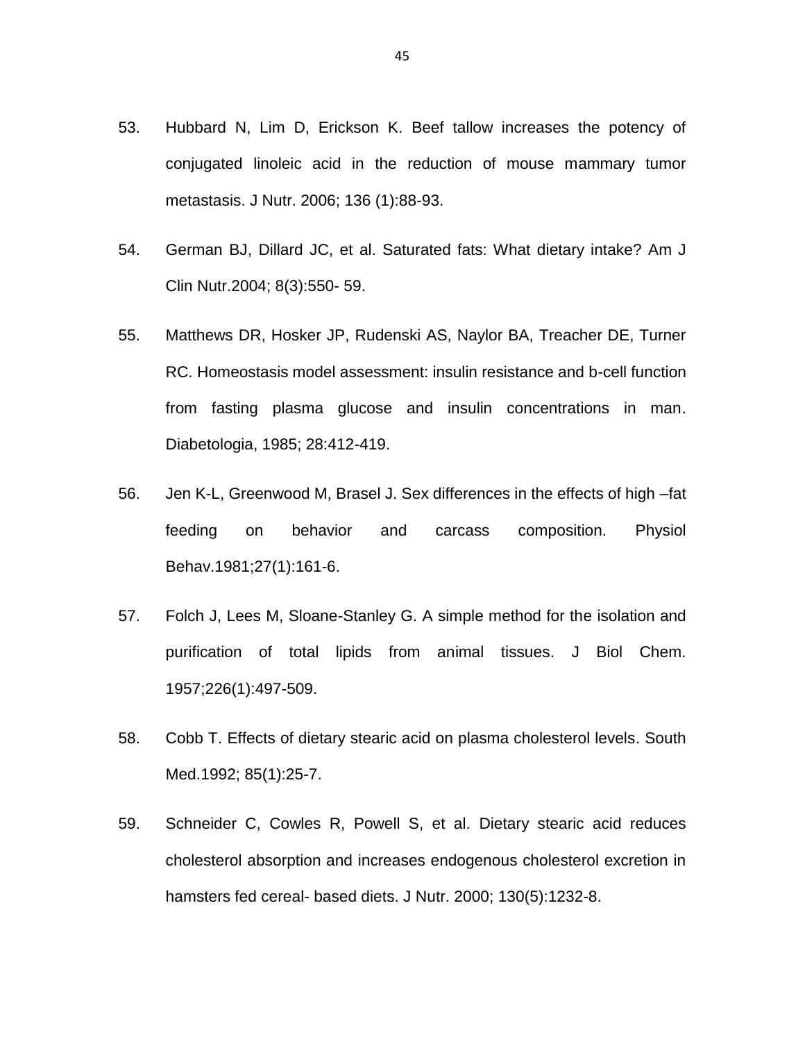53. Hubbard N, Lim D, Erickson K. Beef tallow increases the potency of conjugated linoleic acid in the reduction of mouse mammary tumor metastasis. J Nutr. 2006; 136 (1):88-93.

54. German BJ, Dillard JC, et al. Saturated fats: What dietary intake? Am J Clin Nutr.2004; 8(3):550- 59.

55. Matthews DR, Hosker JP, Rudenski AS, Naylor BA, Treacher DE, Turner RC. Homeostasis model assessment: insulin resistance and b-cell function from fasting plasma glucose and insulin concentrations in man. Diabetologia, 1985; 28:412-419.

56. Jen K-L, Greenwood M, Brasel J. Sex differences in the effects of high –fat feeding on behavior and carcass composition. Physiol Behav.1981;27(1):161-6.

57. Folch J, Lees M, Sloane-Stanley G. A simple method for the isolation and purification of total lipids from animal tissues. J Biol Chem. 1957;226(1):497-509.

58. Cobb T. Effects of dietary stearic acid on plasma cholesterol levels. South Med.1992; 85(1):25-7.

59. Schneider C, Cowles R, Powell S, et al. Dietary stearic acid reduces cholesterol absorption and increases endogenous cholesterol excretion in hamsters fed cereal- based diets. J Nutr. 2000; 130(5):1232-8.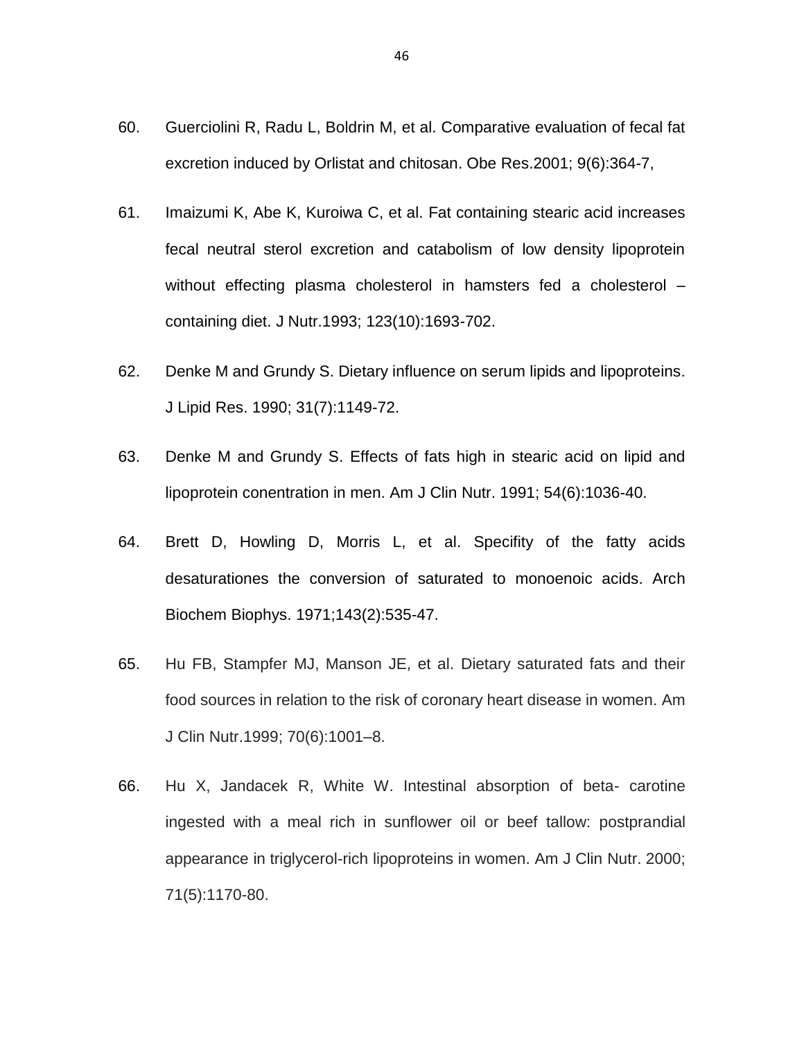60. Guerciolini R, Radu L, Boldrin M, et al. Comparative evaluation of fecal fat excretion induced by Orlistat and chitosan. Obe Res.2001; 9(6):364-7,

61. Imaizumi K, Abe K, Kuroiwa C, et al. Fat containing stearic acid increases fecal neutral sterol excretion and catabolism of low density lipoprotein without effecting plasma cholesterol in hamsters fed a cholesterol – containing diet. J Nutr.1993; 123(10):1693-702.

62. Denke M and Grundy S. Dietary influence on serum lipids and lipoproteins. J Lipid Res. 1990; 31(7):1149-72.

63. Denke M and Grundy S. Effects of fats high in stearic acid on lipid and lipoprotein conentration in men. Am J Clin Nutr. 1991; 54(6):1036-40.

64. Brett D, Howling D, Morris L, et al. Specifity of the fatty acids desaturationes the conversion of saturated to monoenoic acids. Arch Biochem Biophys. 1971;143(2):535-47.

65. Hu FB, Stampfer MJ, Manson JE, et al. Dietary saturated fats and their food sources in relation to the risk of coronary heart disease in women. Am J Clin Nutr.1999; 70(6):1001–8.

66. Hu X, Jandacek R, White W. Intestinal absorption of beta- carotine ingested with a meal rich in sunflower oil or beef tallow: postprandial appearance in triglycerol-rich lipoproteins in women. Am J Clin Nutr. 2000; 71(5):1170-80.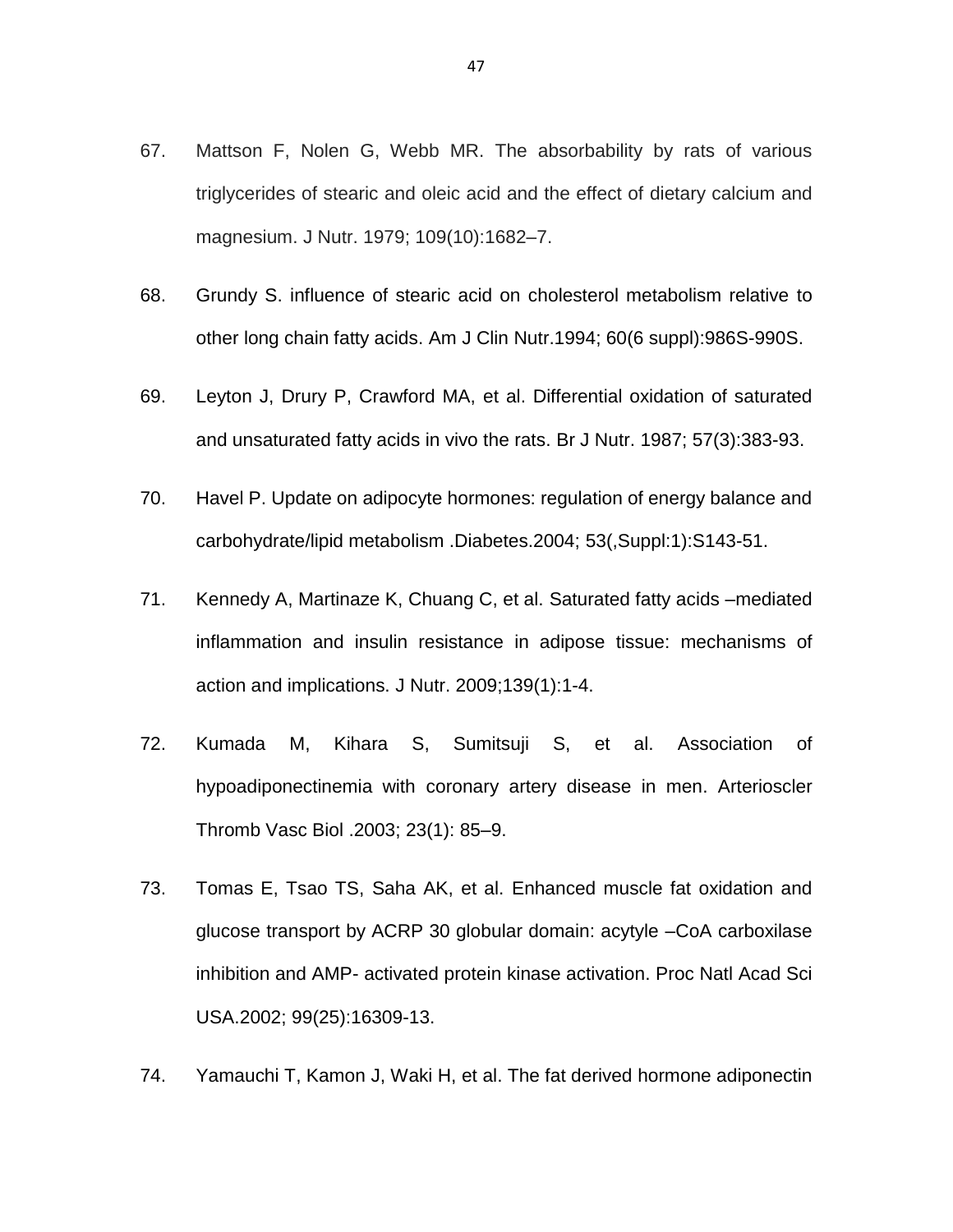67. Mattson F, Nolen G, Webb MR. The absorbability by rats of various triglycerides of stearic and oleic acid and the effect of dietary calcium and magnesium. J Nutr. 1979; 109(10):1682–7.

68. Grundy S. influence of stearic acid on cholesterol metabolism relative to other long chain fatty acids. Am J Clin Nutr.1994; 60(6 suppl):986S-990S.

69. Leyton J, Drury P, Crawford MA, et al. Differential oxidation of saturated and unsaturated fatty acids in vivo the rats. Br J Nutr. 1987; 57(3):383-93.

70. Havel P. Update on adipocyte hormones: regulation of energy balance and carbohydrate/lipid metabolism .Diabetes.2004; 53(,Suppl:1):S143-51.

71. Kennedy A, Martinaze K, Chuang C, et al. Saturated fatty acids –mediated inflammation and insulin resistance in adipose tissue: mechanisms of action and implications. J Nutr. 2009;139(1):1-4.

72. Kumada M, Kihara S, Sumitsuji S, et al. Association of hypoadiponectinemia with coronary artery disease in men. Arterioscler Thromb Vasc Biol .2003; 23(1): 85–9.

73. Tomas E, Tsao TS, Saha AK, et al. Enhanced muscle fat oxidation and glucose transport by ACRP 30 globular domain: acytyle –CoA carboxilase inhibition and AMP- activated protein kinase activation. Proc Natl Acad Sci USA.2002; 99(25):16309-13.

74. Yamauchi T, Kamon J, Waki H, et al. The fat derived hormone adiponectin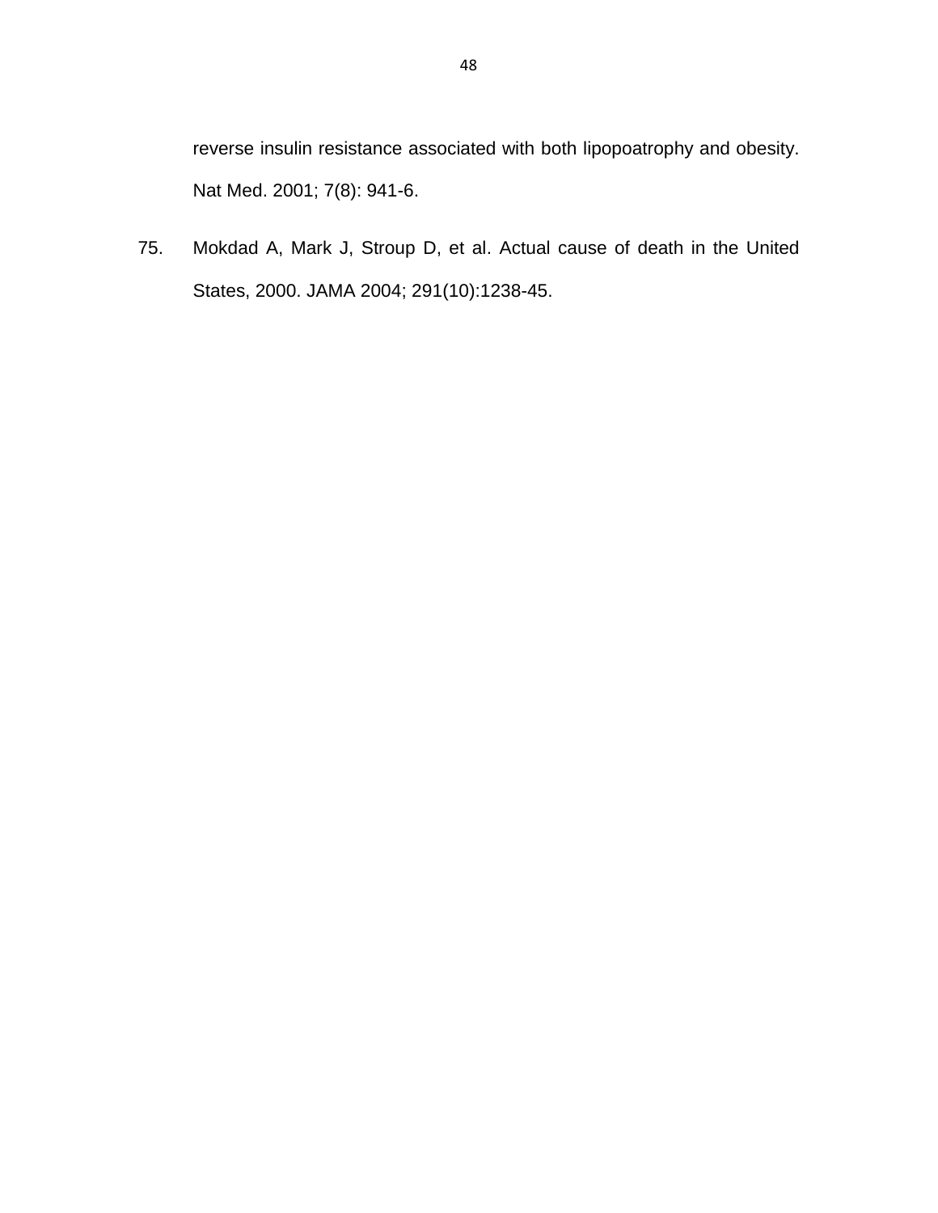reverse insulin resistance associated with both lipopoatrophy and obesity. Nat Med. 2001; 7(8): 941-6.

75. Mokdad A, Mark J, Stroup D, et al. Actual cause of death in the United States, 2000. JAMA 2004; 291(10):1238-45.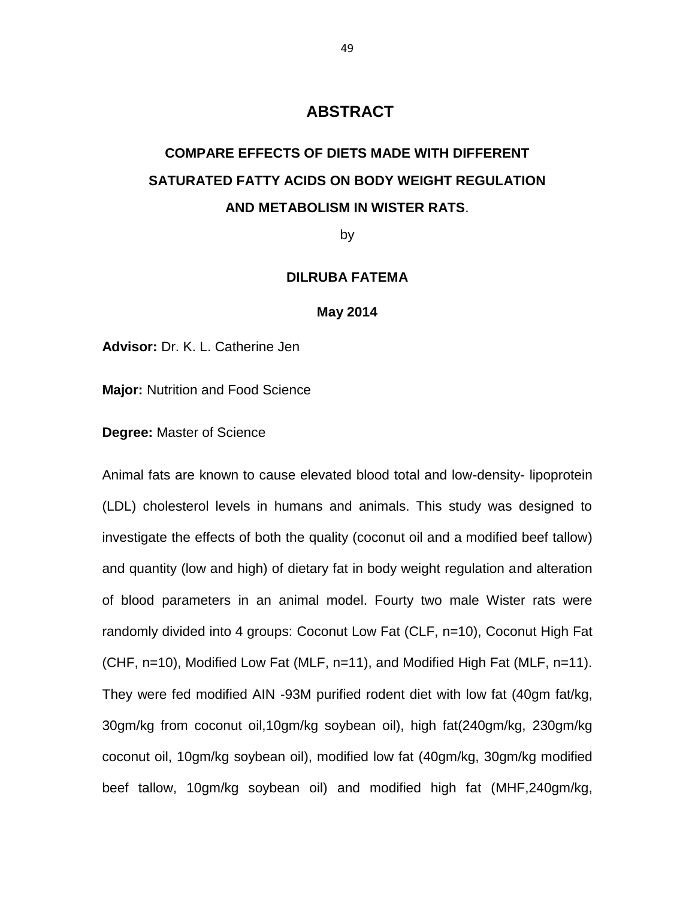# ABSTRACT

## COMPARE EFFECTS OF DIETS MADE WITH DIFFERENT SATURATED FATTY ACIDS ON BODY WEIGHT REGULATION AND METABOLISM IN WISTER RATS.

by

**DILRUBA FATEMA**

**May 2014**

**Advisor:** Dr. K. L. Catherine Jen

**Major:** Nutrition and Food Science

**Degree:** Master of Science

Animal fats are known to cause elevated blood total and low-density- lipoprotein (LDL) cholesterol levels in humans and animals. This study was designed to investigate the effects of both the quality (coconut oil and a modified beef tallow) and quantity (low and high) of dietary fat in body weight regulation and alteration of blood parameters in an animal model. Fourty two male Wister rats were randomly divided into 4 groups: Coconut Low Fat (CLF, n=10), Coconut High Fat (CHF, n=10), Modified Low Fat (MLF, n=11), and Modified High Fat (MLF, n=11). They were fed modified AIN -93M purified rodent diet with low fat (40gm fat/kg, 30gm/kg from coconut oil,10gm/kg soybean oil), high fat(240gm/kg, 230gm/kg coconut oil, 10gm/kg soybean oil), modified low fat (40gm/kg, 30gm/kg modified beef tallow, 10gm/kg soybean oil) and modified high fat (MHF,240gm/kg,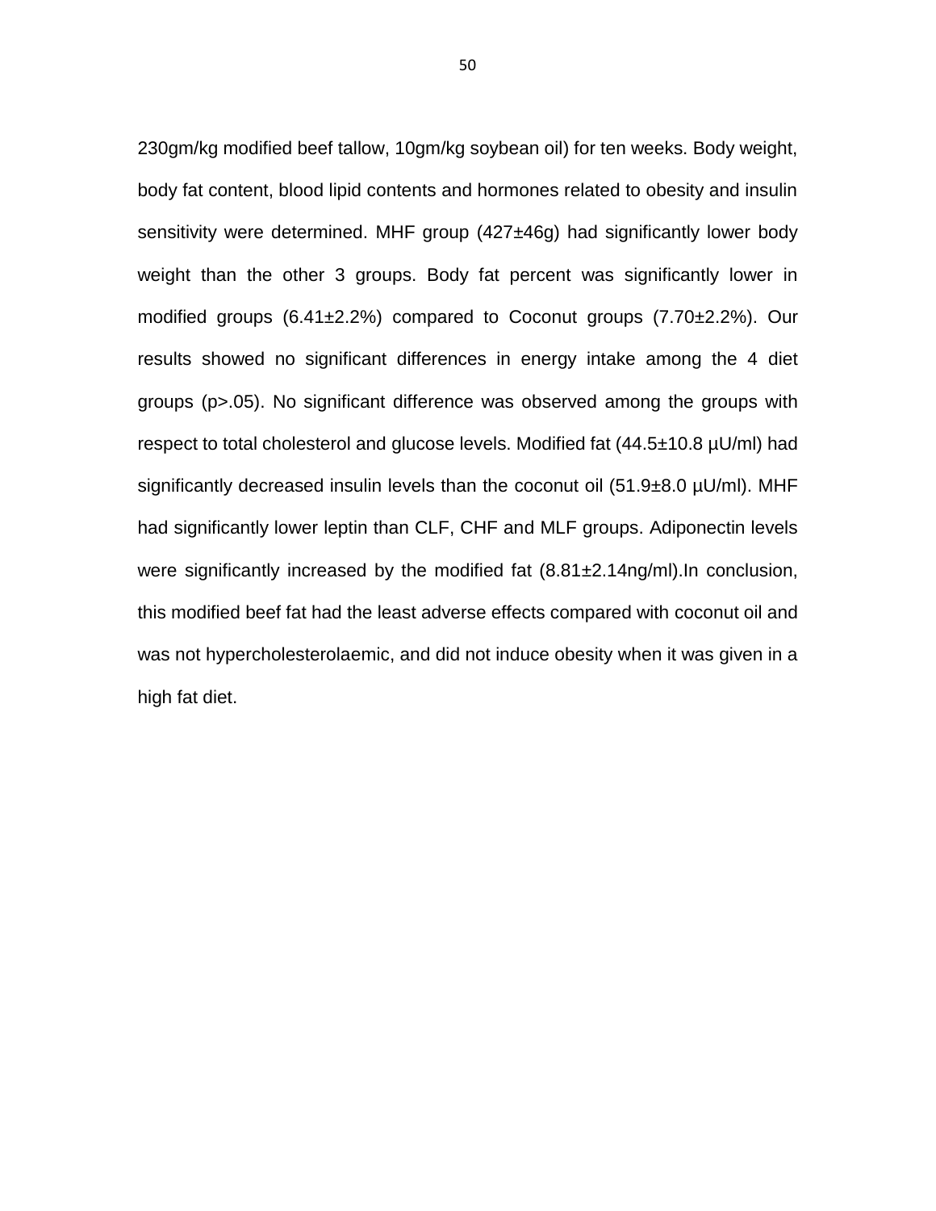230gm/kg modified beef tallow, 10gm/kg soybean oil) for ten weeks. Body weight, body fat content, blood lipid contents and hormones related to obesity and insulin sensitivity were determined. MHF group (427±46g) had significantly lower body weight than the other 3 groups. Body fat percent was significantly lower in modified groups (6.41±2.2%) compared to Coconut groups (7.70±2.2%). Our results showed no significant differences in energy intake among the 4 diet groups (p>.05). No significant difference was observed among the groups with respect to total cholesterol and glucose levels. Modified fat (44.5±10.8 µU/ml) had significantly decreased insulin levels than the coconut oil (51.9±8.0 µU/ml). MHF had significantly lower leptin than CLF, CHF and MLF groups. Adiponectin levels were significantly increased by the modified fat (8.81±2.14ng/ml).In conclusion, this modified beef fat had the least adverse effects compared with coconut oil and was not hypercholesterolaemic, and did not induce obesity when it was given in a high fat diet.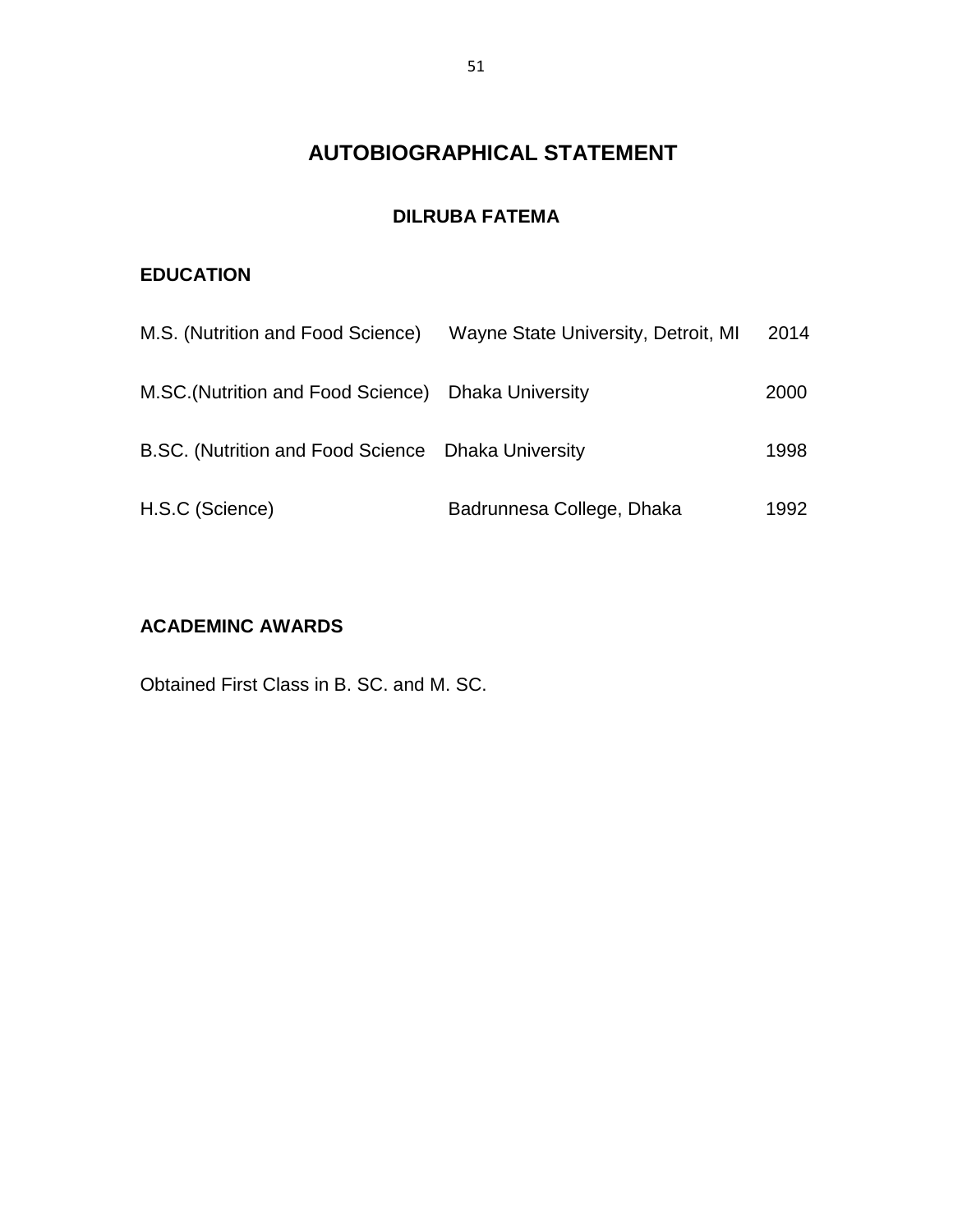# AUTOBIOGRAPHICAL STATEMENT

## DILRUBA FATEMA

### EDUCATION

| | | |
|---|---|---|
| M.S. (Nutrition and Food Science) | Wayne State University, Detroit, MI | 2014 |
| M.SC.(Nutrition and Food Science) | Dhaka University | 2000 |
| B.SC. (Nutrition and Food Science | Dhaka University | 1998 |
| H.S.C (Science) | Badrunnesa College, Dhaka | 1992 |

### ACADEMINC AWARDS

Obtained First Class in B. SC. and M. SC.